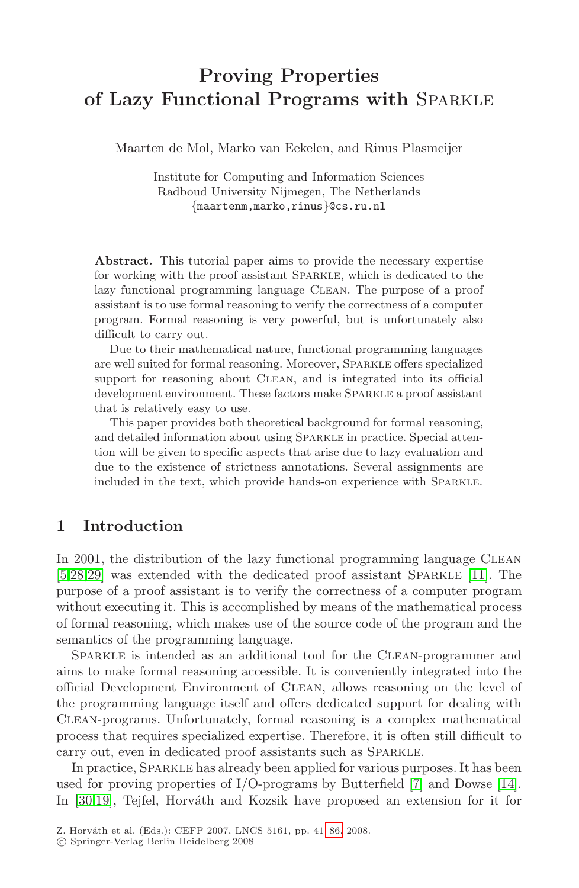# Proving Properties of Lazy Functional Programs with SPARKLE

Maarten de Mol, Marko van Eekelen, and Rinus Plasmeijer

Institute for Computing and Information Sciences
Radboud University Nijmegen, The Netherlands
{maartenm,marko,rinus}@cs.ru.nl

**Abstract.** This tutorial paper aims to provide the necessary expertise for working with the proof assistant SPARKLE, which is dedicated to the lazy functional programming language CLEAN. The purpose of a proof assistant is to use formal reasoning to verify the correctness of a computer program. Formal reasoning is very powerful, but is unfortunately also difficult to carry out.

Due to their mathematical nature, functional programming languages are well suited for formal reasoning. Moreover, SPARKLE offers specialized support for reasoning about CLEAN, and is integrated into its official development environment. These factors make SPARKLE a proof assistant that is relatively easy to use.

This paper provides both theoretical background for formal reasoning, and detailed information about using SPARKLE in practice. Special attention will be given to specific aspects that arise due to lazy evaluation and due to the existence of strictness annotations. Several assignments are included in the text, which provide hands-on experience with SPARKLE.

## 1 Introduction

In 2001, the distribution of the lazy functional programming language CLEAN [5,28,29] was extended with the dedicated proof assistant SPARKLE [11]. The purpose of a proof assistant is to verify the correctness of a computer program without executing it. This is accomplished by means of the mathematical process of formal reasoning, which makes use of the source code of the program and the semantics of the programming language.

SPARKLE is intended as an additional tool for the CLEAN-programmer and aims to make formal reasoning accessible. It is conveniently integrated into the official Development Environment of CLEAN, allows reasoning on the level of the programming language itself and offers dedicated support for dealing with CLEAN-programs. Unfortunately, formal reasoning is a complex mathematical process that requires specialized expertise. Therefore, it is often still difficult to carry out, even in dedicated proof assistants such as SPARKLE.

In practice, SPARKLE has already been applied for various purposes. It has been used for proving properties of I/O-programs by Butterfield [7] and Dowse [14]. In [30,19], Tejfel, Horváth and Kozsik have proposed an extension for it for

Z. Horváth et al. (Eds.): CEFP 2007, LNCS 5161, pp. 41–86, 2008.
© Springer-Verlag Berlin Heidelberg 2008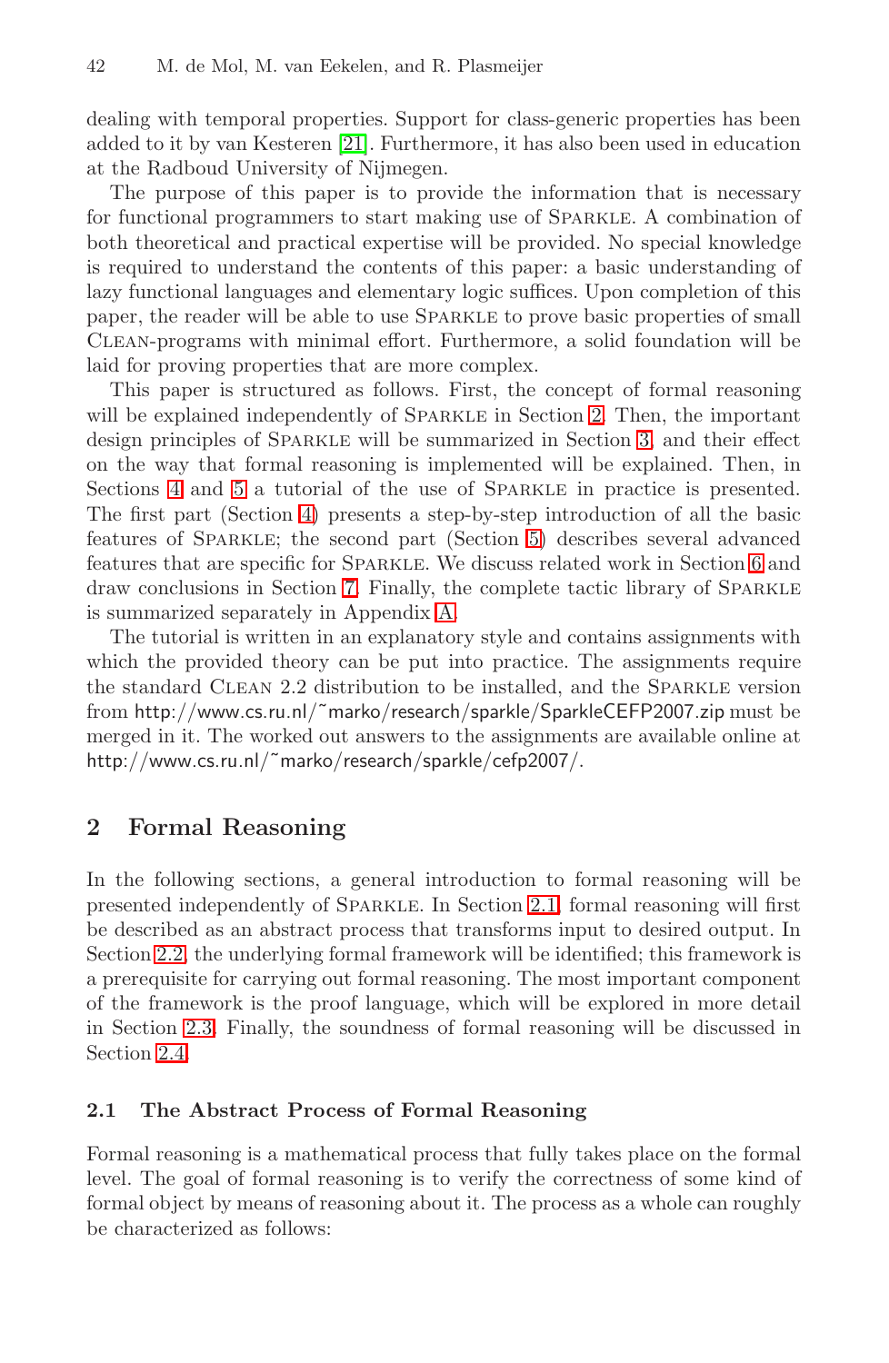dealing with temporal properties. Support for class-generic properties has been added to it by van Kesteren [21]. Furthermore, it has also been used in education at the Radboud University of Nijmegen.

The purpose of this paper is to provide the information that is necessary for functional programmers to start making use of Sparkle. A combination of both theoretical and practical expertise will be provided. No special knowledge is required to understand the contents of this paper: a basic understanding of lazy functional languages and elementary logic suffices. Upon completion of this paper, the reader will be able to use Sparkle to prove basic properties of small Clean-programs with minimal effort. Furthermore, a solid foundation will be laid for proving properties that are more complex.

This paper is structured as follows. First, the concept of formal reasoning will be explained independently of Sparkle in Section 2. Then, the important design principles of Sparkle will be summarized in Section 3, and their effect on the way that formal reasoning is implemented will be explained. Then, in Sections 4 and 5 a tutorial of the use of Sparkle in practice is presented. The first part (Section 4) presents a step-by-step introduction of all the basic features of Sparkle; the second part (Section 5) describes several advanced features that are specific for Sparkle. We discuss related work in Section 6 and draw conclusions in Section 7. Finally, the complete tactic library of Sparkle is summarized separately in Appendix A.

The tutorial is written in an explanatory style and contains assignments with which the provided theory can be put into practice. The assignments require the standard Clean 2.2 distribution to be installed, and the Sparkle version from http://www.cs.ru.nl/~marko/research/sparkle/SparkleCEFP2007.zip must be merged in it. The worked out answers to the assignments are available online at http://www.cs.ru.nl/~marko/research/sparkle/cefp2007/.

## 2 Formal Reasoning

In the following sections, a general introduction to formal reasoning will be presented independently of Sparkle. In Section 2.1, formal reasoning will first be described as an abstract process that transforms input to desired output. In Section 2.2, the underlying formal framework will be identified; this framework is a prerequisite for carrying out formal reasoning. The most important component of the framework is the proof language, which will be explored in more detail in Section 2.3. Finally, the soundness of formal reasoning will be discussed in Section 2.4.

### 2.1 The Abstract Process of Formal Reasoning

Formal reasoning is a mathematical process that fully takes place on the formal level. The goal of formal reasoning is to verify the correctness of some kind of formal object by means of reasoning about it. The process as a whole can roughly be characterized as follows: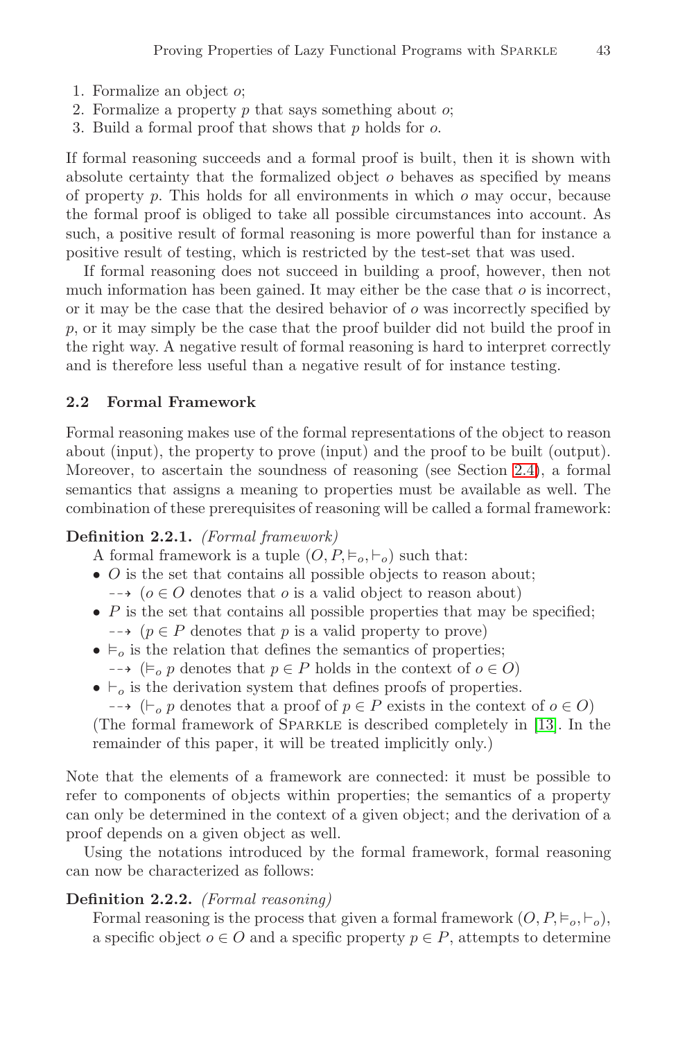1. Formalize an object $o$;
2. Formalize a property $p$ that says something about $o$;
3. Build a formal proof that shows that $p$ holds for $o$.

If formal reasoning succeeds and a formal proof is built, then it is shown with absolute certainty that the formalized object $o$ behaves as specified by means of property $p$. This holds for all environments in which $o$ may occur, because the formal proof is obliged to take all possible circumstances into account. As such, a positive result of formal reasoning is more powerful than for instance a positive result of testing, which is restricted by the test-set that was used.

If formal reasoning does not succeed in building a proof, however, then not much information has been gained. It may either be the case that $o$ is incorrect, or it may be the case that the desired behavior of $o$ was incorrectly specified by $p$, or it may simply be the case that the proof builder did not build the proof in the right way. A negative result of formal reasoning is hard to interpret correctly and is therefore less useful than a negative result of for instance testing.

### 2.2 Formal Framework

Formal reasoning makes use of the formal representations of the object to reason about (input), the property to prove (input) and the proof to be built (output). Moreover, to ascertain the soundness of reasoning (see Section 2.4), a formal semantics that assigns a meaning to properties must be available as well. The combination of these prerequisites of reasoning will be called a formal framework:

**Definition 2.2.1.** *(Formal framework)*

A formal framework is a tuple $(O, P, \vDash_o, \vdash_o)$ such that:

- $O$ is the set that contains all possible objects to reason about;
  ⇢ ($o \in O$ denotes that $o$ is a valid object to reason about)
- $P$ is the set that contains all possible properties that may be specified;
  ⇢ ($p \in P$ denotes that $p$ is a valid property to prove)
- $\vDash_o$ is the relation that defines the semantics of properties;
  ⇢ ($\vDash_o p$ denotes that $p \in P$ holds in the context of $o \in O$)
- $\vdash_o$ is the derivation system that defines proofs of properties.
  ⇢ ($\vdash_o p$ denotes that a proof of $p \in P$ exists in the context of $o \in O$)

(The formal framework of Sparkle is described completely in [13]. In the remainder of this paper, it will be treated implicitly only.)

Note that the elements of a framework are connected: it must be possible to refer to components of objects within properties; the semantics of a property can only be determined in the context of a given object; and the derivation of a proof depends on a given object as well.

Using the notations introduced by the formal framework, formal reasoning can now be characterized as follows:

**Definition 2.2.2.** *(Formal reasoning)*

Formal reasoning is the process that given a formal framework $(O, P, \vDash_o, \vdash_o)$, a specific object $o \in O$ and a specific property $p \in P$, attempts to determine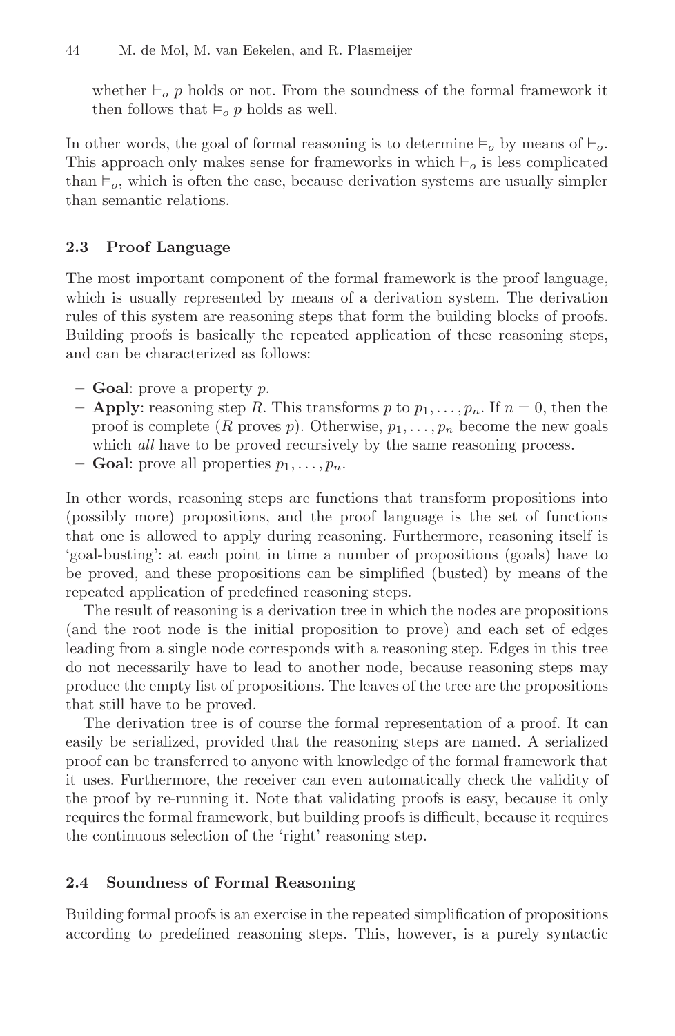whether $\vdash_o p$ holds or not. From the soundness of the formal framework it then follows that $\vDash_o p$ holds as well.

In other words, the goal of formal reasoning is to determine $\vDash_o$ by means of $\vdash_o$. This approach only makes sense for frameworks in which $\vdash_o$ is less complicated than $\vDash_o$, which is often the case, because derivation systems are usually simpler than semantic relations.

### 2.3 Proof Language

The most important component of the formal framework is the proof language, which is usually represented by means of a derivation system. The derivation rules of this system are reasoning steps that form the building blocks of proofs. Building proofs is basically the repeated application of these reasoning steps, and can be characterized as follows:

- **Goal**: prove a property $p$.
- **Apply**: reasoning step $R$. This transforms $p$ to $p_1, \ldots, p_n$. If $n = 0$, then the proof is complete ($R$ proves $p$). Otherwise, $p_1, \ldots, p_n$ become the new goals which *all* have to be proved recursively by the same reasoning process.
- **Goal**: prove all properties $p_1, \ldots, p_n$.

In other words, reasoning steps are functions that transform propositions into (possibly more) propositions, and the proof language is the set of functions that one is allowed to apply during reasoning. Furthermore, reasoning itself is 'goal-busting': at each point in time a number of propositions (goals) have to be proved, and these propositions can be simplified (busted) by means of the repeated application of predefined reasoning steps.

The result of reasoning is a derivation tree in which the nodes are propositions (and the root node is the initial proposition to prove) and each set of edges leading from a single node corresponds with a reasoning step. Edges in this tree do not necessarily have to lead to another node, because reasoning steps may produce the empty list of propositions. The leaves of the tree are the propositions that still have to be proved.

The derivation tree is of course the formal representation of a proof. It can easily be serialized, provided that the reasoning steps are named. A serialized proof can be transferred to anyone with knowledge of the formal framework that it uses. Furthermore, the receiver can even automatically check the validity of the proof by re-running it. Note that validating proofs is easy, because it only requires the formal framework, but building proofs is difficult, because it requires the continuous selection of the 'right' reasoning step.

### 2.4 Soundness of Formal Reasoning

Building formal proofs is an exercise in the repeated simplification of propositions according to predefined reasoning steps. This, however, is a purely syntactic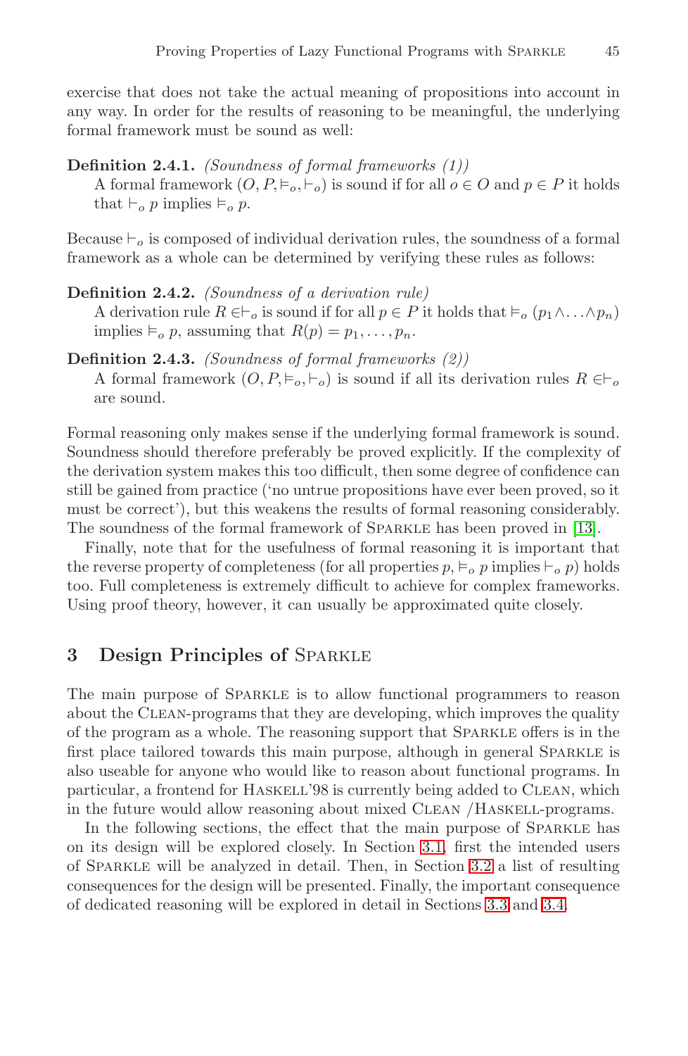exercise that does not take the actual meaning of propositions into account in any way. In order for the results of reasoning to be meaningful, the underlying formal framework must be sound as well:

**Definition 2.4.1.** *(Soundness of formal frameworks (1))*
A formal framework $(O, P, \vDash_o, \vdash_o)$ is sound if for all $o \in O$ and $p \in P$ it holds that $\vdash_o p$ implies $\vDash_o p$.

Because $\vdash_o$ is composed of individual derivation rules, the soundness of a formal framework as a whole can be determined by verifying these rules as follows:

**Definition 2.4.2.** *(Soundness of a derivation rule)*
A derivation rule $R \in \vdash_o$ is sound if for all $p \in P$ it holds that $\vDash_o (p_1 \wedge \ldots \wedge p_n)$ implies $\vDash_o p$, assuming that $R(p) = p_1, \ldots, p_n$.

**Definition 2.4.3.** *(Soundness of formal frameworks (2))*
A formal framework $(O, P, \vDash_o, \vdash_o)$ is sound if all its derivation rules $R \in \vdash_o$ are sound.

Formal reasoning only makes sense if the underlying formal framework is sound. Soundness should therefore preferably be proved explicitly. If the complexity of the derivation system makes this too difficult, then some degree of confidence can still be gained from practice ('no untrue propositions have ever been proved, so it must be correct'), but this weakens the results of formal reasoning considerably. The soundness of the formal framework of Sparkle has been proved in [13].

Finally, note that for the usefulness of formal reasoning it is important that the reverse property of completeness (for all properties $p$, $\vDash_o p$ implies $\vdash_o p$) holds too. Full completeness is extremely difficult to achieve for complex frameworks. Using proof theory, however, it can usually be approximated quite closely.

## 3 Design Principles of Sparkle

The main purpose of Sparkle is to allow functional programmers to reason about the Clean-programs that they are developing, which improves the quality of the program as a whole. The reasoning support that Sparkle offers is in the first place tailored towards this main purpose, although in general Sparkle is also useable for anyone who would like to reason about functional programs. In particular, a frontend for Haskell'98 is currently being added to Clean, which in the future would allow reasoning about mixed Clean /Haskell-programs.

In the following sections, the effect that the main purpose of Sparkle has on its design will be explored closely. In Section 3.1, first the intended users of Sparkle will be analyzed in detail. Then, in Section 3.2 a list of resulting consequences for the design will be presented. Finally, the important consequence of dedicated reasoning will be explored in detail in Sections 3.3 and 3.4.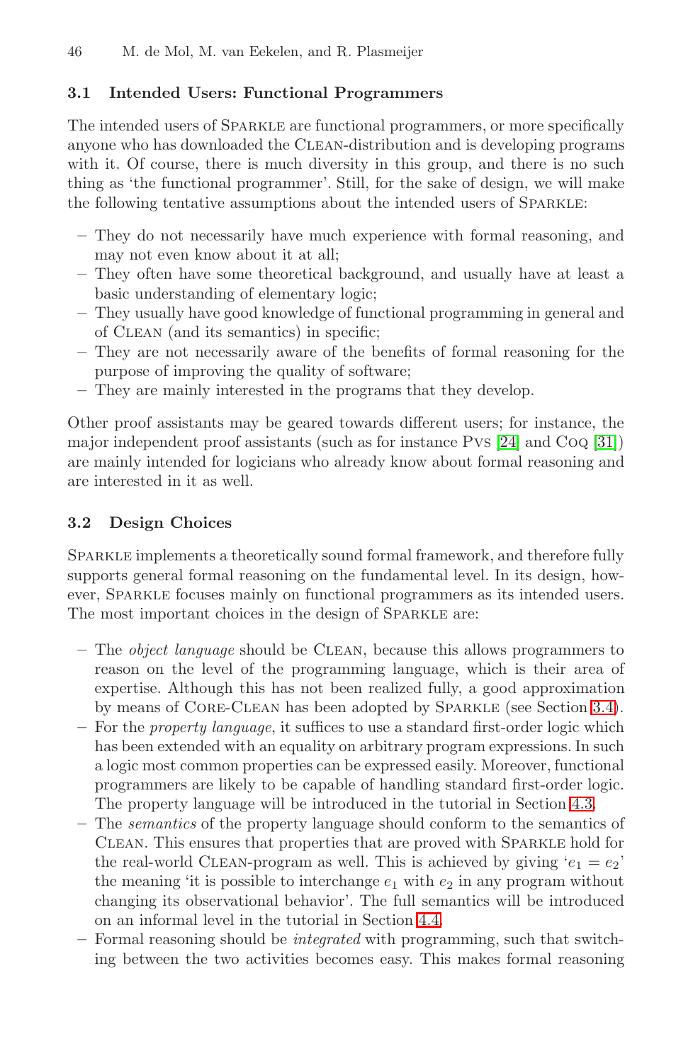### 3.1 Intended Users: Functional Programmers

The intended users of Sparkle are functional programmers, or more specifically anyone who has downloaded the Clean-distribution and is developing programs with it. Of course, there is much diversity in this group, and there is no such thing as 'the functional programmer'. Still, for the sake of design, we will make the following tentative assumptions about the intended users of Sparkle:

- They do not necessarily have much experience with formal reasoning, and may not even know about it at all;
- They often have some theoretical background, and usually have at least a basic understanding of elementary logic;
- They usually have good knowledge of functional programming in general and of Clean (and its semantics) in specific;
- They are not necessarily aware of the benefits of formal reasoning for the purpose of improving the quality of software;
- They are mainly interested in the programs that they develop.

Other proof assistants may be geared towards different users; for instance, the major independent proof assistants (such as for instance Pvs [24] and Coq [31]) are mainly intended for logicians who already know about formal reasoning and are interested in it as well.

### 3.2 Design Choices

Sparkle implements a theoretically sound formal framework, and therefore fully supports general formal reasoning on the fundamental level. In its design, however, Sparkle focuses mainly on functional programmers as its intended users. The most important choices in the design of Sparkle are:

- The *object language* should be Clean, because this allows programmers to reason on the level of the programming language, which is their area of expertise. Although this has not been realized fully, a good approximation by means of Core-Clean has been adopted by Sparkle (see Section 3.4).
- For the *property language*, it suffices to use a standard first-order logic which has been extended with an equality on arbitrary program expressions. In such a logic most common properties can be expressed easily. Moreover, functional programmers are likely to be capable of handling standard first-order logic. The property language will be introduced in the tutorial in Section 4.3.
- The *semantics* of the property language should conform to the semantics of Clean. This ensures that properties that are proved with Sparkle hold for the real-world Clean-program as well. This is achieved by giving '$e_1 = e_2$' the meaning 'it is possible to interchange $e_1$ with $e_2$ in any program without changing its observational behavior'. The full semantics will be introduced on an informal level in the tutorial in Section 4.4.
- Formal reasoning should be *integrated* with programming, such that switching between the two activities becomes easy. This makes formal reasoning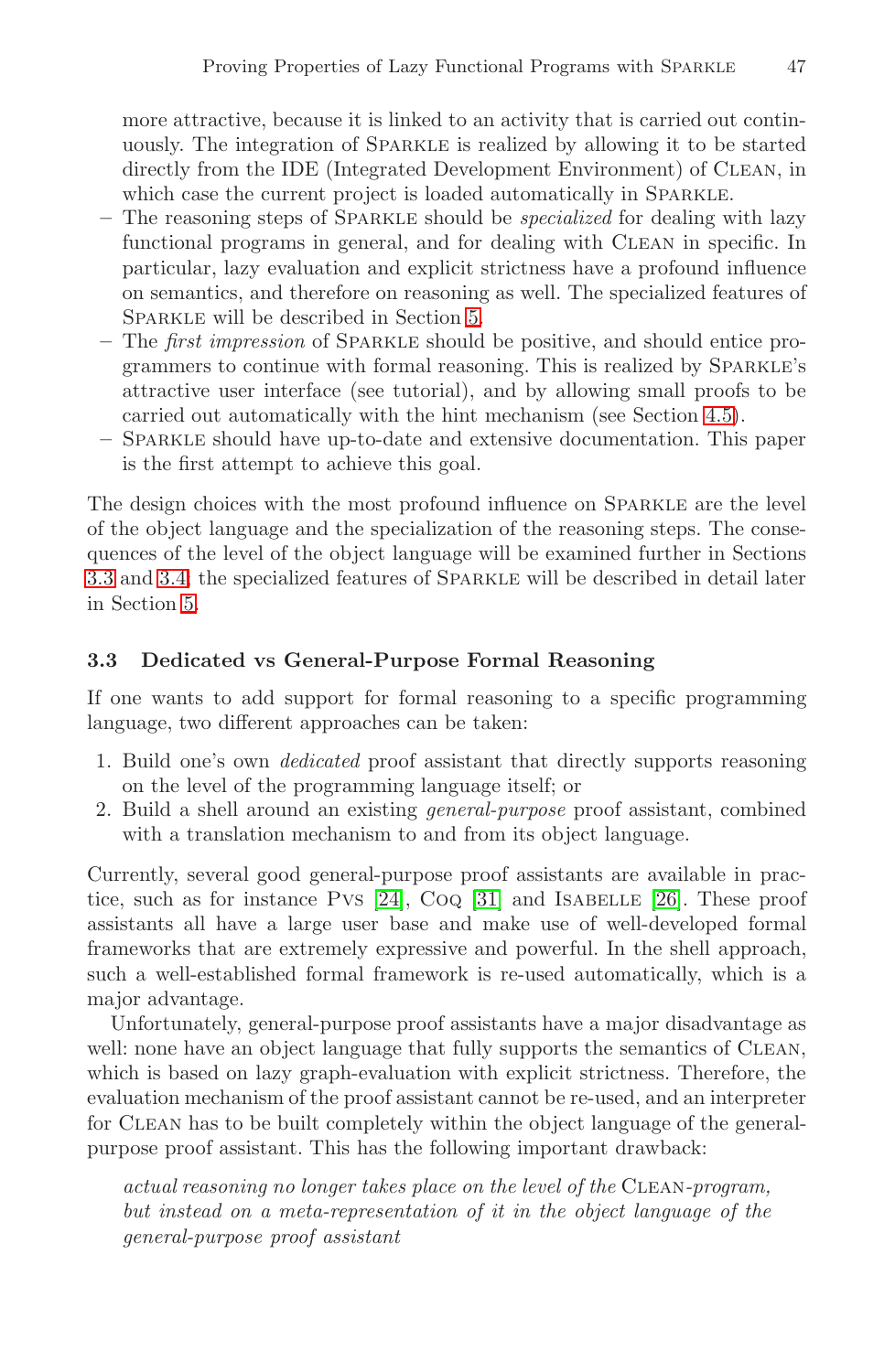more attractive, because it is linked to an activity that is carried out continuously. The integration of Sparkle is realized by allowing it to be started directly from the IDE (Integrated Development Environment) of Clean, in which case the current project is loaded automatically in Sparkle.

- The reasoning steps of Sparkle should be *specialized* for dealing with lazy functional programs in general, and for dealing with Clean in specific. In particular, lazy evaluation and explicit strictness have a profound influence on semantics, and therefore on reasoning as well. The specialized features of Sparkle will be described in Section 5.
- The *first impression* of Sparkle should be positive, and should entice programmers to continue with formal reasoning. This is realized by Sparkle's attractive user interface (see tutorial), and by allowing small proofs to be carried out automatically with the hint mechanism (see Section 4.5).
- Sparkle should have up-to-date and extensive documentation. This paper is the first attempt to achieve this goal.

The design choices with the most profound influence on Sparkle are the level of the object language and the specialization of the reasoning steps. The consequences of the level of the object language will be examined further in Sections 3.3 and 3.4; the specialized features of Sparkle will be described in detail later in Section 5.

### 3.3 Dedicated vs General-Purpose Formal Reasoning

If one wants to add support for formal reasoning to a specific programming language, two different approaches can be taken:

1. Build one's own *dedicated* proof assistant that directly supports reasoning on the level of the programming language itself; or
2. Build a shell around an existing *general-purpose* proof assistant, combined with a translation mechanism to and from its object language.

Currently, several good general-purpose proof assistants are available in practice, such as for instance Pvs [24], Coq [31] and Isabelle [26]. These proof assistants all have a large user base and make use of well-developed formal frameworks that are extremely expressive and powerful. In the shell approach, such a well-established formal framework is re-used automatically, which is a major advantage.

Unfortunately, general-purpose proof assistants have a major disadvantage as well: none have an object language that fully supports the semantics of Clean, which is based on lazy graph-evaluation with explicit strictness. Therefore, the evaluation mechanism of the proof assistant cannot be re-used, and an interpreter for Clean has to be built completely within the object language of the general-purpose proof assistant. This has the following important drawback:

> *actual reasoning no longer takes place on the level of the* Clean*-program, but instead on a meta-representation of it in the object language of the general-purpose proof assistant*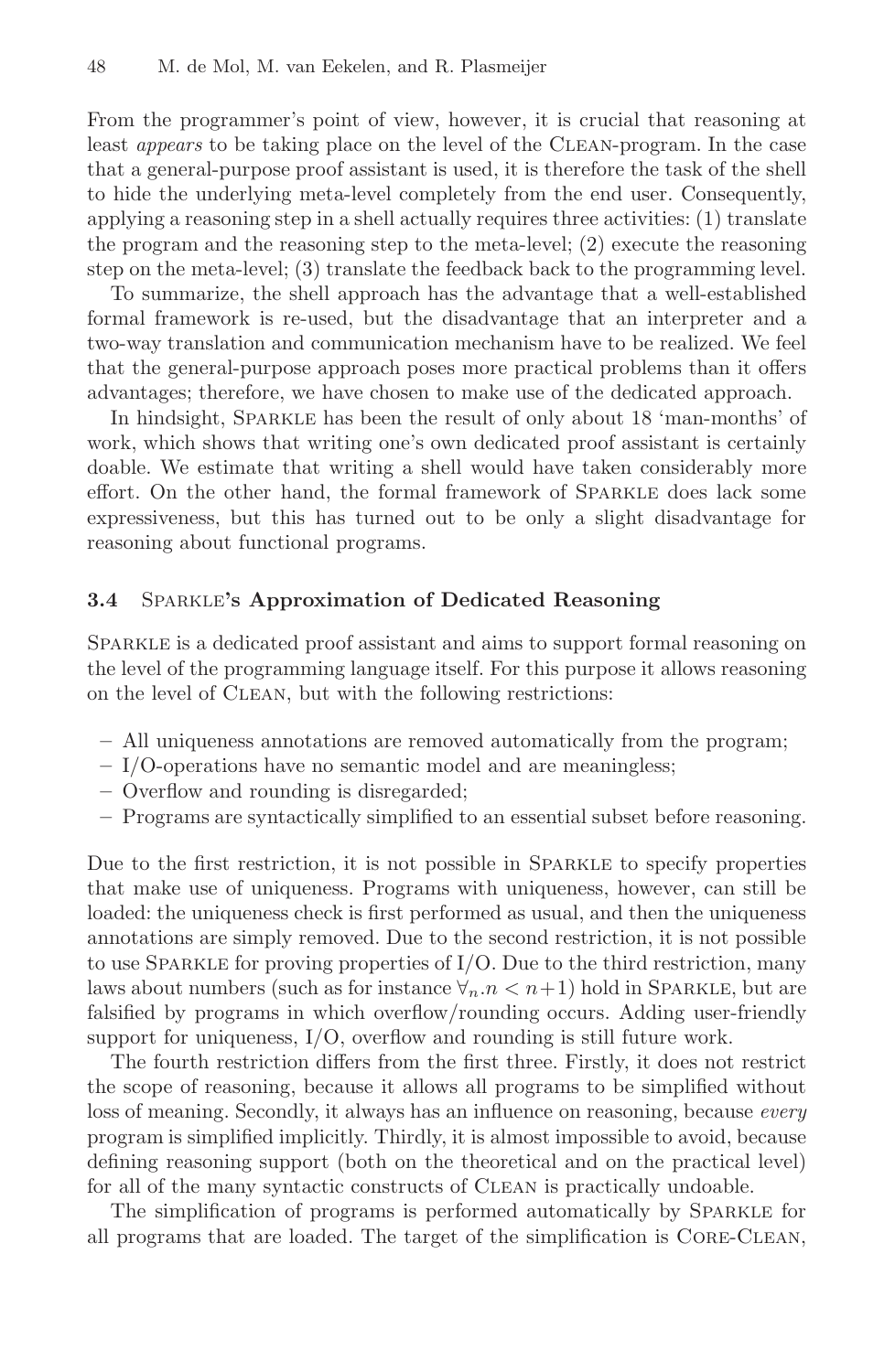From the programmer's point of view, however, it is crucial that reasoning at least *appears* to be taking place on the level of the Clean-program. In the case that a general-purpose proof assistant is used, it is therefore the task of the shell to hide the underlying meta-level completely from the end user. Consequently, applying a reasoning step in a shell actually requires three activities: (1) translate the program and the reasoning step to the meta-level; (2) execute the reasoning step on the meta-level; (3) translate the feedback back to the programming level.

To summarize, the shell approach has the advantage that a well-established formal framework is re-used, but the disadvantage that an interpreter and a two-way translation and communication mechanism have to be realized. We feel that the general-purpose approach poses more practical problems than it offers advantages; therefore, we have chosen to make use of the dedicated approach.

In hindsight, Sparkle has been the result of only about 18 'man-months' of work, which shows that writing one's own dedicated proof assistant is certainly doable. We estimate that writing a shell would have taken considerably more effort. On the other hand, the formal framework of Sparkle does lack some expressiveness, but this has turned out to be only a slight disadvantage for reasoning about functional programs.

### 3.4 Sparkle's Approximation of Dedicated Reasoning

Sparkle is a dedicated proof assistant and aims to support formal reasoning on the level of the programming language itself. For this purpose it allows reasoning on the level of Clean, but with the following restrictions:

- All uniqueness annotations are removed automatically from the program;
- I/O-operations have no semantic model and are meaningless;
- Overflow and rounding is disregarded;
- Programs are syntactically simplified to an essential subset before reasoning.

Due to the first restriction, it is not possible in Sparkle to specify properties that make use of uniqueness. Programs with uniqueness, however, can still be loaded: the uniqueness check is first performed as usual, and then the uniqueness annotations are simply removed. Due to the second restriction, it is not possible to use Sparkle for proving properties of I/O. Due to the third restriction, many laws about numbers (such as for instance $\forall_n . n < n+1$) hold in Sparkle, but are falsified by programs in which overflow/rounding occurs. Adding user-friendly support for uniqueness, I/O, overflow and rounding is still future work.

The fourth restriction differs from the first three. Firstly, it does not restrict the scope of reasoning, because it allows all programs to be simplified without loss of meaning. Secondly, it always has an influence on reasoning, because *every* program is simplified implicitly. Thirdly, it is almost impossible to avoid, because defining reasoning support (both on the theoretical and on the practical level) for all of the many syntactic constructs of Clean is practically undoable.

The simplification of programs is performed automatically by Sparkle for all programs that are loaded. The target of the simplification is Core-Clean,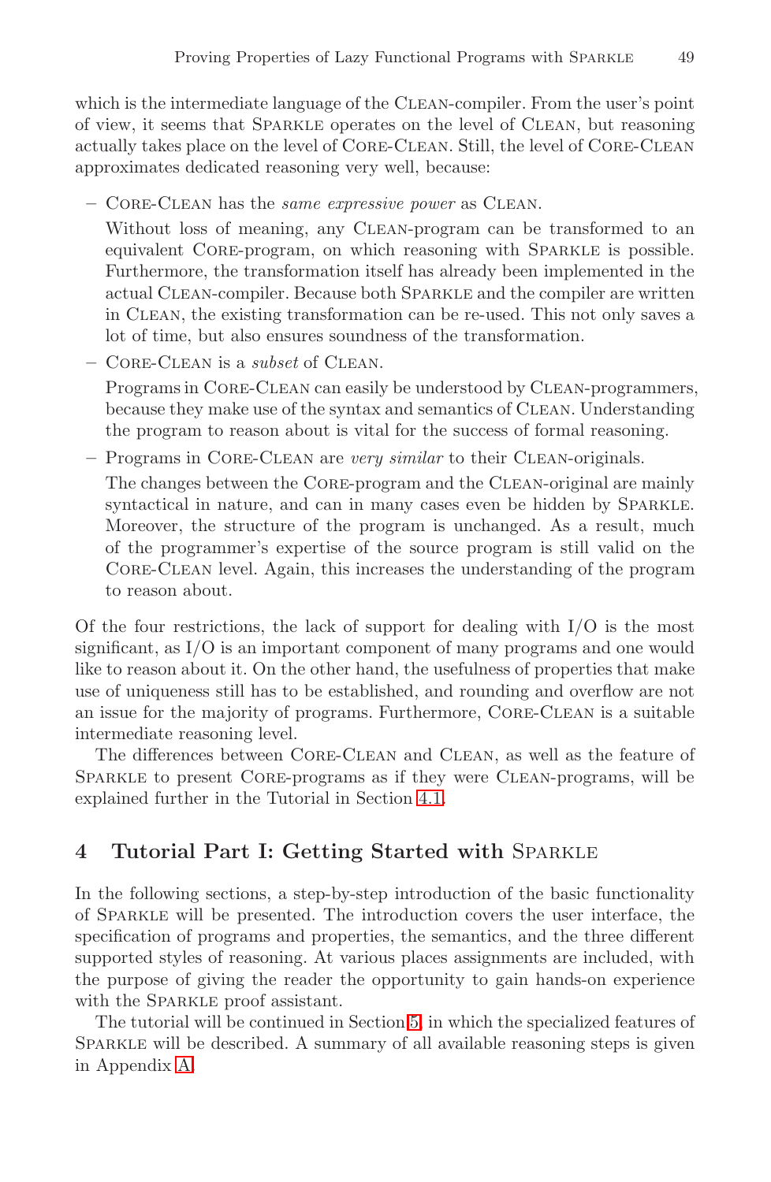which is the intermediate language of the Clean-compiler. From the user's point of view, it seems that Sparkle operates on the level of Clean, but reasoning actually takes place on the level of Core-Clean. Still, the level of Core-Clean approximates dedicated reasoning very well, because:

– Core-Clean has the *same expressive power* as Clean.

  Without loss of meaning, any Clean-program can be transformed to an equivalent Core-program, on which reasoning with Sparkle is possible. Furthermore, the transformation itself has already been implemented in the actual Clean-compiler. Because both Sparkle and the compiler are written in Clean, the existing transformation can be re-used. This not only saves a lot of time, but also ensures soundness of the transformation.

– Core-Clean is a *subset* of Clean.

  Programs in Core-Clean can easily be understood by Clean-programmers, because they make use of the syntax and semantics of Clean. Understanding the program to reason about is vital for the success of formal reasoning.

– Programs in Core-Clean are *very similar* to their Clean-originals.

  The changes between the Core-program and the Clean-original are mainly syntactical in nature, and can in many cases even be hidden by Sparkle. Moreover, the structure of the program is unchanged. As a result, much of the programmer's expertise of the source program is still valid on the Core-Clean level. Again, this increases the understanding of the program to reason about.

Of the four restrictions, the lack of support for dealing with I/O is the most significant, as I/O is an important component of many programs and one would like to reason about it. On the other hand, the usefulness of properties that make use of uniqueness still has to be established, and rounding and overflow are not an issue for the majority of programs. Furthermore, Core-Clean is a suitable intermediate reasoning level.

The differences between Core-Clean and Clean, as well as the feature of Sparkle to present Core-programs as if they were Clean-programs, will be explained further in the Tutorial in Section 4.1.

## 4 Tutorial Part I: Getting Started with Sparkle

In the following sections, a step-by-step introduction of the basic functionality of Sparkle will be presented. The introduction covers the user interface, the specification of programs and properties, the semantics, and the three different supported styles of reasoning. At various places assignments are included, with the purpose of giving the reader the opportunity to gain hands-on experience with the Sparkle proof assistant.

The tutorial will be continued in Section 5, in which the specialized features of Sparkle will be described. A summary of all available reasoning steps is given in Appendix A.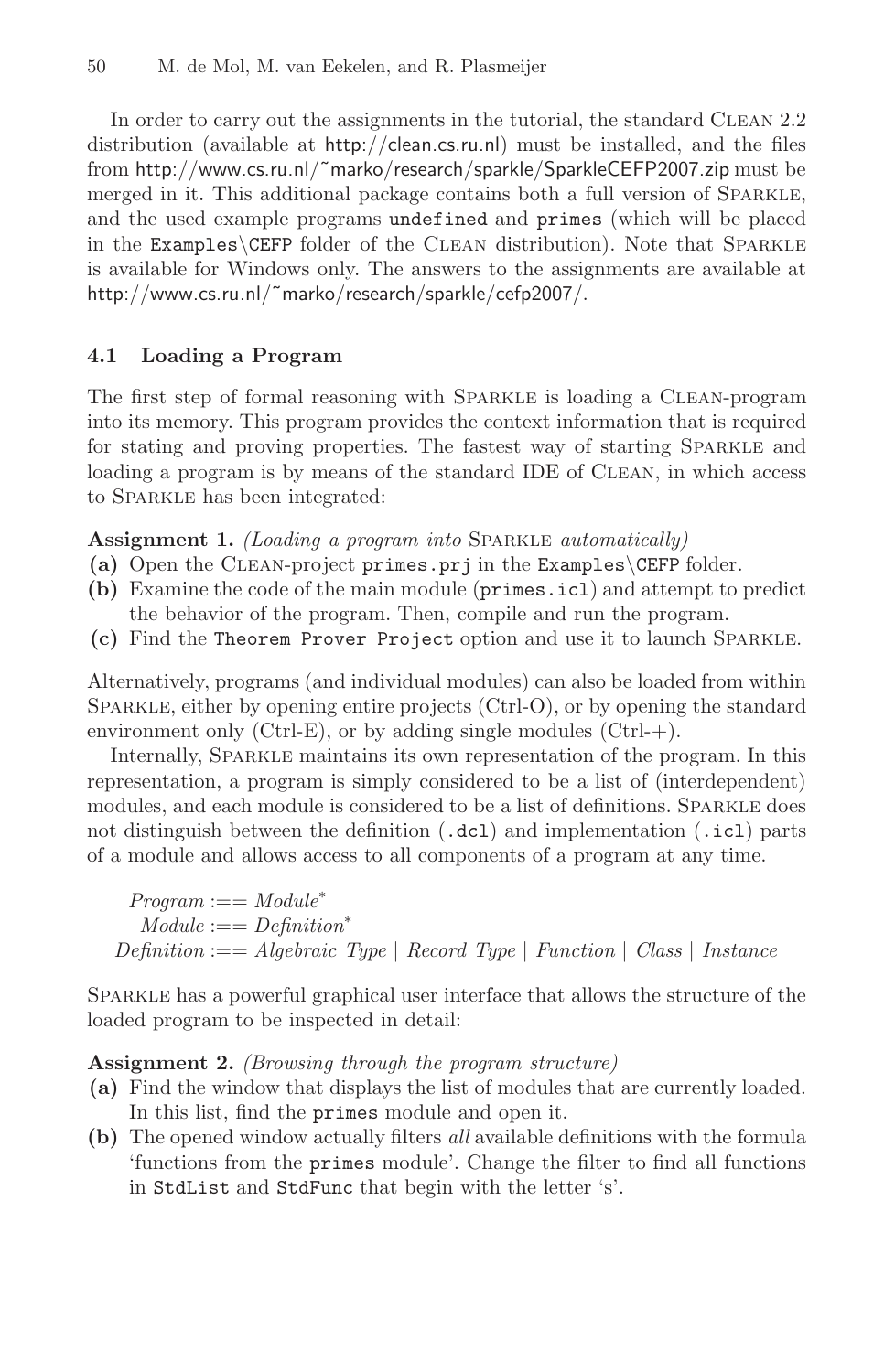In order to carry out the assignments in the tutorial, the standard CLEAN 2.2 distribution (available at http://clean.cs.ru.nl) must be installed, and the files from http://www.cs.ru.nl/~marko/research/sparkle/SparkleCEFP2007.zip must be merged in it. This additional package contains both a full version of SPARKLE, and the used example programs `undefined` and `primes` (which will be placed in the `Examples\CEFP` folder of the CLEAN distribution). Note that SPARKLE is available for Windows only. The answers to the assignments are available at http://www.cs.ru.nl/~marko/research/sparkle/cefp2007/.

### 4.1 Loading a Program

The first step of formal reasoning with SPARKLE is loading a CLEAN-program into its memory. This program provides the context information that is required for stating and proving properties. The fastest way of starting SPARKLE and loading a program is by means of the standard IDE of CLEAN, in which access to SPARKLE has been integrated:

**Assignment 1.** *(Loading a program into* SPARKLE *automatically)*

- **(a)** Open the CLEAN-project `primes.prj` in the `Examples\CEFP` folder.
- **(b)** Examine the code of the main module (`primes.icl`) and attempt to predict the behavior of the program. Then, compile and run the program.
- **(c)** Find the `Theorem Prover Project` option and use it to launch SPARKLE.

Alternatively, programs (and individual modules) can also be loaded from within SPARKLE, either by opening entire projects (Ctrl-O), or by opening the standard environment only (Ctrl-E), or by adding single modules (Ctrl-+).

Internally, SPARKLE maintains its own representation of the program. In this representation, a program is simply considered to be a list of (interdependent) modules, and each module is considered to be a list of definitions. SPARKLE does not distinguish between the definition (`.dcl`) and implementation (`.icl`) parts of a module and allows access to all components of a program at any time.

$$
\begin{aligned}
\mathit{Program} &:== \mathit{Module}^{*} \\
\mathit{Module} &:== \mathit{Definition}^{*} \\
\mathit{Definition} &:== \mathit{Algebraic\ Type} \mid \mathit{Record\ Type} \mid \mathit{Function} \mid \mathit{Class} \mid \mathit{Instance}
\end{aligned}
$$

SPARKLE has a powerful graphical user interface that allows the structure of the loaded program to be inspected in detail:

**Assignment 2.** *(Browsing through the program structure)*

- **(a)** Find the window that displays the list of modules that are currently loaded. In this list, find the `primes` module and open it.
- **(b)** The opened window actually filters *all* available definitions with the formula 'functions from the `primes` module'. Change the filter to find all functions in `StdList` and `StdFunc` that begin with the letter 's'.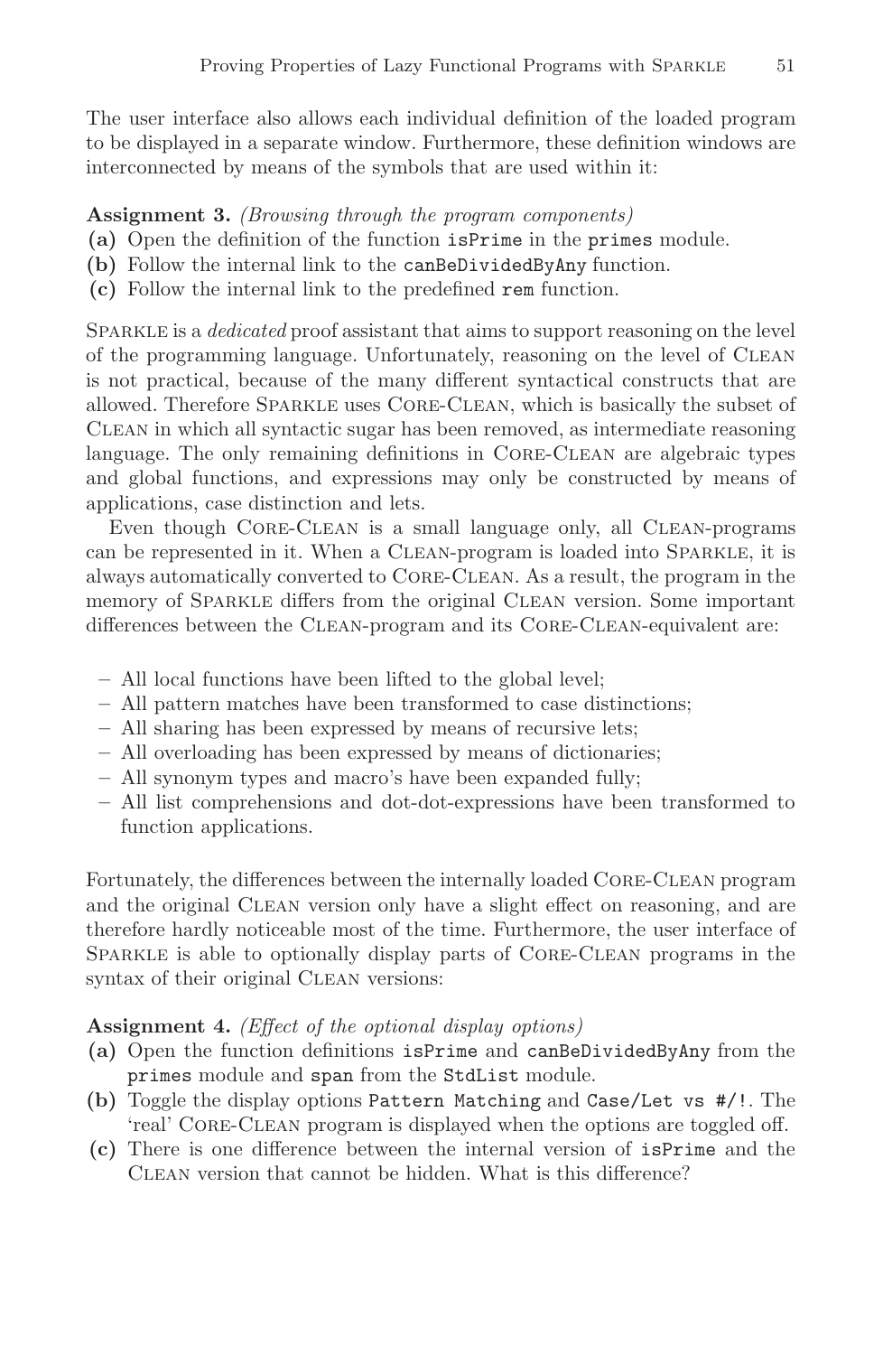The user interface also allows each individual definition of the loaded program to be displayed in a separate window. Furthermore, these definition windows are interconnected by means of the symbols that are used within it:

**Assignment 3.** *(Browsing through the program components)*
- **(a)** Open the definition of the function `isPrime` in the `primes` module.
- **(b)** Follow the internal link to the `canBeDividedByAny` function.
- **(c)** Follow the internal link to the predefined `rem` function.

Sparkle is a *dedicated* proof assistant that aims to support reasoning on the level of the programming language. Unfortunately, reasoning on the level of Clean is not practical, because of the many different syntactical constructs that are allowed. Therefore Sparkle uses Core-Clean, which is basically the subset of Clean in which all syntactic sugar has been removed, as intermediate reasoning language. The only remaining definitions in Core-Clean are algebraic types and global functions, and expressions may only be constructed by means of applications, case distinction and lets.

Even though Core-Clean is a small language only, all Clean-programs can be represented in it. When a Clean-program is loaded into Sparkle, it is always automatically converted to Core-Clean. As a result, the program in the memory of Sparkle differs from the original Clean version. Some important differences between the Clean-program and its Core-Clean-equivalent are:

- All local functions have been lifted to the global level;
- All pattern matches have been transformed to case distinctions;
- All sharing has been expressed by means of recursive lets;
- All overloading has been expressed by means of dictionaries;
- All synonym types and macro's have been expanded fully;
- All list comprehensions and dot-dot-expressions have been transformed to function applications.

Fortunately, the differences between the internally loaded Core-Clean program and the original Clean version only have a slight effect on reasoning, and are therefore hardly noticeable most of the time. Furthermore, the user interface of Sparkle is able to optionally display parts of Core-Clean programs in the syntax of their original Clean versions:

**Assignment 4.** *(Effect of the optional display options)*
- **(a)** Open the function definitions `isPrime` and `canBeDividedByAny` from the `primes` module and `span` from the `StdList` module.
- **(b)** Toggle the display options `Pattern Matching` and `Case/Let vs #/!`. The 'real' Core-Clean program is displayed when the options are toggled off.
- **(c)** There is one difference between the internal version of `isPrime` and the Clean version that cannot be hidden. What is this difference?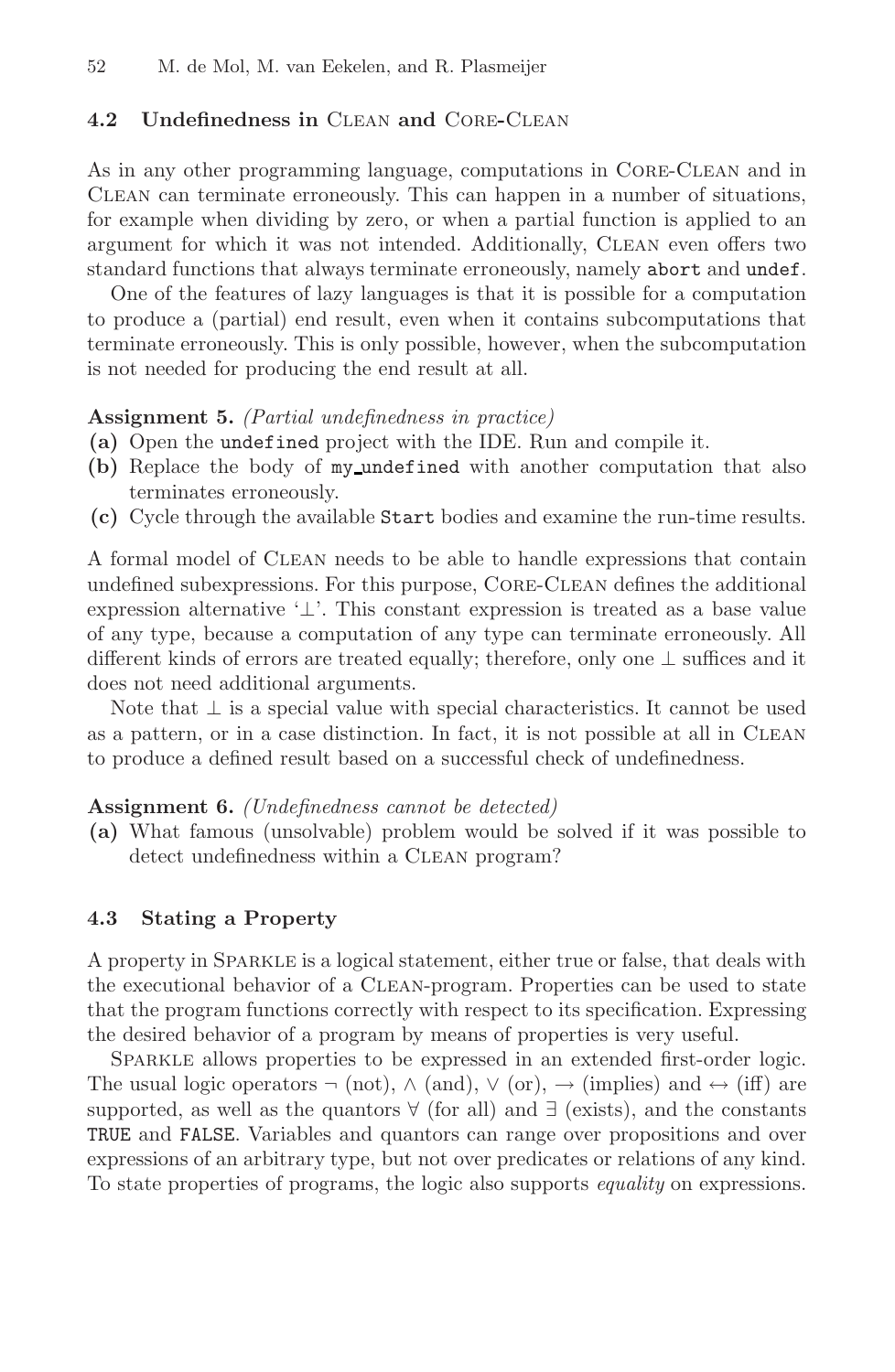### 4.2 Undefinedness in Clean and Core-Clean

As in any other programming language, computations in Core-Clean and in Clean can terminate erroneously. This can happen in a number of situations, for example when dividing by zero, or when a partial function is applied to an argument for which it was not intended. Additionally, Clean even offers two standard functions that always terminate erroneously, namely `abort` and `undef`.

One of the features of lazy languages is that it is possible for a computation to produce a (partial) end result, even when it contains subcomputations that terminate erroneously. This is only possible, however, when the subcomputation is not needed for producing the end result at all.

**Assignment 5.** *(Partial undefinedness in practice)*

**(a)** Open the `undefined` project with the IDE. Run and compile it.
**(b)** Replace the body of `my_undefined` with another computation that also terminates erroneously.
**(c)** Cycle through the available `Start` bodies and examine the run-time results.

A formal model of Clean needs to be able to handle expressions that contain undefined subexpressions. For this purpose, Core-Clean defines the additional expression alternative '$\bot$'. This constant expression is treated as a base value of any type, because a computation of any type can terminate erroneously. All different kinds of errors are treated equally; therefore, only one $\bot$ suffices and it does not need additional arguments.

Note that $\bot$ is a special value with special characteristics. It cannot be used as a pattern, or in a case distinction. In fact, it is not possible at all in Clean to produce a defined result based on a successful check of undefinedness.

**Assignment 6.** *(Undefinedness cannot be detected)*

**(a)** What famous (unsolvable) problem would be solved if it was possible to detect undefinedness within a Clean program?

### 4.3 Stating a Property

A property in Sparkle is a logical statement, either true or false, that deals with the executional behavior of a Clean-program. Properties can be used to state that the program functions correctly with respect to its specification. Expressing the desired behavior of a program by means of properties is very useful.

Sparkle allows properties to be expressed in an extended first-order logic. The usual logic operators $\neg$ (not), $\wedge$ (and), $\vee$ (or), $\rightarrow$ (implies) and $\leftrightarrow$ (iff) are supported, as well as the quantors $\forall$ (for all) and $\exists$ (exists), and the constants `TRUE` and `FALSE`. Variables and quantors can range over propositions and over expressions of an arbitrary type, but not over predicates or relations of any kind. To state properties of programs, the logic also supports *equality* on expressions.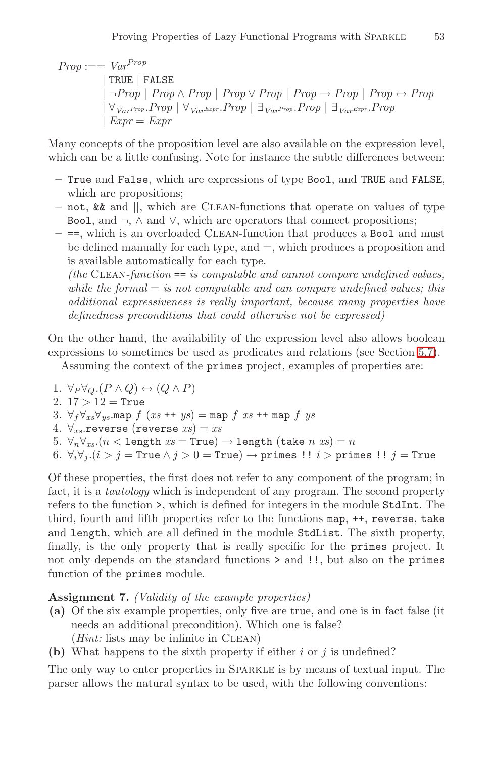$$
\begin{aligned}
Prop :== \; & Var^{Prop} \\
| \; & \texttt{TRUE} \mid \texttt{FALSE} \\
| \; & \neg Prop \mid Prop \wedge Prop \mid Prop \vee Prop \mid Prop \rightarrow Prop \mid Prop \leftrightarrow Prop \\
| \; & \forall_{Var^{Prop}}.Prop \mid \forall_{Var^{Expr}}.Prop \mid \exists_{Var^{Prop}}.Prop \mid \exists_{Var^{Expr}}.Prop \\
| \; & Expr = Expr
\end{aligned}
$$

Many concepts of the proposition level are also available on the expression level, which can be a little confusing. Note for instance the subtle differences between:

- `True` and `False`, which are expressions of type `Bool`, and `TRUE` and `FALSE`, which are propositions;
- `not`, `&&` and ||, which are CLEAN-functions that operate on values of type `Bool`, and $\neg$, $\wedge$ and $\vee$, which are operators that connect propositions;
- `==`, which is an overloaded CLEAN-function that produces a `Bool` and must be defined manually for each type, and $=$, which produces a proposition and is available automatically for each type.
  *(the* CLEAN*-function* `==` *is computable and cannot compare undefined values, while the formal* $=$ *is not computable and can compare undefined values; this additional expressiveness is really important, because many properties have definedness preconditions that could otherwise not be expressed)*

On the other hand, the availability of the expression level also allows boolean expressions to sometimes be used as predicates and relations (see Section 5.7).

Assuming the context of the `primes` project, examples of properties are:

1. $\forall_P \forall_Q.(P \wedge Q) \leftrightarrow (Q \wedge P)$
2. $17 > 12 = \texttt{True}$
3. $\forall_f \forall_{xs} \forall_{ys}.\texttt{map}\ f\ (xs\ \texttt{++}\ ys) = \texttt{map}\ f\ xs\ \texttt{++}\ \texttt{map}\ f\ ys$
4. $\forall_{xs}.\texttt{reverse}\ (\texttt{reverse}\ xs) = xs$
5. $\forall_n \forall_{xs}.(n < \texttt{length}\ xs = \texttt{True}) \rightarrow \texttt{length}\ (\texttt{take}\ n\ xs) = n$
6. $\forall_i \forall_j.(i > j = \texttt{True} \wedge j > 0 = \texttt{True}) \rightarrow \texttt{primes !!}\ i > \texttt{primes !!}\ j = \texttt{True}$

Of these properties, the first does not refer to any component of the program; in fact, it is a *tautology* which is independent of any program. The second property refers to the function `>`, which is defined for integers in the module `StdInt`. The third, fourth and fifth properties refer to the functions `map`, `++`, `reverse`, `take` and `length`, which are all defined in the module `StdList`. The sixth property, finally, is the only property that is really specific for the `primes` project. It not only depends on the standard functions `>` and `!!`, but also on the `primes` function of the `primes` module.

**Assignment 7.** *(Validity of the example properties)*

**(a)** Of the six example properties, only five are true, and one is in fact false (it needs an additional precondition). Which one is false?
(*Hint:* lists may be infinite in CLEAN)

**(b)** What happens to the sixth property if either $i$ or $j$ is undefined?

The only way to enter properties in SPARKLE is by means of textual input. The parser allows the natural syntax to be used, with the following conventions: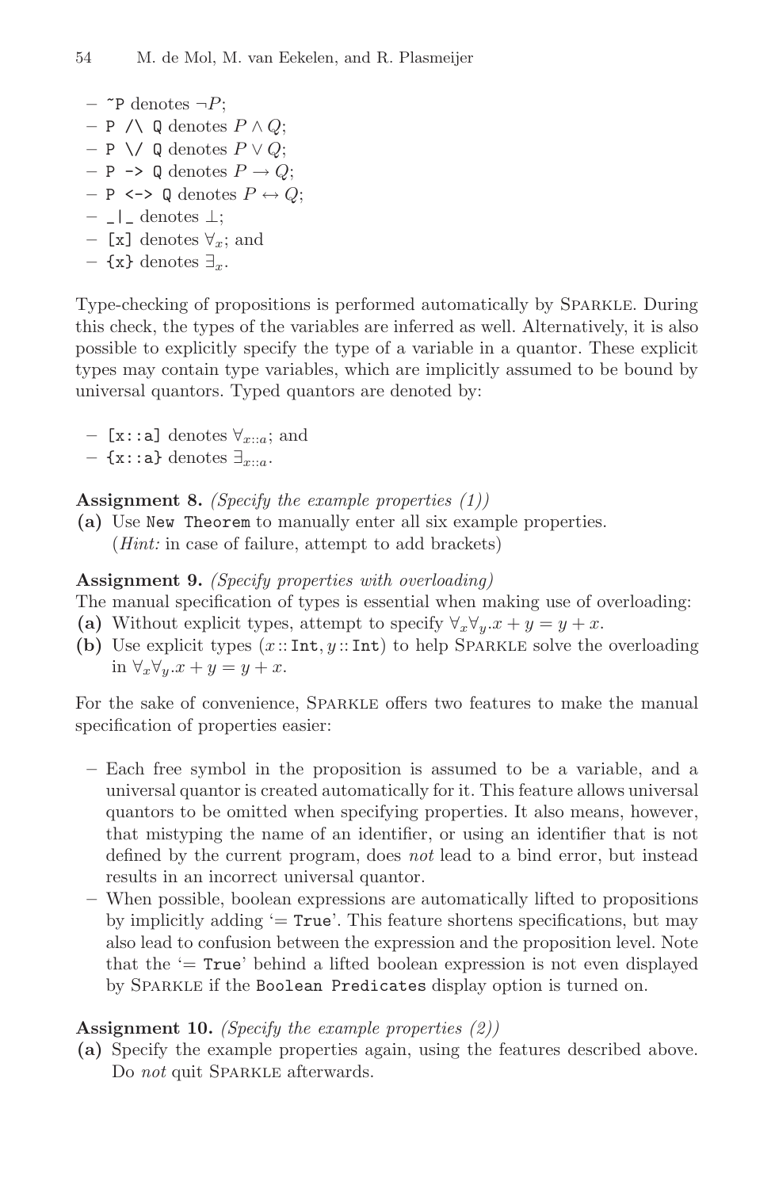- `~P` denotes $\neg P$;
- `P /\ Q` denotes $P \wedge Q$;
- `P \/ Q` denotes $P \vee Q$;
- `P -> Q` denotes $P \rightarrow Q$;
- `P <-> Q` denotes $P \leftrightarrow Q$;
- `_|_` denotes $\perp$;
- `[x]` denotes $\forall_x$; and
- `{x}` denotes $\exists_x$.

Type-checking of propositions is performed automatically by Sparkle. During this check, the types of the variables are inferred as well. Alternatively, it is also possible to explicitly specify the type of a variable in a quantor. These explicit types may contain type variables, which are implicitly assumed to be bound by universal quantors. Typed quantors are denoted by:

- `[x::a]` denotes $\forall_{x::a}$; and
- `{x::a}` denotes $\exists_{x::a}$.

**Assignment 8.** *(Specify the example properties (1))*

**(a)** Use `New Theorem` to manually enter all six example properties.
(*Hint:* in case of failure, attempt to add brackets)

**Assignment 9.** *(Specify properties with overloading)*

The manual specification of types is essential when making use of overloading:

**(a)** Without explicit types, attempt to specify $\forall_x \forall_y . x + y = y + x$.

**(b)** Use explicit types ($x :: \texttt{Int}, y :: \texttt{Int}$) to help Sparkle solve the overloading in $\forall_x \forall_y . x + y = y + x$.

For the sake of convenience, Sparkle offers two features to make the manual specification of properties easier:

- Each free symbol in the proposition is assumed to be a variable, and a universal quantor is created automatically for it. This feature allows universal quantors to be omitted when specifying properties. It also means, however, that mistyping the name of an identifier, or using an identifier that is not defined by the current program, does *not* lead to a bind error, but instead results in an incorrect universal quantor.
- When possible, boolean expressions are automatically lifted to propositions by implicitly adding '= `True`'. This feature shortens specifications, but may also lead to confusion between the expression and the proposition level. Note that the '= `True`' behind a lifted boolean expression is not even displayed by Sparkle if the `Boolean Predicates` display option is turned on.

**Assignment 10.** *(Specify the example properties (2))*

**(a)** Specify the example properties again, using the features described above. Do *not* quit Sparkle afterwards.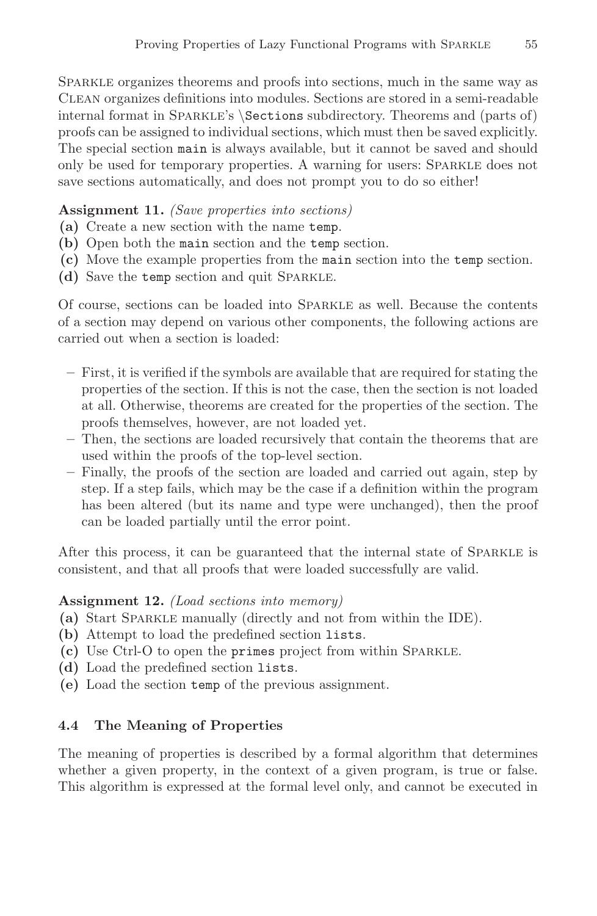Sparkle organizes theorems and proofs into sections, much in the same way as Clean organizes definitions into modules. Sections are stored in a semi-readable internal format in Sparkle's `\Sections` subdirectory. Theorems and (parts of) proofs can be assigned to individual sections, which must then be saved explicitly. The special section `main` is always available, but it cannot be saved and should only be used for temporary properties. A warning for users: Sparkle does not save sections automatically, and does not prompt you to do so either!

**Assignment 11.** *(Save properties into sections)*

**(a)** Create a new section with the name `temp`.
**(b)** Open both the `main` section and the `temp` section.
**(c)** Move the example properties from the `main` section into the `temp` section.
**(d)** Save the `temp` section and quit Sparkle.

Of course, sections can be loaded into Sparkle as well. Because the contents of a section may depend on various other components, the following actions are carried out when a section is loaded:

- First, it is verified if the symbols are available that are required for stating the properties of the section. If this is not the case, then the section is not loaded at all. Otherwise, theorems are created for the properties of the section. The proofs themselves, however, are not loaded yet.
- Then, the sections are loaded recursively that contain the theorems that are used within the proofs of the top-level section.
- Finally, the proofs of the section are loaded and carried out again, step by step. If a step fails, which may be the case if a definition within the program has been altered (but its name and type were unchanged), then the proof can be loaded partially until the error point.

After this process, it can be guaranteed that the internal state of Sparkle is consistent, and that all proofs that were loaded successfully are valid.

**Assignment 12.** *(Load sections into memory)*

**(a)** Start Sparkle manually (directly and not from within the IDE).
**(b)** Attempt to load the predefined section `lists`.
**(c)** Use Ctrl-O to open the `primes` project from within Sparkle.
**(d)** Load the predefined section `lists`.
**(e)** Load the section `temp` of the previous assignment.

### 4.4 The Meaning of Properties

The meaning of properties is described by a formal algorithm that determines whether a given property, in the context of a given program, is true or false. This algorithm is expressed at the formal level only, and cannot be executed in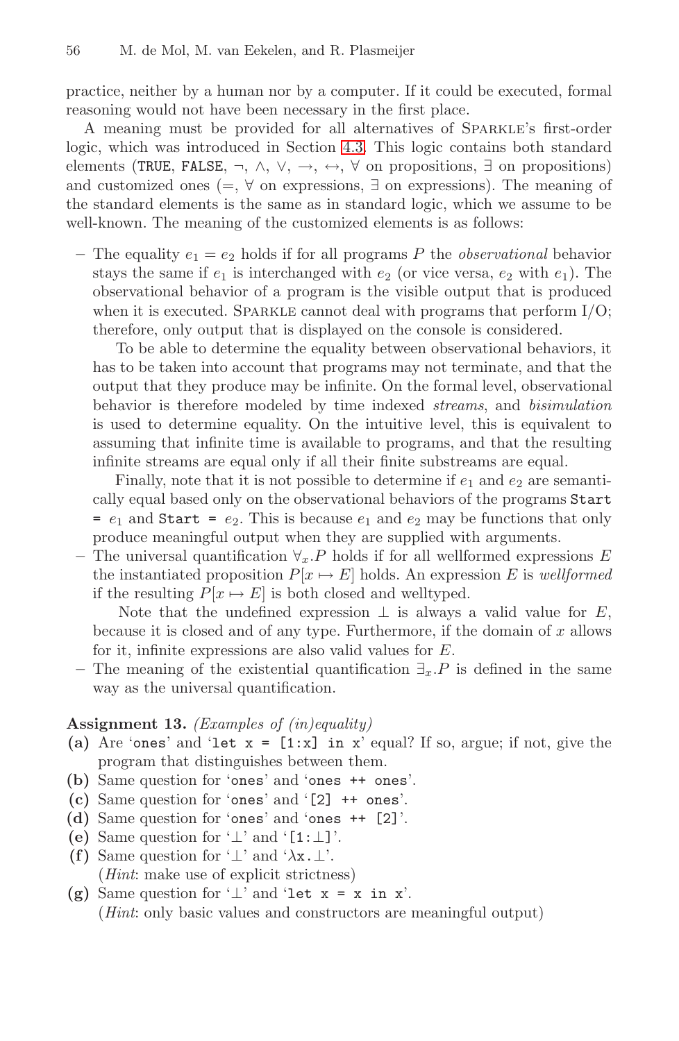practice, neither by a human nor by a computer. If it could be executed, formal reasoning would not have been necessary in the first place.

A meaning must be provided for all alternatives of Sparkle's first-order logic, which was introduced in Section 4.3. This logic contains both standard elements (`TRUE`, `FALSE`, $\neg$, $\wedge$, $\vee$, $\rightarrow$, $\leftrightarrow$, $\forall$ on propositions, $\exists$ on propositions) and customized ones ($=$, $\forall$ on expressions, $\exists$ on expressions). The meaning of the standard elements is the same as in standard logic, which we assume to be well-known. The meaning of the customized elements is as follows:

- The equality $e_1 = e_2$ holds if for all programs $P$ the *observational* behavior stays the same if $e_1$ is interchanged with $e_2$ (or vice versa, $e_2$ with $e_1$). The observational behavior of a program is the visible output that is produced when it is executed. Sparkle cannot deal with programs that perform I/O; therefore, only output that is displayed on the console is considered.

  To be able to determine the equality between observational behaviors, it has to be taken into account that programs may not terminate, and that the output that they produce may be infinite. On the formal level, observational behavior is therefore modeled by time indexed *streams*, and *bisimulation* is used to determine equality. On the intuitive level, this is equivalent to assuming that infinite time is available to programs, and that the resulting infinite streams are equal only if all their finite substreams are equal.

  Finally, note that it is not possible to determine if $e_1$ and $e_2$ are semantically equal based only on the observational behaviors of the programs `Start = ` $e_1$ and `Start = ` $e_2$. This is because $e_1$ and $e_2$ may be functions that only produce meaningful output when they are supplied with arguments.
- The universal quantification $\forall_x.P$ holds if for all wellformed expressions $E$ the instantiated proposition $P[x \mapsto E]$ holds. An expression $E$ is *wellformed* if the resulting $P[x \mapsto E]$ is both closed and welltyped.

  Note that the undefined expression $\perp$ is always a valid value for $E$, because it is closed and of any type. Furthermore, if the domain of $x$ allows for it, infinite expressions are also valid values for $E$.
- The meaning of the existential quantification $\exists_x.P$ is defined in the same way as the universal quantification.

**Assignment 13.** *(Examples of (in)equality)*

**(a)** Are '`ones`' and '`let x = [1:x] in x`' equal? If so, argue; if not, give the program that distinguishes between them.

**(b)** Same question for '`ones`' and '`ones ++ ones`'.

**(c)** Same question for '`ones`' and '`[2] ++ ones`'.

**(d)** Same question for '`ones`' and '`ones ++ [2]`'.

**(e)** Same question for '$\perp$' and '`[1:`$\perp$`]`'.

**(f)** Same question for '$\perp$' and '$\lambda$`x.`$\perp$'.
(*Hint*: make use of explicit strictness)

**(g)** Same question for '$\perp$' and '`let x = x in x`'.
(*Hint*: only basic values and constructors are meaningful output)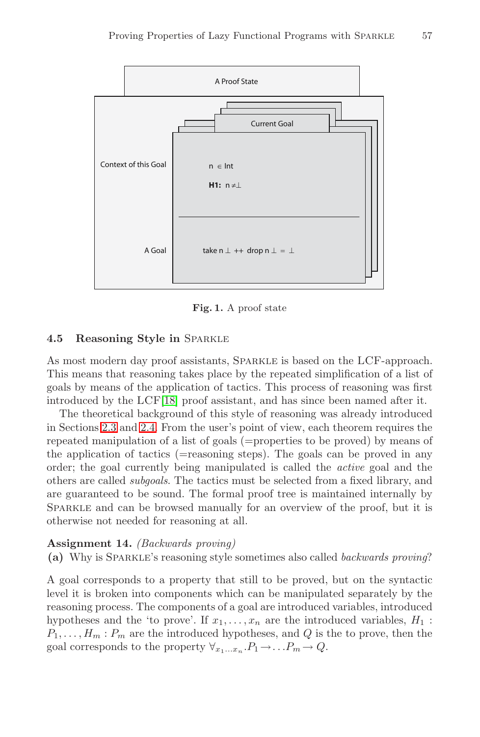A Proof State

Context of this Goal

Current Goal

n ∈ Int

**H1:** n ≠⊥

A Goal

take n ⊥ ++ drop n ⊥ = ⊥

**Fig. 1.** A proof state

### 4.5 Reasoning Style in Sparkle

As most modern day proof assistants, Sparkle is based on the LCF-approach. This means that reasoning takes place by the repeated simplification of a list of goals by means of the application of tactics. This process of reasoning was first introduced by the LCF[18] proof assistant, and has since been named after it.

The theoretical background of this style of reasoning was already introduced in Sections 2.3 and 2.4. From the user's point of view, each theorem requires the repeated manipulation of a list of goals (=properties to be proved) by means of the application of tactics (=reasoning steps). The goals can be proved in any order; the goal currently being manipulated is called the *active* goal and the others are called *subgoals*. The tactics must be selected from a fixed library, and are guaranteed to be sound. The formal proof tree is maintained internally by Sparkle and can be browsed manually for an overview of the proof, but it is otherwise not needed for reasoning at all.

**Assignment 14.** *(Backwards proving)*
**(a)** Why is Sparkle's reasoning style sometimes also called *backwards proving*?

A goal corresponds to a property that still to be proved, but on the syntactic level it is broken into components which can be manipulated separately by the reasoning process. The components of a goal are introduced variables, introduced hypotheses and the 'to prove'. If $x_1, \ldots, x_n$ are the introduced variables, $H_1 : P_1, \ldots, H_m : P_m$ are the introduced hypotheses, and $Q$ is the to prove, then the goal corresponds to the property $\forall_{x_1 \ldots x_n} . P_1 \to \ldots P_m \to Q$.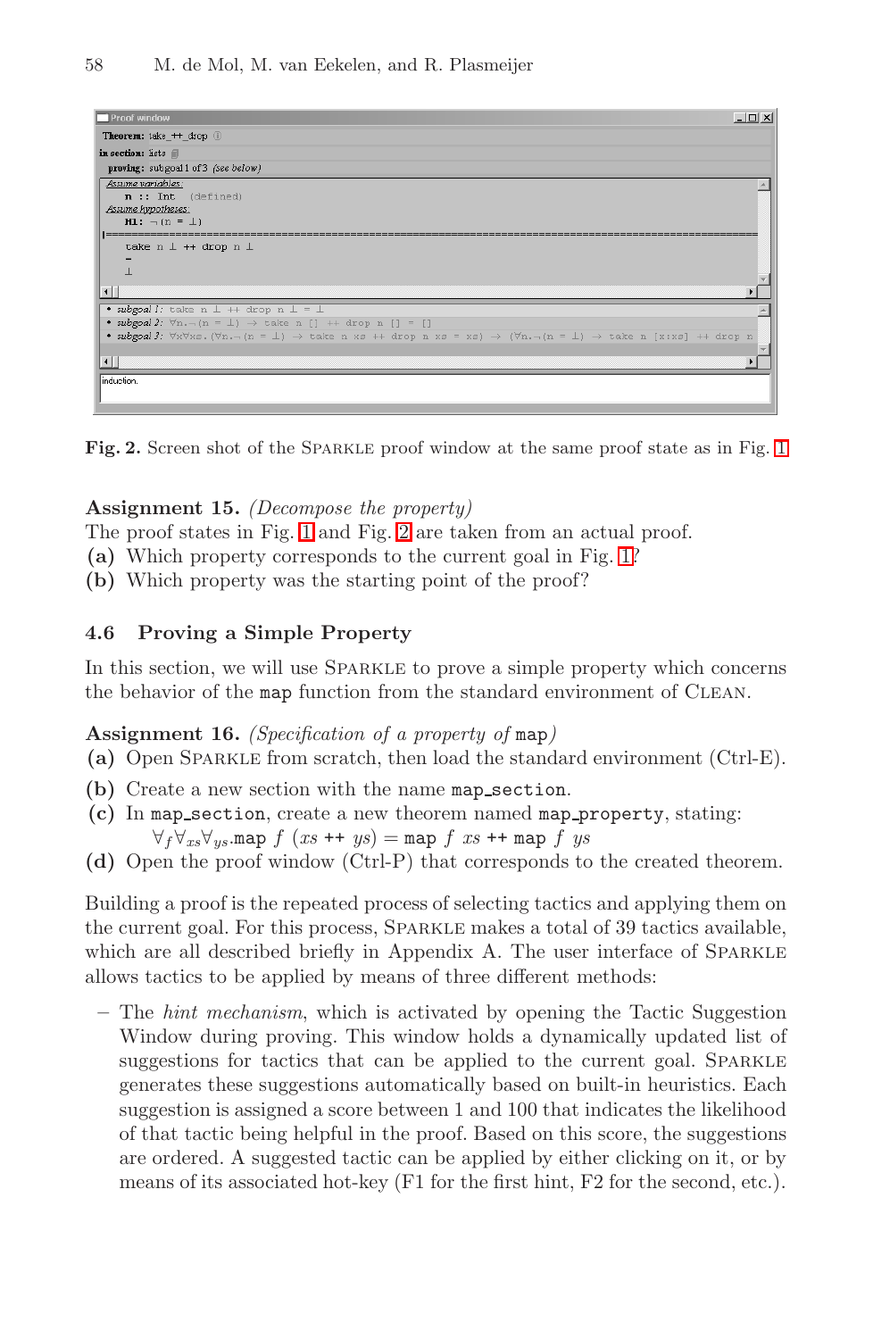Fig. 2. Screen shot of the Sparkle proof window at the same proof state as in Fig. 1

**Assignment 15.** *(Decompose the property)*
The proof states in Fig. 1 and Fig. 2 are taken from an actual proof.

- **(a)** Which property corresponds to the current goal in Fig. 1?
- **(b)** Which property was the starting point of the proof?

### 4.6 Proving a Simple Property

In this section, we will use Sparkle to prove a simple property which concerns the behavior of the `map` function from the standard environment of Clean.

**Assignment 16.** *(Specification of a property of* `map`*)*

- **(a)** Open Sparkle from scratch, then load the standard environment (Ctrl-E).
- **(b)** Create a new section with the name `map_section`.
- **(c)** In `map_section`, create a new theorem named `map_property`, stating:
  $\forall_f \forall_{xs} \forall_{ys}.\texttt{map}\ f\ (xs\ \texttt{++}\ ys) = \texttt{map}\ f\ xs\ \texttt{++}\ \texttt{map}\ f\ ys$
- **(d)** Open the proof window (Ctrl-P) that corresponds to the created theorem.

Building a proof is the repeated process of selecting tactics and applying them on the current goal. For this process, Sparkle makes a total of 39 tactics available, which are all described briefly in Appendix A. The user interface of Sparkle allows tactics to be applied by means of three different methods:

- The *hint mechanism*, which is activated by opening the Tactic Suggestion Window during proving. This window holds a dynamically updated list of suggestions for tactics that can be applied to the current goal. Sparkle generates these suggestions automatically based on built-in heuristics. Each suggestion is assigned a score between 1 and 100 that indicates the likelihood of that tactic being helpful in the proof. Based on this score, the suggestions are ordered. A suggested tactic can be applied by either clicking on it, or by means of its associated hot-key (F1 for the first hint, F2 for the second, etc.).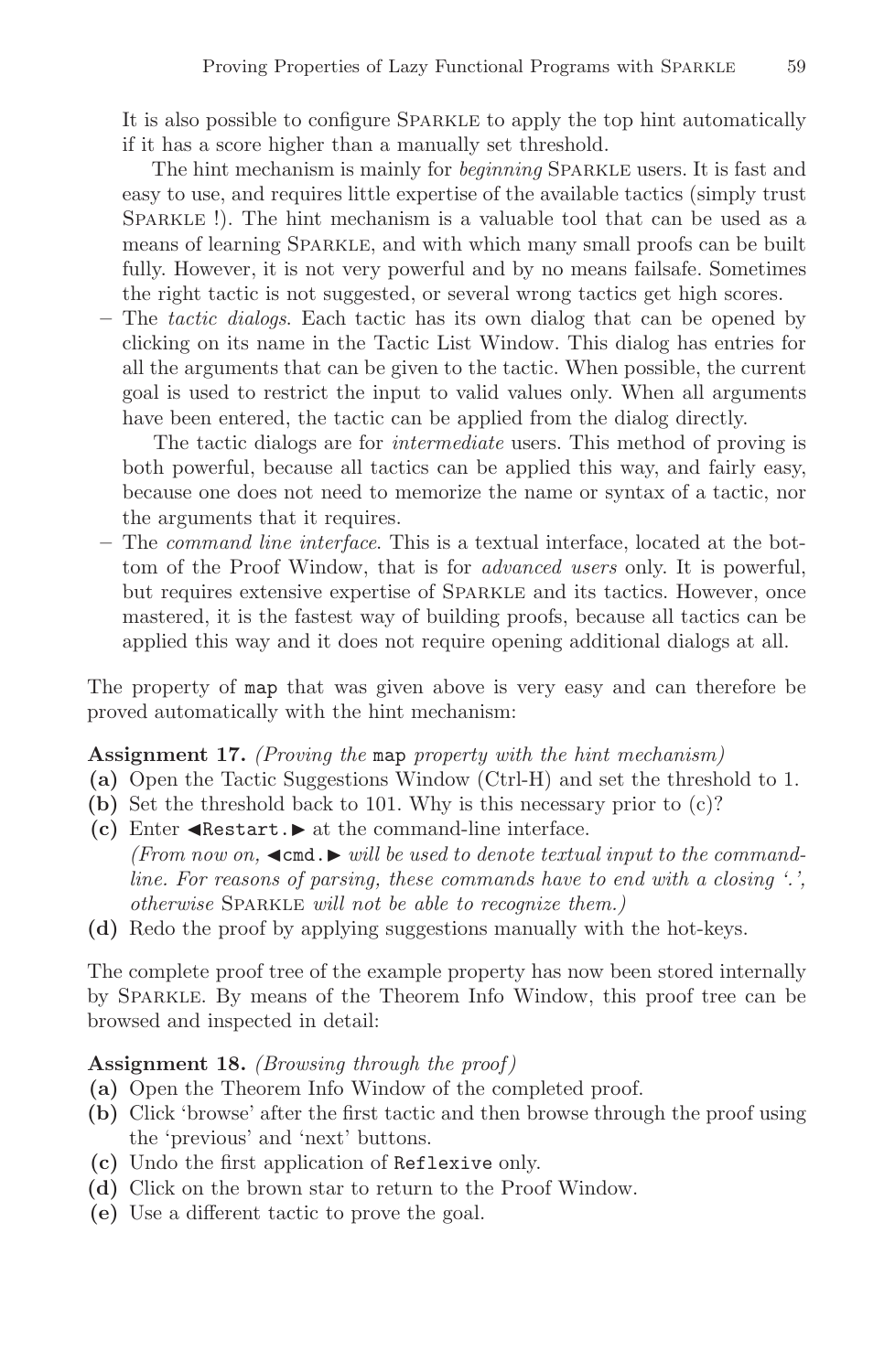It is also possible to configure SPARKLE to apply the top hint automatically if it has a score higher than a manually set threshold.

The hint mechanism is mainly for *beginning* SPARKLE users. It is fast and easy to use, and requires little expertise of the available tactics (simply trust SPARKLE !). The hint mechanism is a valuable tool that can be used as a means of learning SPARKLE, and with which many small proofs can be built fully. However, it is not very powerful and by no means failsafe. Sometimes the right tactic is not suggested, or several wrong tactics get high scores.

– The *tactic dialogs*. Each tactic has its own dialog that can be opened by clicking on its name in the Tactic List Window. This dialog has entries for all the arguments that can be given to the tactic. When possible, the current goal is used to restrict the input to valid values only. When all arguments have been entered, the tactic can be applied from the dialog directly.

  The tactic dialogs are for *intermediate* users. This method of proving is both powerful, because all tactics can be applied this way, and fairly easy, because one does not need to memorize the name or syntax of a tactic, nor the arguments that it requires.

– The *command line interface*. This is a textual interface, located at the bottom of the Proof Window, that is for *advanced users* only. It is powerful, but requires extensive expertise of SPARKLE and its tactics. However, once mastered, it is the fastest way of building proofs, because all tactics can be applied this way and it does not require opening additional dialogs at all.

The property of `map` that was given above is very easy and can therefore be proved automatically with the hint mechanism:

**Assignment 17.** *(Proving the* `map` *property with the hint mechanism)*

**(a)** Open the Tactic Suggestions Window (Ctrl-H) and set the threshold to 1.
**(b)** Set the threshold back to 101. Why is this necessary prior to (c)?
**(c)** Enter ◀`Restart.`▶ at the command-line interface.
*(From now on, ◀*`cmd.`*▶ will be used to denote textual input to the command-line. For reasons of parsing, these commands have to end with a closing '.', otherwise* SPARKLE *will not be able to recognize them.)*
**(d)** Redo the proof by applying suggestions manually with the hot-keys.

The complete proof tree of the example property has now been stored internally by SPARKLE. By means of the Theorem Info Window, this proof tree can be browsed and inspected in detail:

**Assignment 18.** *(Browsing through the proof)*

**(a)** Open the Theorem Info Window of the completed proof.
**(b)** Click 'browse' after the first tactic and then browse through the proof using the 'previous' and 'next' buttons.
**(c)** Undo the first application of `Reflexive` only.
**(d)** Click on the brown star to return to the Proof Window.
**(e)** Use a different tactic to prove the goal.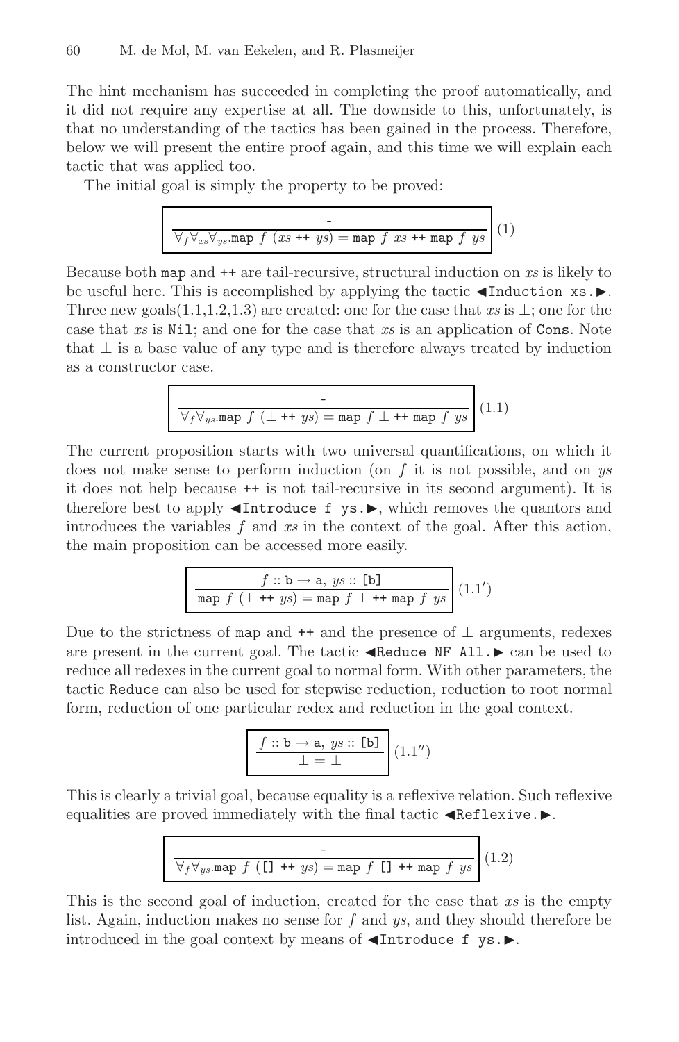The hint mechanism has succeeded in completing the proof automatically, and it did not require any expertise at all. The downside to this, unfortunately, is that no understanding of the tactics has been gained in the process. Therefore, below we will present the entire proof again, and this time we will explain each tactic that was applied too.

The initial goal is simply the property to be proved:

$$\frac{-}{\forall_f \forall_{xs} \forall_{ys}.\texttt{map}\ f\ (xs\ \texttt{++}\ ys) = \texttt{map}\ f\ xs\ \texttt{++}\ \texttt{map}\ f\ ys} \quad (1)$$

Because both `map` and `++` are tail-recursive, structural induction on *xs* is likely to be useful here. This is accomplished by applying the tactic ◀`Induction xs.`▶. Three new goals(1.1,1.2,1.3) are created: one for the case that *xs* is $\perp$; one for the case that *xs* is `Nil`; and one for the case that *xs* is an application of `Cons`. Note that $\perp$ is a base value of any type and is therefore always treated by induction as a constructor case.

$$\frac{-}{\forall_f \forall_{ys}.\texttt{map}\ f\ (\perp\ \texttt{++}\ ys) = \texttt{map}\ f\ \perp\ \texttt{++}\ \texttt{map}\ f\ ys} \quad (1.1)$$

The current proposition starts with two universal quantifications, on which it does not make sense to perform induction (on *f* it is not possible, and on *ys* it does not help because `++` is not tail-recursive in its second argument). It is therefore best to apply ◀`Introduce f ys.`▶, which removes the quantors and introduces the variables *f* and *xs* in the context of the goal. After this action, the main proposition can be accessed more easily.

$$\frac{f :: \texttt{b} \rightarrow \texttt{a},\ ys :: \texttt{[b]}}{\texttt{map}\ f\ (\perp\ \texttt{++}\ ys) = \texttt{map}\ f\ \perp\ \texttt{++}\ \texttt{map}\ f\ ys} \quad (1.1')$$

Due to the strictness of `map` and `++` and the presence of $\perp$ arguments, redexes are present in the current goal. The tactic ◀`Reduce NF All.`▶ can be used to reduce all redexes in the current goal to normal form. With other parameters, the tactic `Reduce` can also be used for stepwise reduction, reduction to root normal form, reduction of one particular redex and reduction in the goal context.

$$\frac{f :: \texttt{b} \rightarrow \texttt{a},\ ys :: \texttt{[b]}}{\perp = \perp} \quad (1.1'')$$

This is clearly a trivial goal, because equality is a reflexive relation. Such reflexive equalities are proved immediately with the final tactic ◀`Reflexive.`▶.

$$\frac{-}{\forall_f \forall_{ys}.\texttt{map}\ f\ (\texttt{[]}\ \texttt{++}\ ys) = \texttt{map}\ f\ \texttt{[]}\ \texttt{++}\ \texttt{map}\ f\ ys} \quad (1.2)$$

This is the second goal of induction, created for the case that *xs* is the empty list. Again, induction makes no sense for *f* and *ys*, and they should therefore be introduced in the goal context by means of ◀`Introduce f ys.`▶.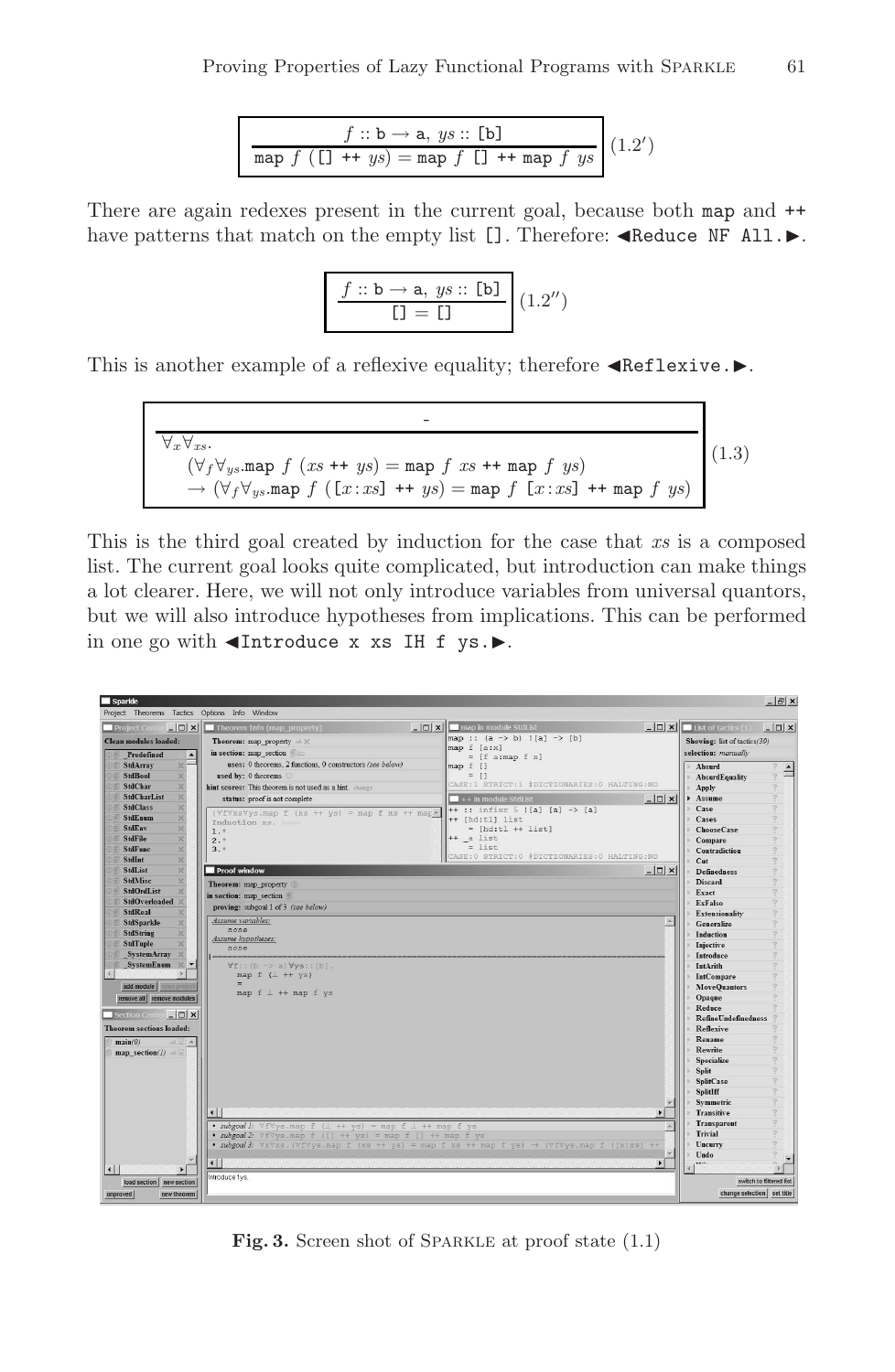$$\frac{f :: \texttt{b} \rightarrow \texttt{a},\ ys :: \texttt{[b]}}{\texttt{map}\ f\ (\texttt{[]}\ \texttt{++}\ ys) = \texttt{map}\ f\ \texttt{[]}\ \texttt{++}\ \texttt{map}\ f\ ys} \quad (1.2')$$

There are again redexes present in the current goal, because both `map` and `++` have patterns that match on the empty list `[]`. Therefore: ◀`Reduce NF All.`▶.

$$\frac{f :: \texttt{b} \rightarrow \texttt{a},\ ys :: \texttt{[b]}}{\texttt{[]} = \texttt{[]}} \quad (1.2'')$$

This is another example of a reflexive equality; therefore ◀`Reflexive.`▶.

$$\frac{-}{\begin{array}{l}\forall_x \forall_{xs}.\\ \quad (\forall_f \forall_{ys}.\texttt{map}\ f\ (xs\ \texttt{++}\ ys) = \texttt{map}\ f\ xs\ \texttt{++}\ \texttt{map}\ f\ ys)\\ \quad \rightarrow (\forall_f \forall_{ys}.\texttt{map}\ f\ (\texttt{[}x\texttt{:}xs\texttt{]}\ \texttt{++}\ ys) = \texttt{map}\ f\ \texttt{[}x\texttt{:}xs\texttt{]}\ \texttt{++}\ \texttt{map}\ f\ ys)\end{array}} \quad (1.3)$$

This is the third goal created by induction for the case that $xs$ is a composed list. The current goal looks quite complicated, but introduction can make things a lot clearer. Here, we will not only introduce variables from universal quantors, but we will also introduce hypotheses from implications. This can be performed in one go with ◀`Introduce x xs IH f ys.`▶.

**Fig. 3.** Screen shot of SPARKLE at proof state (1.1)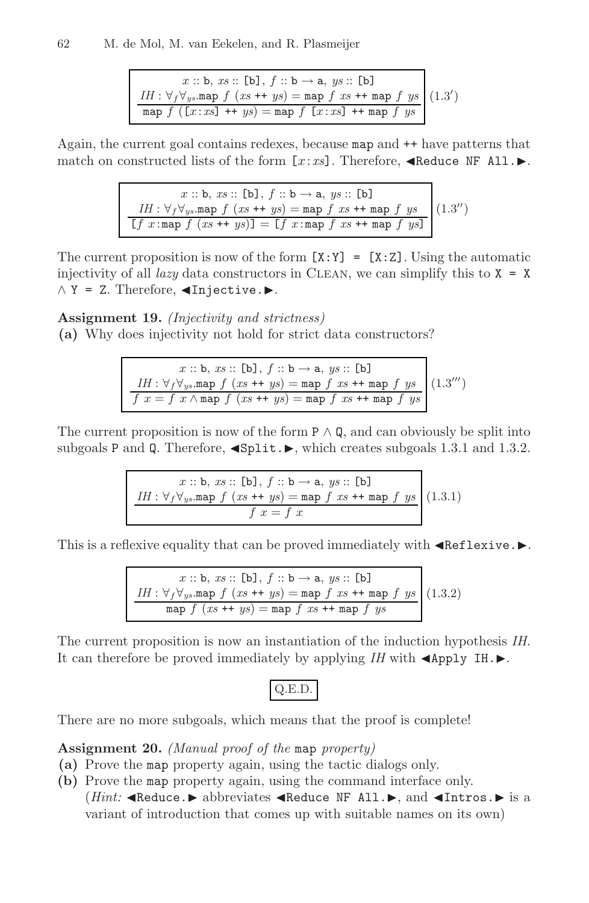$$\boxed{\dfrac{\begin{array}{c} x :: \mathtt{b},\ xs :: \mathtt{[b]},\ f :: \mathtt{b} \rightarrow \mathtt{a},\ ys :: \mathtt{[b]} \\ IH : \forall_f \forall_{ys}.\mathtt{map}\ f\ (xs\ \mathtt{++}\ ys) = \mathtt{map}\ f\ xs\ \mathtt{++}\ \mathtt{map}\ f\ ys \end{array}}{\mathtt{map}\ f\ (\mathtt{[}x\mathtt{:}xs\mathtt{]}\ \mathtt{++}\ ys) = \mathtt{map}\ f\ \mathtt{[}x\mathtt{:}xs\mathtt{]}\ \mathtt{++}\ \mathtt{map}\ f\ ys}} \quad (1.3')$$

Again, the current goal contains redexes, because `map` and `++` have patterns that match on constructed lists of the form $\mathtt{[}x\mathtt{:}xs\mathtt{]}$. Therefore, ◀`Reduce NF All.`▶.

$$\boxed{\dfrac{\begin{array}{c} x :: \mathtt{b},\ xs :: \mathtt{[b]},\ f :: \mathtt{b} \rightarrow \mathtt{a},\ ys :: \mathtt{[b]} \\ IH : \forall_f \forall_{ys}.\mathtt{map}\ f\ (xs\ \mathtt{++}\ ys) = \mathtt{map}\ f\ xs\ \mathtt{++}\ \mathtt{map}\ f\ ys \end{array}}{\mathtt{[}f\ x\mathtt{:map}\ f\ (xs\ \mathtt{++}\ ys)\mathtt{]} = \mathtt{[}f\ x\mathtt{:map}\ f\ xs\ \mathtt{++}\ \mathtt{map}\ f\ ys\mathtt{]}}} \quad (1.3'')$$

The current proposition is now of the form `[X:Y] = [X:Z]`. Using the automatic injectivity of all *lazy* data constructors in CLEAN, we can simplify this to `X = X` ∧ `Y = Z`. Therefore, ◀`Injective.`▶.

**Assignment 19.** *(Injectivity and strictness)*

**(a)** Why does injectivity not hold for strict data constructors?

$$\boxed{\dfrac{\begin{array}{c} x :: \mathtt{b},\ xs :: \mathtt{[b]},\ f :: \mathtt{b} \rightarrow \mathtt{a},\ ys :: \mathtt{[b]} \\ IH : \forall_f \forall_{ys}.\mathtt{map}\ f\ (xs\ \mathtt{++}\ ys) = \mathtt{map}\ f\ xs\ \mathtt{++}\ \mathtt{map}\ f\ ys \end{array}}{f\ x = f\ x \wedge \mathtt{map}\ f\ (xs\ \mathtt{++}\ ys) = \mathtt{map}\ f\ xs\ \mathtt{++}\ \mathtt{map}\ f\ ys}} \quad (1.3''')$$

The current proposition is now of the form `P` ∧ `Q`, and can obviously be split into subgoals `P` and `Q`. Therefore, ◀`Split.`▶, which creates subgoals 1.3.1 and 1.3.2.

$$\boxed{\dfrac{\begin{array}{c} x :: \mathtt{b},\ xs :: \mathtt{[b]},\ f :: \mathtt{b} \rightarrow \mathtt{a},\ ys :: \mathtt{[b]} \\ IH : \forall_f \forall_{ys}.\mathtt{map}\ f\ (xs\ \mathtt{++}\ ys) = \mathtt{map}\ f\ xs\ \mathtt{++}\ \mathtt{map}\ f\ ys \end{array}}{f\ x = f\ x}} \quad (1.3.1)$$

This is a reflexive equality that can be proved immediately with ◀`Reflexive.`▶.

$$\boxed{\dfrac{\begin{array}{c} x :: \mathtt{b},\ xs :: \mathtt{[b]},\ f :: \mathtt{b} \rightarrow \mathtt{a},\ ys :: \mathtt{[b]} \\ IH : \forall_f \forall_{ys}.\mathtt{map}\ f\ (xs\ \mathtt{++}\ ys) = \mathtt{map}\ f\ xs\ \mathtt{++}\ \mathtt{map}\ f\ ys \end{array}}{\mathtt{map}\ f\ (xs\ \mathtt{++}\ ys) = \mathtt{map}\ f\ xs\ \mathtt{++}\ \mathtt{map}\ f\ ys}} \quad (1.3.2)$$

The current proposition is now an instantiation of the induction hypothesis *IH*. It can therefore be proved immediately by applying *IH* with ◀`Apply IH.`▶.

Q.E.D.

There are no more subgoals, which means that the proof is complete!

**Assignment 20.** *(Manual proof of the* `map` *property)*

**(a)** Prove the `map` property again, using the tactic dialogs only.

**(b)** Prove the `map` property again, using the command interface only.
(*Hint:* ◀`Reduce.`▶ abbreviates ◀`Reduce NF All.`▶, and ◀`Intros.`▶ is a variant of introduction that comes up with suitable names on its own)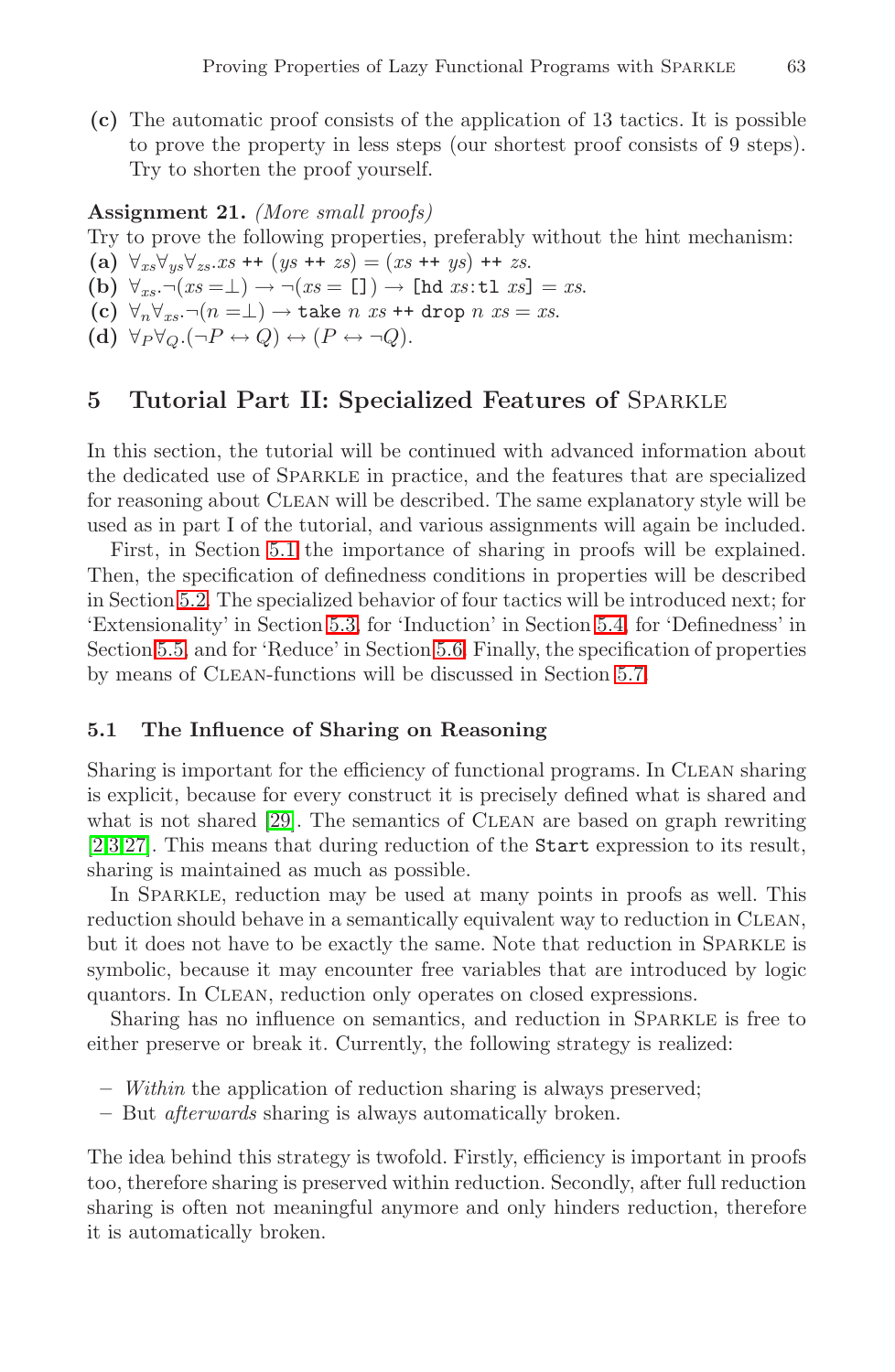**(c)** The automatic proof consists of the application of 13 tactics. It is possible to prove the property in less steps (our shortest proof consists of 9 steps). Try to shorten the proof yourself.

**Assignment 21.** *(More small proofs)*
Try to prove the following properties, preferably without the hint mechanism:

**(a)** $\forall_{xs}\forall_{ys}\forall_{zs}.xs$ `++` $(ys$ `++` $zs) = (xs$ `++` $ys)$ `++` $zs$.
**(b)** $\forall_{xs}.\neg(xs = \perp) \rightarrow \neg(xs =$ `[]`$) \rightarrow$ `[hd` $xs$`:tl` $xs$`]` $= xs$.
**(c)** $\forall_{n}\forall_{xs}.\neg(n = \perp) \rightarrow$ `take` $n\ xs$ `++` `drop` $n\ xs = xs$.
**(d)** $\forall_{P}\forall_{Q}.(\neg P \leftrightarrow Q) \leftrightarrow (P \leftrightarrow \neg Q)$.

## 5 Tutorial Part II: Specialized Features of Sparkle

In this section, the tutorial will be continued with advanced information about the dedicated use of Sparkle in practice, and the features that are specialized for reasoning about Clean will be described. The same explanatory style will be used as in part I of the tutorial, and various assignments will again be included.

First, in Section 5.1 the importance of sharing in proofs will be explained. Then, the specification of definedness conditions in properties will be described in Section 5.2. The specialized behavior of four tactics will be introduced next; for 'Extensionality' in Section 5.3, for 'Induction' in Section 5.4, for 'Definedness' in Section 5.5, and for 'Reduce' in Section 5.6. Finally, the specification of properties by means of Clean-functions will be discussed in Section 5.7.

### 5.1 The Influence of Sharing on Reasoning

Sharing is important for the efficiency of functional programs. In Clean sharing is explicit, because for every construct it is precisely defined what is shared and what is not shared [29]. The semantics of Clean are based on graph rewriting [2,3,27]. This means that during reduction of the `Start` expression to its result, sharing is maintained as much as possible.

In Sparkle, reduction may be used at many points in proofs as well. This reduction should behave in a semantically equivalent way to reduction in Clean, but it does not have to be exactly the same. Note that reduction in Sparkle is symbolic, because it may encounter free variables that are introduced by logic quantors. In Clean, reduction only operates on closed expressions.

Sharing has no influence on semantics, and reduction in Sparkle is free to either preserve or break it. Currently, the following strategy is realized:

- *Within* the application of reduction sharing is always preserved;
- But *afterwards* sharing is always automatically broken.

The idea behind this strategy is twofold. Firstly, efficiency is important in proofs too, therefore sharing is preserved within reduction. Secondly, after full reduction sharing is often not meaningful anymore and only hinders reduction, therefore it is automatically broken.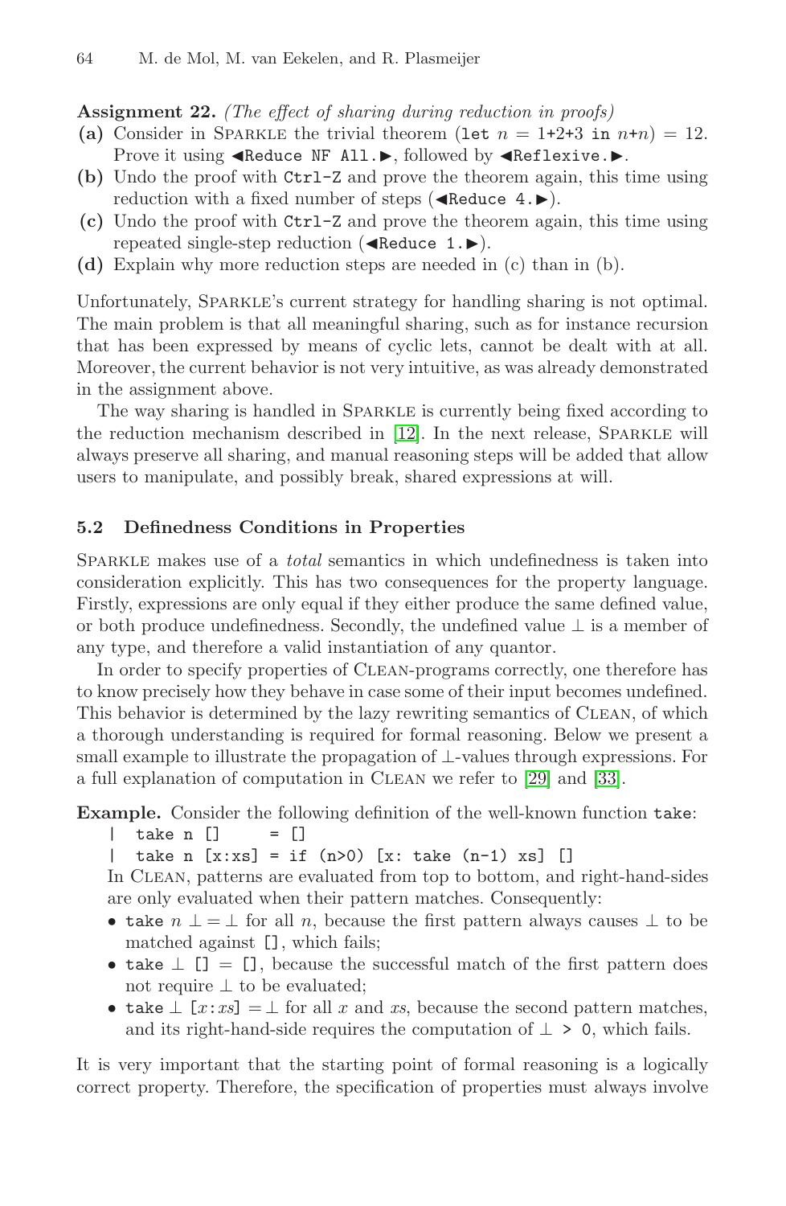**Assignment 22.** *(The effect of sharing during reduction in proofs)*

**(a)** Consider in Sparkle the trivial theorem (`let` $n$ = `1+2+3` `in` $n$+$n$) = 12. Prove it using ◀`Reduce NF All.`▶, followed by ◀`Reflexive.`▶.

**(b)** Undo the proof with `Ctrl-Z` and prove the theorem again, this time using reduction with a fixed number of steps (◀`Reduce 4.`▶).

**(c)** Undo the proof with `Ctrl-Z` and prove the theorem again, this time using repeated single-step reduction (◀`Reduce 1.`▶).

**(d)** Explain why more reduction steps are needed in (c) than in (b).

Unfortunately, Sparkle's current strategy for handling sharing is not optimal. The main problem is that all meaningful sharing, such as for instance recursion that has been expressed by means of cyclic lets, cannot be dealt with at all. Moreover, the current behavior is not very intuitive, as was already demonstrated in the assignment above.

The way sharing is handled in Sparkle is currently being fixed according to the reduction mechanism described in [12]. In the next release, Sparkle will always preserve all sharing, and manual reasoning steps will be added that allow users to manipulate, and possibly break, shared expressions at will.

### 5.2 Definedness Conditions in Properties

Sparkle makes use of a *total* semantics in which undefinedness is taken into consideration explicitly. This has two consequences for the property language. Firstly, expressions are only equal if they either produce the same defined value, or both produce undefinedness. Secondly, the undefined value $\perp$ is a member of any type, and therefore a valid instantiation of any quantor.

In order to specify properties of Clean-programs correctly, one therefore has to know precisely how they behave in case some of their input becomes undefined. This behavior is determined by the lazy rewriting semantics of Clean, of which a thorough understanding is required for formal reasoning. Below we present a small example to illustrate the propagation of $\perp$-values through expressions. For a full explanation of computation in Clean we refer to [29] and [33].

**Example.** Consider the following definition of the well-known function `take`:

```
|  take n []     = []
|  take n [x:xs] = if (n>0) [x: take (n-1) xs] []
```

In Clean, patterns are evaluated from top to bottom, and right-hand-sides are only evaluated when their pattern matches. Consequently:

- `take` $n$ $\perp = \perp$ for all $n$, because the first pattern always causes $\perp$ to be matched against `[]`, which fails;
- `take` $\perp$ `[]` = `[]`, because the successful match of the first pattern does not require $\perp$ to be evaluated;
- `take` $\perp$ `[`$x$`:`$xs$`]` $= \perp$ for all $x$ and $xs$, because the second pattern matches, and its right-hand-side requires the computation of $\perp$ `> 0`, which fails.

It is very important that the starting point of formal reasoning is a logically correct property. Therefore, the specification of properties must always involve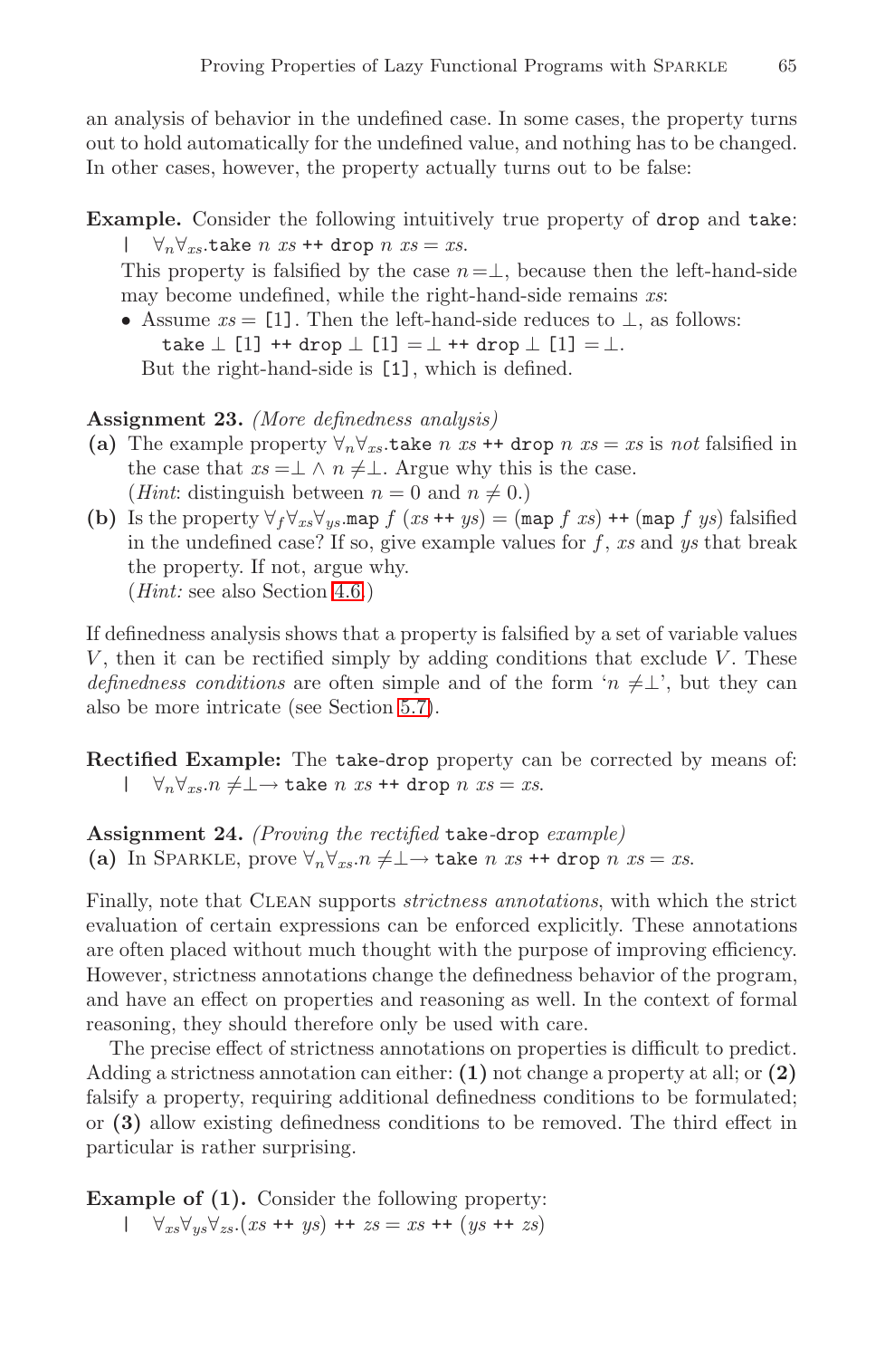an analysis of behavior in the undefined case. In some cases, the property turns out to hold automatically for the undefined value, and nothing has to be changed. In other cases, however, the property actually turns out to be false:

**Example.** Consider the following intuitively true property of `drop` and `take`:

| $\forall_n \forall_{xs}$.`take` $n$ $xs$ `++` `drop` $n$ $xs = xs$.

This property is falsified by the case $n = \bot$, because then the left-hand-side may become undefined, while the right-hand-side remains $xs$:

- Assume $xs =$ `[1]`. Then the left-hand-side reduces to $\bot$, as follows:
  `take` $\bot$ `[1]` `++` `drop` $\bot$ `[1]` $= \bot$ `++` `drop` $\bot$ `[1]` $= \bot$.
  
  But the right-hand-side is `[1]`, which is defined.

**Assignment 23.** *(More definedness analysis)*

**(a)** The example property $\forall_n \forall_{xs}$.`take` $n$ $xs$ `++` `drop` $n$ $xs = xs$ is *not* falsified in the case that $xs = \bot \wedge n \neq \bot$. Argue why this is the case.
(*Hint*: distinguish between $n = 0$ and $n \neq 0$.)

**(b)** Is the property $\forall_f \forall_{xs} \forall_{ys}$.`map` $f$ $(xs$ `++` $ys) = ($`map` $f$ $xs)$ `++` $($`map` $f$ $ys)$ falsified in the undefined case? If so, give example values for $f$, $xs$ and $ys$ that break the property. If not, argue why.
(*Hint:* see also Section 4.6.)

If definedness analysis shows that a property is falsified by a set of variable values $V$, then it can be rectified simply by adding conditions that exclude $V$. These *definedness conditions* are often simple and of the form '$n \neq \bot$', but they can also be more intricate (see Section 5.7).

**Rectified Example:** The `take-drop` property can be corrected by means of:

| $\forall_n \forall_{xs}.n \neq \bot \rightarrow$ `take` $n$ $xs$ `++` `drop` $n$ $xs = xs$.

**Assignment 24.** *(Proving the rectified* `take-drop` *example)*

**(a)** In SPARKLE, prove $\forall_n \forall_{xs}.n \neq \bot \rightarrow$ `take` $n$ $xs$ `++` `drop` $n$ $xs = xs$.

Finally, note that CLEAN supports *strictness annotations*, with which the strict evaluation of certain expressions can be enforced explicitly. These annotations are often placed without much thought with the purpose of improving efficiency. However, strictness annotations change the definedness behavior of the program, and have an effect on properties and reasoning as well. In the context of formal reasoning, they should therefore only be used with care.

The precise effect of strictness annotations on properties is difficult to predict. Adding a strictness annotation can either: **(1)** not change a property at all; or **(2)** falsify a property, requiring additional definedness conditions to be formulated; or **(3)** allow existing definedness conditions to be removed. The third effect in particular is rather surprising.

**Example of (1).** Consider the following property:

| $\forall_{xs} \forall_{ys} \forall_{zs}.(xs$ `++` $ys)$ `++` $zs = xs$ `++` $(ys$ `++` $zs)$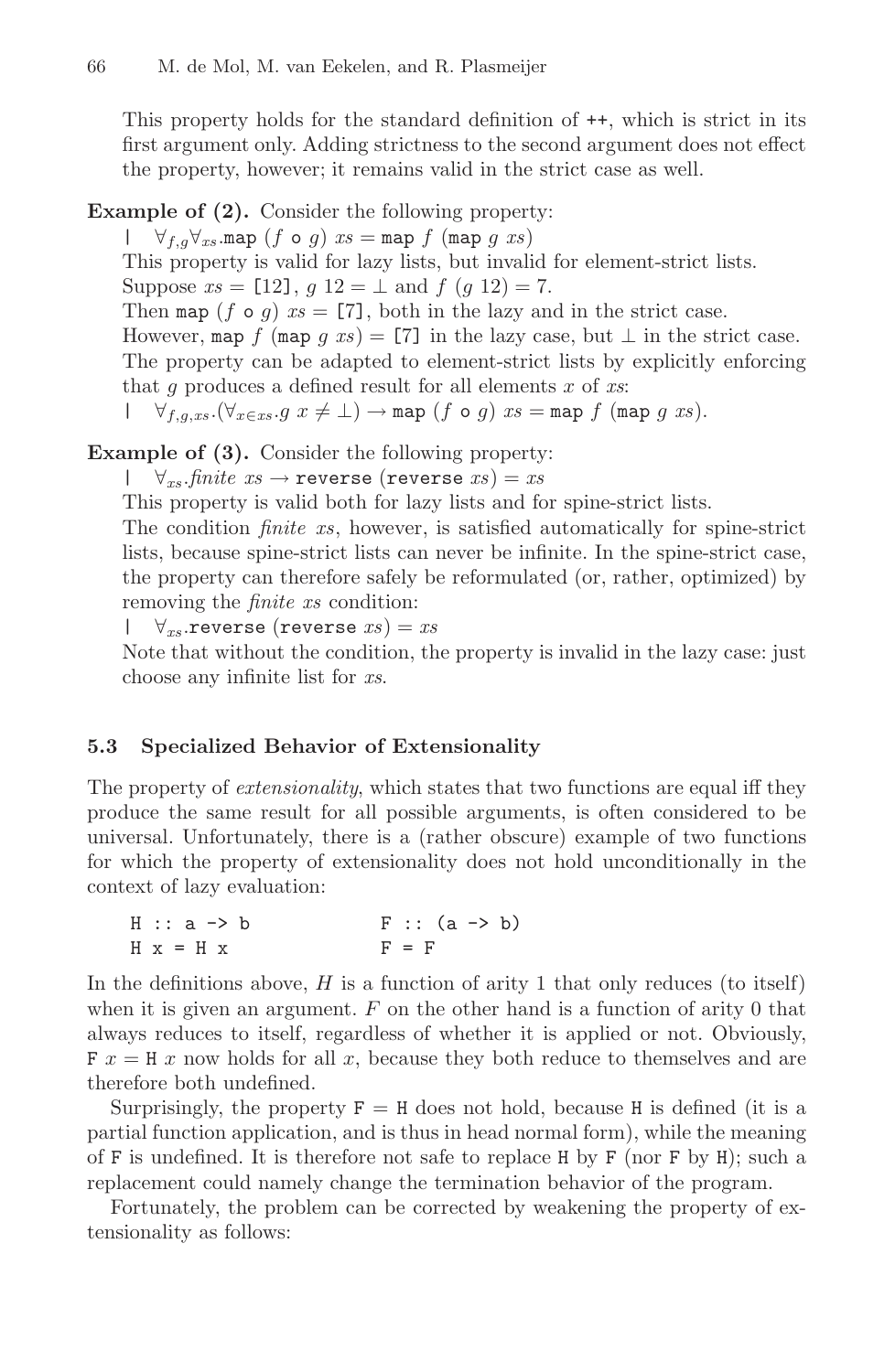This property holds for the standard definition of `++`, which is strict in its first argument only. Adding strictness to the second argument does not effect the property, however; it remains valid in the strict case as well.

**Example of (2).** Consider the following property:

| $\forall_{f,g}\forall_{xs}.$`map` $(f$ `o` $g)$ $xs =$ `map` $f$ (`map` $g$ $xs$)

This property is valid for lazy lists, but invalid for element-strict lists.
Suppose $xs =$ `[12]`, $g$ $12 = \bot$ and $f$ $(g$ $12) = 7$.
Then `map` $(f$ `o` $g)$ $xs =$ `[7]`, both in the lazy and in the strict case.
However, `map` $f$ (`map` $g$ $xs$) $=$ `[7]` in the lazy case, but $\bot$ in the strict case.
The property can be adapted to element-strict lists by explicitly enforcing that $g$ produces a defined result for all elements $x$ of $xs$:

| $\forall_{f,g,xs}.(\forall_{x \in xs}.g$ $x \neq \bot) \rightarrow$ `map` $(f$ `o` $g)$ $xs =$ `map` $f$ (`map` $g$ $xs$).

**Example of (3).** Consider the following property:

| $\forall_{xs}.$*finite* $xs \rightarrow$ `reverse` (`reverse` $xs$) $= xs$

This property is valid both for lazy lists and for spine-strict lists.
The condition *finite* $xs$, however, is satisfied automatically for spine-strict lists, because spine-strict lists can never be infinite. In the spine-strict case, the property can therefore safely be reformulated (or, rather, optimized) by removing the *finite* $xs$ condition:

| $\forall_{xs}.$`reverse` (`reverse` $xs$) $= xs$

Note that without the condition, the property is invalid in the lazy case: just choose any infinite list for $xs$.

### 5.3 Specialized Behavior of Extensionality

The property of *extensionality*, which states that two functions are equal iff they produce the same result for all possible arguments, is often considered to be universal. Unfortunately, there is a (rather obscure) example of two functions for which the property of extensionality does not hold unconditionally in the context of lazy evaluation:

```
H :: a -> b              F :: (a -> b)
H x = H x                F = F
```

In the definitions above, $H$ is a function of arity 1 that only reduces (to itself) when it is given an argument. $F$ on the other hand is a function of arity 0 that always reduces to itself, regardless of whether it is applied or not. Obviously, `F` $x =$ `H` $x$ now holds for all $x$, because they both reduce to themselves and are therefore both undefined.

Surprisingly, the property `F` $=$ `H` does not hold, because `H` is defined (it is a partial function application, and is thus in head normal form), while the meaning of `F` is undefined. It is therefore not safe to replace `H` by `F` (nor `F` by `H`); such a replacement could namely change the termination behavior of the program.

Fortunately, the problem can be corrected by weakening the property of extensionality as follows: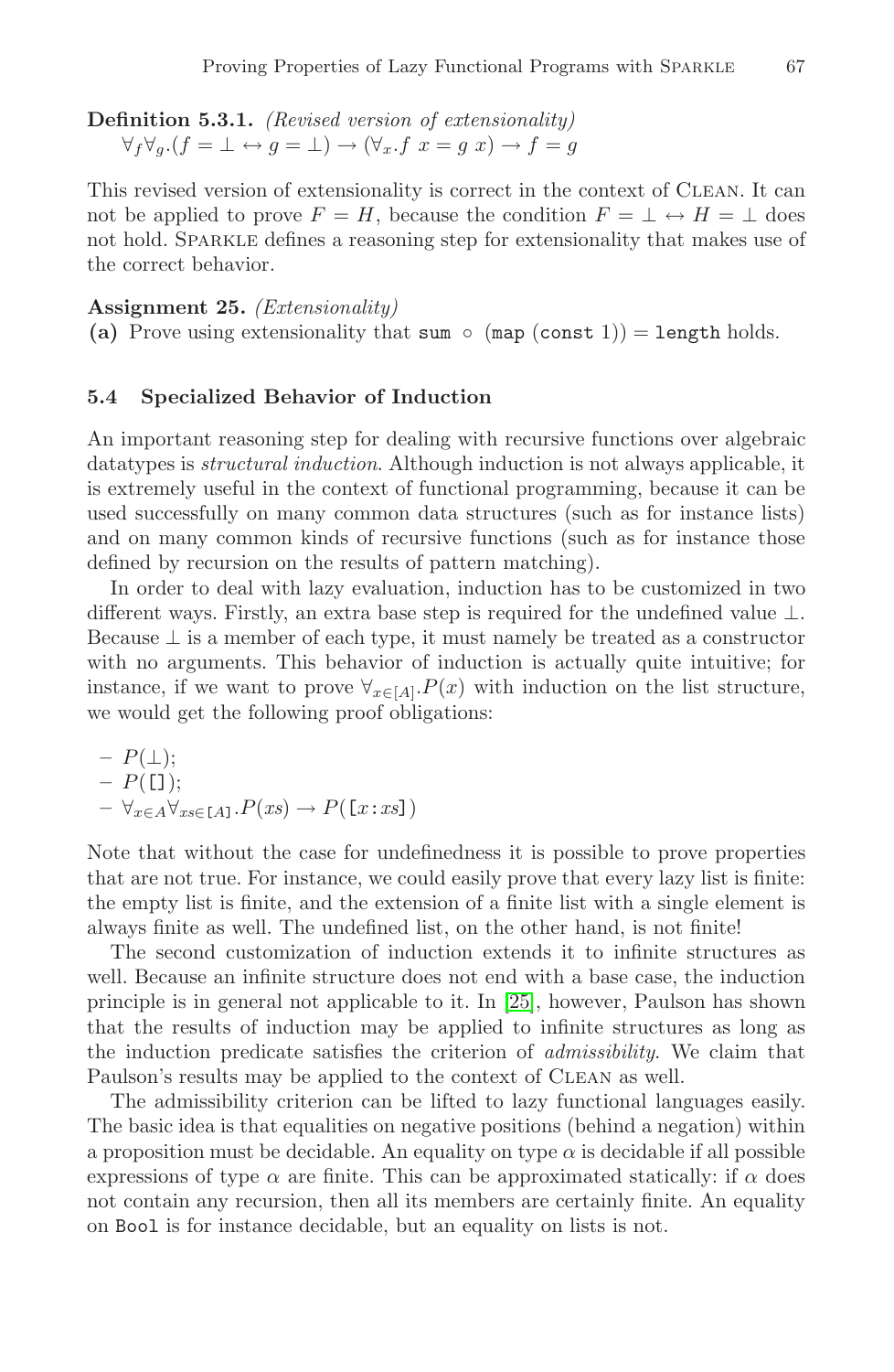**Definition 5.3.1.** *(Revised version of extensionality)*
$\forall_f \forall_g.(f = \bot \leftrightarrow g = \bot) \rightarrow (\forall_x.f\ x = g\ x) \rightarrow f = g$

This revised version of extensionality is correct in the context of Clean. It can not be applied to prove $F = H$, because the condition $F = \bot \leftrightarrow H = \bot$ does not hold. Sparkle defines a reasoning step for extensionality that makes use of the correct behavior.

**Assignment 25.** *(Extensionality)*
**(a)** Prove using extensionality that `sum` $\circ$ (`map` (`const` 1)) = `length` holds.

### 5.4 Specialized Behavior of Induction

An important reasoning step for dealing with recursive functions over algebraic datatypes is *structural induction*. Although induction is not always applicable, it is extremely useful in the context of functional programming, because it can be used successfully on many common data structures (such as for instance lists) and on many common kinds of recursive functions (such as for instance those defined by recursion on the results of pattern matching).

In order to deal with lazy evaluation, induction has to be customized in two different ways. Firstly, an extra base step is required for the undefined value $\bot$. Because $\bot$ is a member of each type, it must namely be treated as a constructor with no arguments. This behavior of induction is actually quite intuitive; for instance, if we want to prove $\forall_{x \in [A]}.P(x)$ with induction on the list structure, we would get the following proof obligations:

- $P(\bot)$;
- $P($`[]`$)$;
- $\forall_{x \in A} \forall_{xs \in [A]}.P(xs) \rightarrow P($`[`$x$`:`$xs$`]`$)$

Note that without the case for undefinedness it is possible to prove properties that are not true. For instance, we could easily prove that every lazy list is finite: the empty list is finite, and the extension of a finite list with a single element is always finite as well. The undefined list, on the other hand, is not finite!

The second customization of induction extends it to infinite structures as well. Because an infinite structure does not end with a base case, the induction principle is in general not applicable to it. In [25], however, Paulson has shown that the results of induction may be applied to infinite structures as long as the induction predicate satisfies the criterion of *admissibility*. We claim that Paulson's results may be applied to the context of Clean as well.

The admissibility criterion can be lifted to lazy functional languages easily. The basic idea is that equalities on negative positions (behind a negation) within a proposition must be decidable. An equality on type $\alpha$ is decidable if all possible expressions of type $\alpha$ are finite. This can be approximated statically: if $\alpha$ does not contain any recursion, then all its members are certainly finite. An equality on `Bool` is for instance decidable, but an equality on lists is not.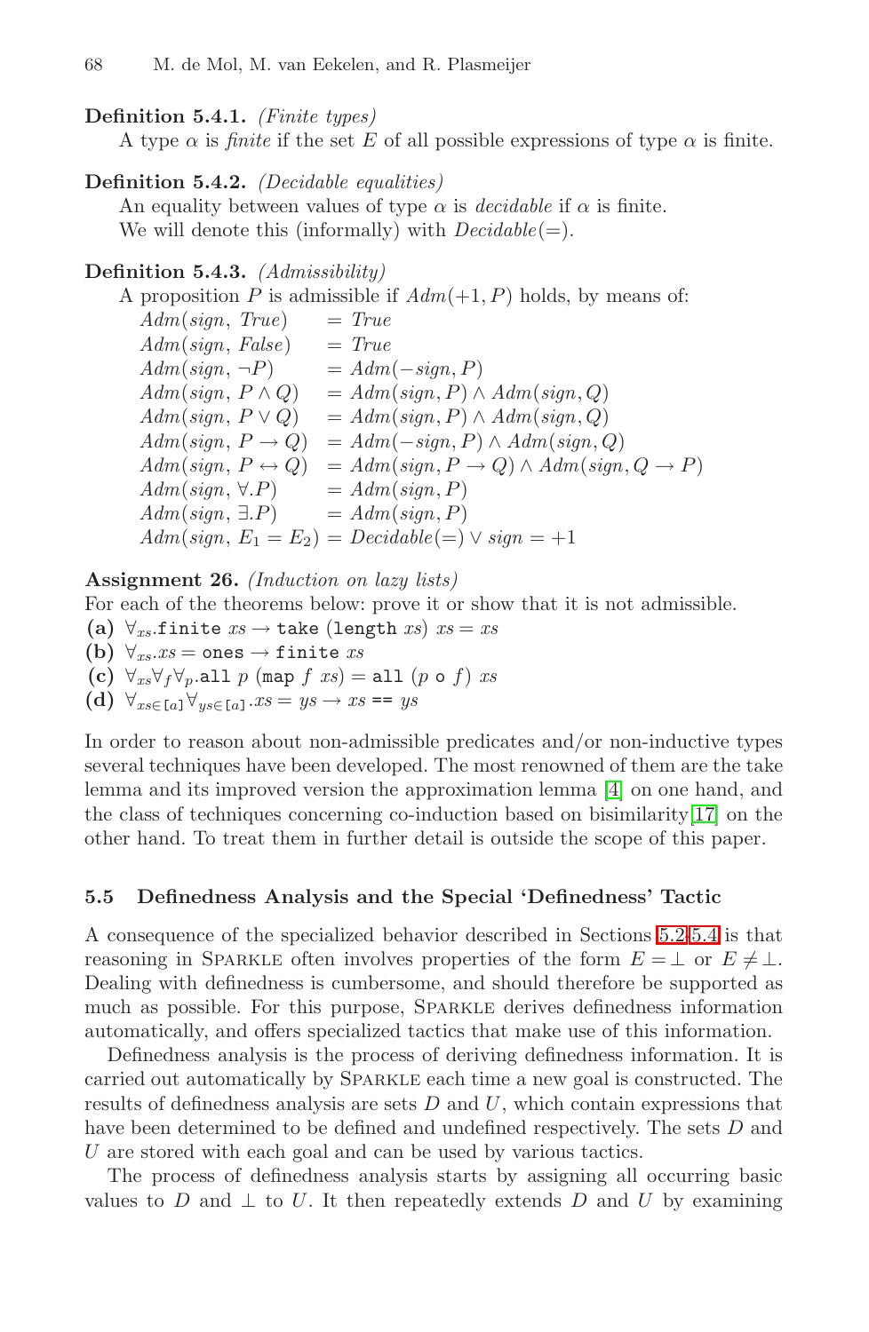**Definition 5.4.1.** *(Finite types)*
A type $\alpha$ is *finite* if the set $E$ of all possible expressions of type $\alpha$ is finite.

**Definition 5.4.2.** *(Decidable equalities)*
An equality between values of type $\alpha$ is *decidable* if $\alpha$ is finite.
We will denote this (informally) with $Decidable(=)$.

**Definition 5.4.3.** *(Admissibility)*
A proposition $P$ is admissible if $Adm(+1, P)$ holds, by means of:

$$
\begin{aligned}
&Adm(sign,\ True) &&= True\\
&Adm(sign,\ False) &&= True\\
&Adm(sign,\ \neg P) &&= Adm(-sign, P)\\
&Adm(sign,\ P \wedge Q) &&= Adm(sign, P) \wedge Adm(sign, Q)\\
&Adm(sign,\ P \vee Q) &&= Adm(sign, P) \wedge Adm(sign, Q)\\
&Adm(sign,\ P \rightarrow Q) &&= Adm(-sign, P) \wedge Adm(sign, Q)\\
&Adm(sign,\ P \leftrightarrow Q) &&= Adm(sign, P \rightarrow Q) \wedge Adm(sign, Q \rightarrow P)\\
&Adm(sign,\ \forall.P) &&= Adm(sign, P)\\
&Adm(sign,\ \exists.P) &&= Adm(sign, P)\\
&Adm(sign,\ E_1 = E_2) &&= Decidable(=) \vee sign = +1
\end{aligned}
$$

**Assignment 26.** *(Induction on lazy lists)*
For each of the theorems below: prove it or show that it is not admissible.

**(a)** $\forall_{xs}.\texttt{finite}\ xs \rightarrow \texttt{take}\ (\texttt{length}\ xs)\ xs = xs$
**(b)** $\forall_{xs}.xs = \texttt{ones} \rightarrow \texttt{finite}\ xs$
**(c)** $\forall_{xs}\forall_{f}\forall_{p}.\texttt{all}\ p\ (\texttt{map}\ f\ xs) = \texttt{all}\ (p\ \texttt{o}\ f)\ xs$
**(d)** $\forall_{xs \in \texttt{[a]}}\forall_{ys \in \texttt{[a]}}.xs = ys \rightarrow xs\ \texttt{==}\ ys$

In order to reason about non-admissible predicates and/or non-inductive types several techniques have been developed. The most renowned of them are the take lemma and its improved version the approximation lemma [4] on one hand, and the class of techniques concerning co-induction based on bisimilarity[17] on the other hand. To treat them in further detail is outside the scope of this paper.

### 5.5 Definedness Analysis and the Special 'Definedness' Tactic

A consequence of the specialized behavior described in Sections 5.2-5.4 is that reasoning in Sparkle often involves properties of the form $E = \bot$ or $E \neq \bot$. Dealing with definedness is cumbersome, and should therefore be supported as much as possible. For this purpose, Sparkle derives definedness information automatically, and offers specialized tactics that make use of this information.

Definedness analysis is the process of deriving definedness information. It is carried out automatically by Sparkle each time a new goal is constructed. The results of definedness analysis are sets $D$ and $U$, which contain expressions that have been determined to be defined and undefined respectively. The sets $D$ and $U$ are stored with each goal and can be used by various tactics.

The process of definedness analysis starts by assigning all occurring basic values to $D$ and $\bot$ to $U$. It then repeatedly extends $D$ and $U$ by examining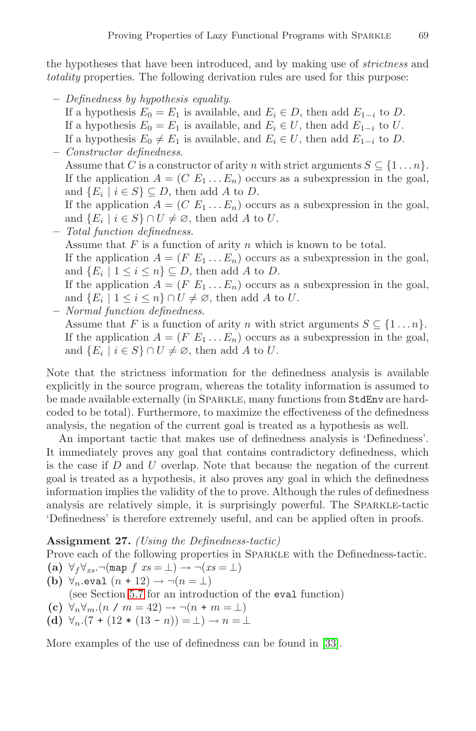the hypotheses that have been introduced, and by making use of *strictness* and *totality* properties. The following derivation rules are used for this purpose:

- *Definedness by hypothesis equality.*
  If a hypothesis $E_0 = E_1$ is available, and $E_i \in D$, then add $E_{1-i}$ to $D$.
  If a hypothesis $E_0 = E_1$ is available, and $E_i \in U$, then add $E_{1-i}$ to $U$.
  If a hypothesis $E_0 \neq E_1$ is available, and $E_i \in U$, then add $E_{1-i}$ to $D$.
- *Constructor definedness.*
  Assume that $C$ is a constructor of arity $n$ with strict arguments $S \subseteq \{1 \ldots n\}$.
  If the application $A = (C\ E_1 \ldots E_n)$ occurs as a subexpression in the goal, and $\{E_i \mid i \in S\} \subseteq D$, then add $A$ to $D$.
  If the application $A = (C\ E_1 \ldots E_n)$ occurs as a subexpression in the goal, and $\{E_i \mid i \in S\} \cap U \neq \varnothing$, then add $A$ to $U$.
- *Total function definedness.*
  Assume that $F$ is a function of arity $n$ which is known to be total.
  If the application $A = (F\ E_1 \ldots E_n)$ occurs as a subexpression in the goal, and $\{E_i \mid 1 \leq i \leq n\} \subseteq D$, then add $A$ to $D$.
  If the application $A = (F\ E_1 \ldots E_n)$ occurs as a subexpression in the goal, and $\{E_i \mid 1 \leq i \leq n\} \cap U \neq \varnothing$, then add $A$ to $U$.
- *Normal function definedness.*
  Assume that $F$ is a function of arity $n$ with strict arguments $S \subseteq \{1 \ldots n\}$.
  If the application $A = (F\ E_1 \ldots E_n)$ occurs as a subexpression in the goal, and $\{E_i \mid i \in S\} \cap U \neq \varnothing$, then add $A$ to $U$.

Note that the strictness information for the definedness analysis is available explicitly in the source program, whereas the totality information is assumed to be made available externally (in SPARKLE, many functions from `StdEnv` are hard-coded to be total). Furthermore, to maximize the effectiveness of the definedness analysis, the negation of the current goal is treated as a hypothesis as well.

An important tactic that makes use of definedness analysis is 'Definedness'. It immediately proves any goal that contains contradictory definedness, which is the case if $D$ and $U$ overlap. Note that because the negation of the current goal is treated as a hypothesis, it also proves any goal in which the definedness information implies the validity of the to prove. Although the rules of definedness analysis are relatively simple, it is surprisingly powerful. The SPARKLE-tactic 'Definedness' is therefore extremely useful, and can be applied often in proofs.

**Assignment 27.** *(Using the Definedness-tactic)*
Prove each of the following properties in SPARKLE with the Definedness-tactic.

**(a)** $\forall_f \forall_{xs}.\neg(\texttt{map}\ f\ xs = \bot) \rightarrow \neg(xs = \bot)$

**(b)** $\forall_n.\texttt{eval}\ (n\ \texttt{+}\ 12) \rightarrow \neg(n = \bot)$
(see Section 5.7 for an introduction of the `eval` function)

**(c)** $\forall_n \forall_m.(n\ \texttt{/}\ m = 42) \rightarrow \neg(n\ \texttt{+}\ m = \bot)$

**(d)** $\forall_n.(7\ \texttt{+}\ (12\ \texttt{*}\ (13\ \texttt{-}\ n)) = \bot) \rightarrow n = \bot$

More examples of the use of definedness can be found in [33].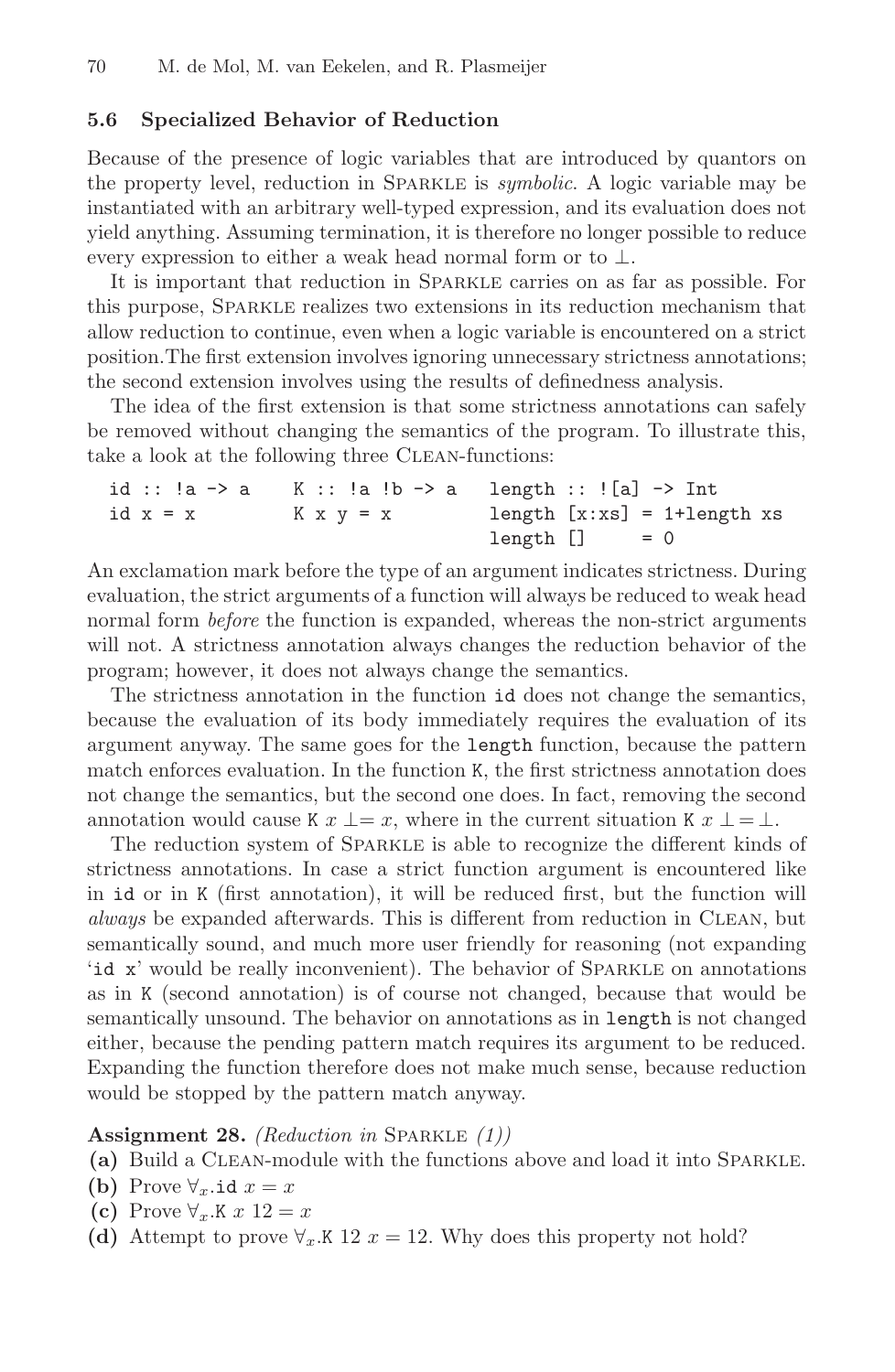### 5.6 Specialized Behavior of Reduction

Because of the presence of logic variables that are introduced by quantors on the property level, reduction in Sparkle is *symbolic*. A logic variable may be instantiated with an arbitrary well-typed expression, and its evaluation does not yield anything. Assuming termination, it is therefore no longer possible to reduce every expression to either a weak head normal form or to $\bot$.

It is important that reduction in Sparkle carries on as far as possible. For this purpose, Sparkle realizes two extensions in its reduction mechanism that allow reduction to continue, even when a logic variable is encountered on a strict position. The first extension involves ignoring unnecessary strictness annotations; the second extension involves using the results of definedness analysis.

The idea of the first extension is that some strictness annotations can safely be removed without changing the semantics of the program. To illustrate this, take a look at the following three Clean-functions:

```
id :: !a -> a    K :: !a !b -> a   length :: ![a] -> Int
id x = x         K x y = x         length [x:xs] = 1+length xs
                                   length []     = 0
```

An exclamation mark before the type of an argument indicates strictness. During evaluation, the strict arguments of a function will always be reduced to weak head normal form *before* the function is expanded, whereas the non-strict arguments will not. A strictness annotation always changes the reduction behavior of the program; however, it does not always change the semantics.

The strictness annotation in the function `id` does not change the semantics, because the evaluation of its body immediately requires the evaluation of its argument anyway. The same goes for the `length` function, because the pattern match enforces evaluation. In the function `K`, the first strictness annotation does not change the semantics, but the second one does. In fact, removing the second annotation would cause `K` $x \bot = x$, where in the current situation `K` $x \bot = \bot$.

The reduction system of Sparkle is able to recognize the different kinds of strictness annotations. In case a strict function argument is encountered like in `id` or in `K` (first annotation), it will be reduced first, but the function will *always* be expanded afterwards. This is different from reduction in Clean, but semantically sound, and much more user friendly for reasoning (not expanding '`id x`' would be really inconvenient). The behavior of Sparkle on annotations as in `K` (second annotation) is of course not changed, because that would be semantically unsound. The behavior on annotations as in `length` is not changed either, because the pending pattern match requires its argument to be reduced. Expanding the function therefore does not make much sense, because reduction would be stopped by the pattern match anyway.

**Assignment 28.** *(Reduction in* Sparkle *(1))*

**(a)** Build a Clean-module with the functions above and load it into Sparkle.

**(b)** Prove $\forall_x$.`id` $x = x$

**(c)** Prove $\forall_x$.`K` $x$ $12 = x$

**(d)** Attempt to prove $\forall_x$.`K` $12$ $x = 12$. Why does this property not hold?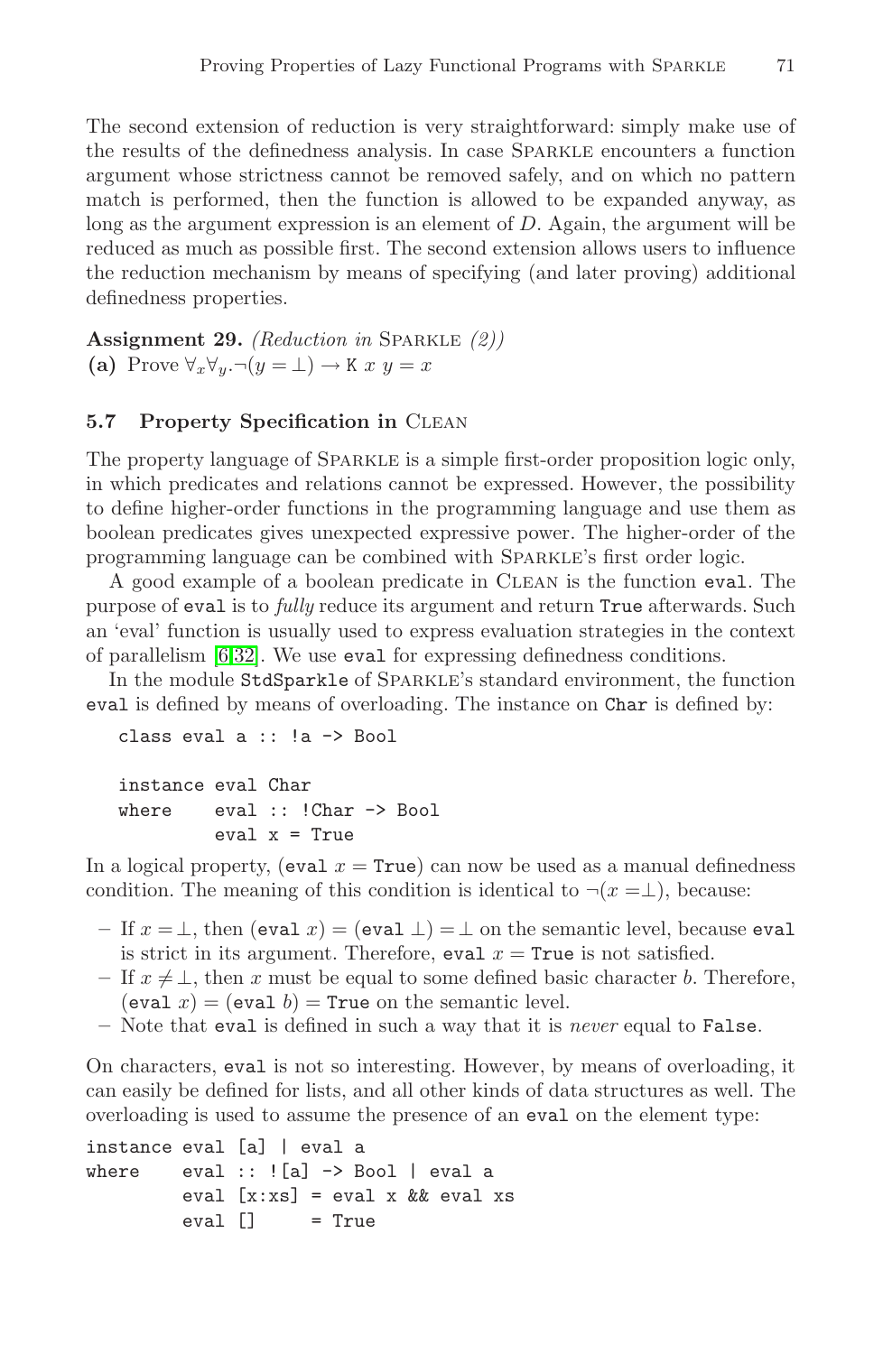The second extension of reduction is very straightforward: simply make use of the results of the definedness analysis. In case SPARKLE encounters a function argument whose strictness cannot be removed safely, and on which no pattern match is performed, then the function is allowed to be expanded anyway, as long as the argument expression is an element of $D$. Again, the argument will be reduced as much as possible first. The second extension allows users to influence the reduction mechanism by means of specifying (and later proving) additional definedness properties.

**Assignment 29.** *(Reduction in* SPARKLE *(2))*
**(a)** Prove $\forall_x \forall_y . \neg(y = \bot) \rightarrow \texttt{K}\ x\ y = x$

### 5.7 Property Specification in CLEAN

The property language of SPARKLE is a simple first-order proposition logic only, in which predicates and relations cannot be expressed. However, the possibility to define higher-order functions in the programming language and use them as boolean predicates gives unexpected expressive power. The higher-order of the programming language can be combined with SPARKLE's first order logic.

A good example of a boolean predicate in CLEAN is the function `eval`. The purpose of `eval` is to *fully* reduce its argument and return `True` afterwards. Such an 'eval' function is usually used to express evaluation strategies in the context of parallelism [6,32]. We use `eval` for expressing definedness conditions.

In the module `StdSparkle` of SPARKLE's standard environment, the function `eval` is defined by means of overloading. The instance on `Char` is defined by:

```
class eval a :: !a -> Bool

instance eval Char
where    eval :: !Char -> Bool
         eval x = True
```

In a logical property, (`eval` $x =$ `True`) can now be used as a manual definedness condition. The meaning of this condition is identical to $\neg(x = \bot)$, because:

- If $x = \bot$, then (`eval` $x$) = (`eval` $\bot$) $= \bot$ on the semantic level, because `eval` is strict in its argument. Therefore, `eval` $x =$ `True` is not satisfied.
- If $x \neq \bot$, then $x$ must be equal to some defined basic character $b$. Therefore, (`eval` $x$) = (`eval` $b$) = `True` on the semantic level.
- Note that `eval` is defined in such a way that it is *never* equal to `False`.

On characters, `eval` is not so interesting. However, by means of overloading, it can easily be defined for lists, and all other kinds of data structures as well. The overloading is used to assume the presence of an `eval` on the element type:

```
instance eval [a] | eval a
where    eval :: ![a] -> Bool | eval a
         eval [x:xs] = eval x && eval xs
         eval []     = True
```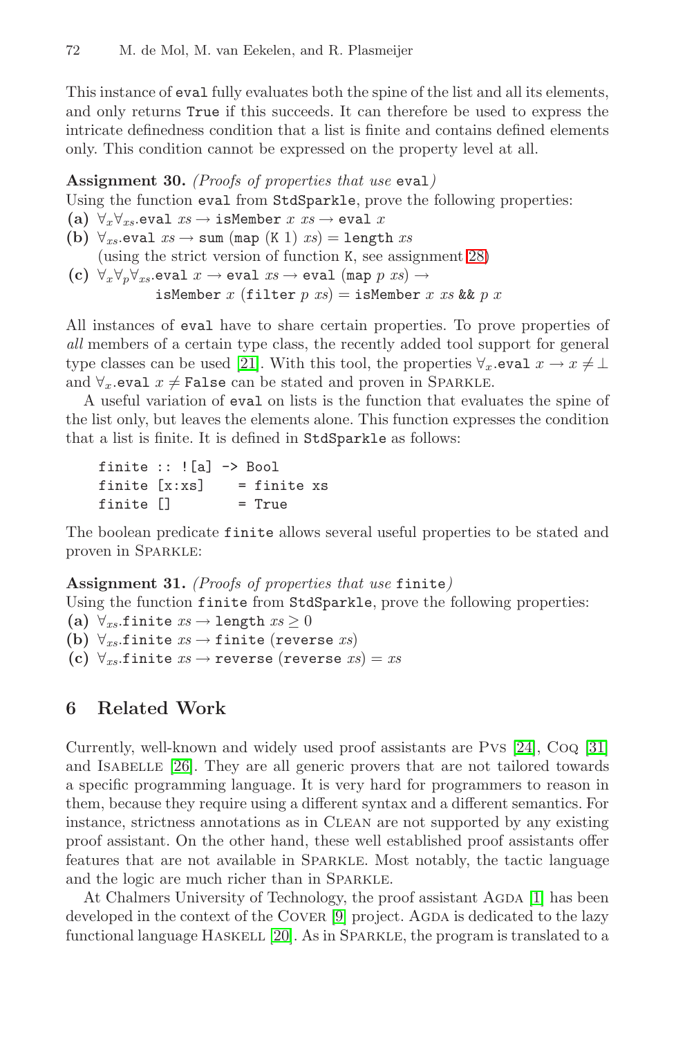This instance of `eval` fully evaluates both the spine of the list and all its elements, and only returns `True` if this succeeds. It can therefore be used to express the intricate definedness condition that a list is finite and contains defined elements only. This condition cannot be expressed on the property level at all.

**Assignment 30.** *(Proofs of properties that use* `eval`*)*
Using the function `eval` from `StdSparkle`, prove the following properties:

**(a)** $\forall_x \forall_{xs}$.`eval` $xs \rightarrow$ `isMember` $x$ $xs \rightarrow$ `eval` $x$

**(b)** $\forall_{xs}$.`eval` $xs \rightarrow$ `sum (map (K 1)` $xs$`)` $=$ `length` $xs$
(using the strict version of function `K`, see assignment 28)

**(c)** $\forall_x \forall_p \forall_{xs}$.`eval` $x \rightarrow$ `eval` $xs \rightarrow$ `eval (map` $p$ $xs$`)` $\rightarrow$
`isMember` $x$ `(filter` $p$ $xs$`)` $=$ `isMember` $x$ $xs$ `&&` $p$ $x$

All instances of `eval` have to share certain properties. To prove properties of *all* members of a certain type class, the recently added tool support for general type classes can be used [21]. With this tool, the properties $\forall_x$.`eval` $x \rightarrow x \neq \bot$ and $\forall_x$.`eval` $x \neq$ `False` can be stated and proven in Sparkle.

A useful variation of `eval` on lists is the function that evaluates the spine of the list only, but leaves the elements alone. This function expresses the condition that a list is finite. It is defined in `StdSparkle` as follows:

```
finite :: ![a] -> Bool
finite [x:xs]    = finite xs
finite []        = True
```

The boolean predicate `finite` allows several useful properties to be stated and proven in Sparkle:

**Assignment 31.** *(Proofs of properties that use* `finite`*)*
Using the function `finite` from `StdSparkle`, prove the following properties:

**(a)** $\forall_{xs}$.`finite` $xs \rightarrow$ `length` $xs \geq 0$

**(b)** $\forall_{xs}$.`finite` $xs \rightarrow$ `finite (reverse` $xs$`)`

**(c)** $\forall_{xs}$.`finite` $xs \rightarrow$ `reverse (reverse` $xs$`)` $= xs$

## 6 Related Work

Currently, well-known and widely used proof assistants are Pvs [24], Coq [31] and Isabelle [26]. They are all generic provers that are not tailored towards a specific programming language. It is very hard for programmers to reason in them, because they require using a different syntax and a different semantics. For instance, strictness annotations as in Clean are not supported by any existing proof assistant. On the other hand, these well established proof assistants offer features that are not available in Sparkle. Most notably, the tactic language and the logic are much richer than in Sparkle.

At Chalmers University of Technology, the proof assistant Agda [1] has been developed in the context of the Cover [9] project. Agda is dedicated to the lazy functional language Haskell [20]. As in Sparkle, the program is translated to a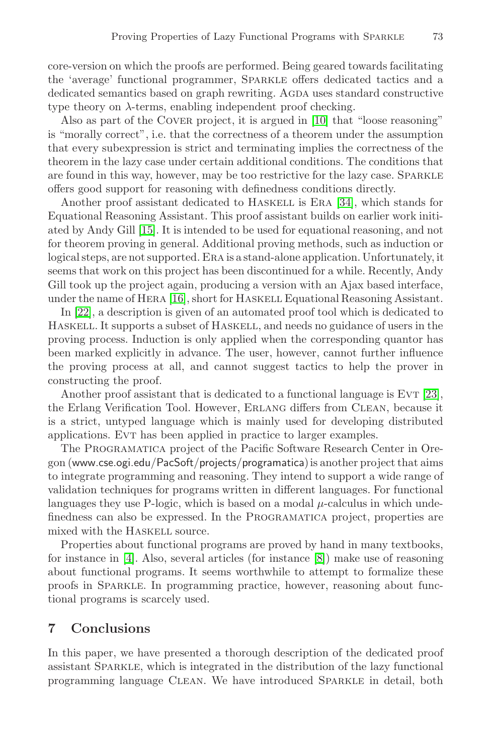core-version on which the proofs are performed. Being geared towards facilitating the 'average' functional programmer, Sparkle offers dedicated tactics and a dedicated semantics based on graph rewriting. Agda uses standard constructive type theory on $\lambda$-terms, enabling independent proof checking.

Also as part of the Cover project, it is argued in [10] that "loose reasoning" is "morally correct", i.e. that the correctness of a theorem under the assumption that every subexpression is strict and terminating implies the correctness of the theorem in the lazy case under certain additional conditions. The conditions that are found in this way, however, may be too restrictive for the lazy case. Sparkle offers good support for reasoning with definedness conditions directly.

Another proof assistant dedicated to Haskell is Era [34], which stands for Equational Reasoning Assistant. This proof assistant builds on earlier work initiated by Andy Gill [15]. It is intended to be used for equational reasoning, and not for theorem proving in general. Additional proving methods, such as induction or logical steps, are not supported. Era is a stand-alone application. Unfortunately, it seems that work on this project has been discontinued for a while. Recently, Andy Gill took up the project again, producing a version with an Ajax based interface, under the name of Hera [16], short for Haskell Equational Reasoning Assistant.

In [22], a description is given of an automated proof tool which is dedicated to Haskell. It supports a subset of Haskell, and needs no guidance of users in the proving process. Induction is only applied when the corresponding quantor has been marked explicitly in advance. The user, however, cannot further influence the proving process at all, and cannot suggest tactics to help the prover in constructing the proof.

Another proof assistant that is dedicated to a functional language is Evt [23], the Erlang Verification Tool. However, Erlang differs from Clean, because it is a strict, untyped language which is mainly used for developing distributed applications. Evt has been applied in practice to larger examples.

The Programatica project of the Pacific Software Research Center in Oregon (www.cse.ogi.edu/PacSoft/projects/programatica) is another project that aims to integrate programming and reasoning. They intend to support a wide range of validation techniques for programs written in different languages. For functional languages they use P-logic, which is based on a modal $\mu$-calculus in which undefinedness can also be expressed. In the Programatica project, properties are mixed with the Haskell source.

Properties about functional programs are proved by hand in many textbooks, for instance in [4]. Also, several articles (for instance [8]) make use of reasoning about functional programs. It seems worthwhile to attempt to formalize these proofs in Sparkle. In programming practice, however, reasoning about functional programs is scarcely used.

## 7 Conclusions

In this paper, we have presented a thorough description of the dedicated proof assistant Sparkle, which is integrated in the distribution of the lazy functional programming language Clean. We have introduced Sparkle in detail, both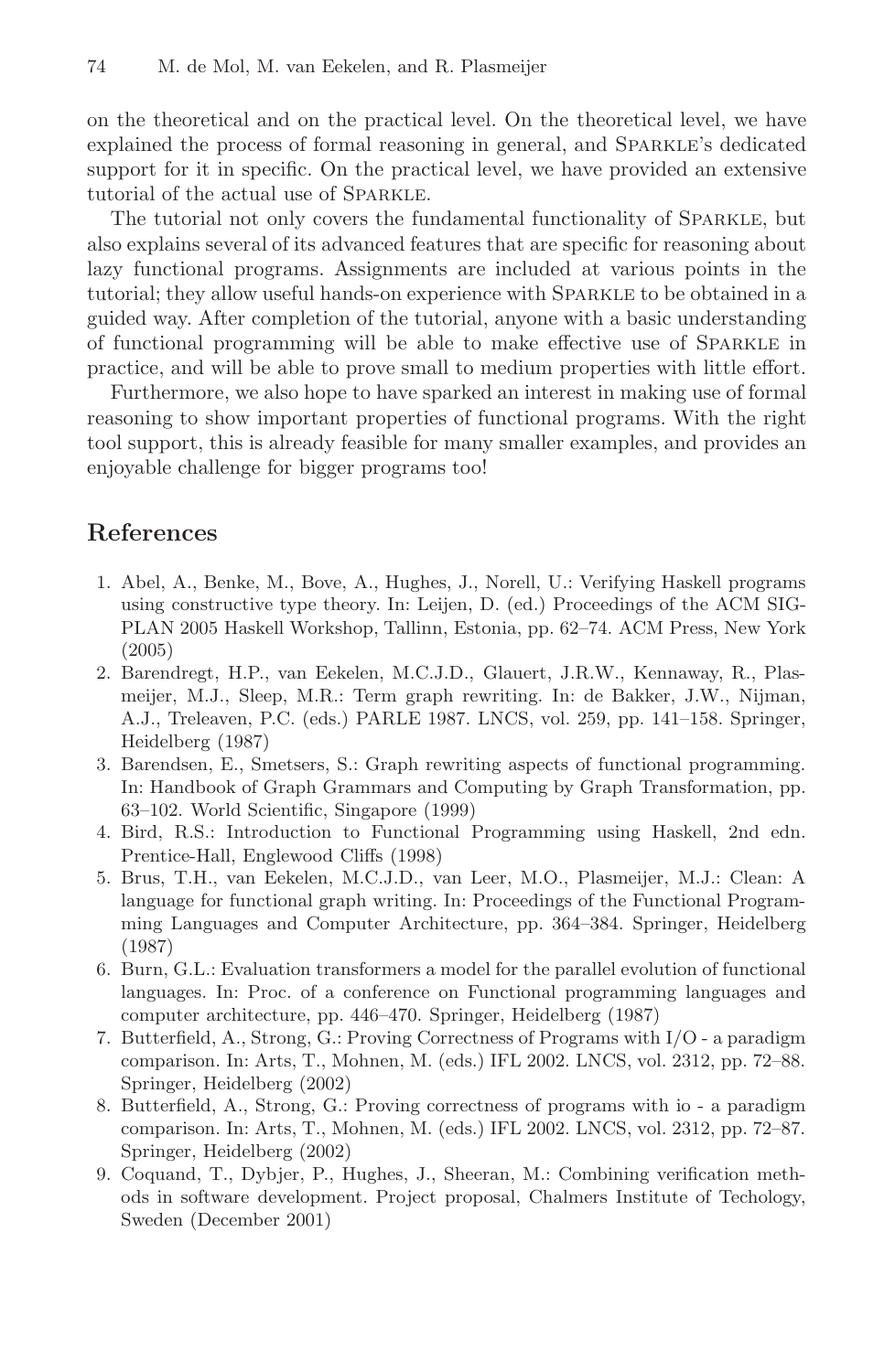on the theoretical and on the practical level. On the theoretical level, we have explained the process of formal reasoning in general, and Sparkle's dedicated support for it in specific. On the practical level, we have provided an extensive tutorial of the actual use of Sparkle.

The tutorial not only covers the fundamental functionality of Sparkle, but also explains several of its advanced features that are specific for reasoning about lazy functional programs. Assignments are included at various points in the tutorial; they allow useful hands-on experience with Sparkle to be obtained in a guided way. After completion of the tutorial, anyone with a basic understanding of functional programming will be able to make effective use of Sparkle in practice, and will be able to prove small to medium properties with little effort.

Furthermore, we also hope to have sparked an interest in making use of formal reasoning to show important properties of functional programs. With the right tool support, this is already feasible for many smaller examples, and provides an enjoyable challenge for bigger programs too!

## References

1. Abel, A., Benke, M., Bove, A., Hughes, J., Norell, U.: Verifying Haskell programs using constructive type theory. In: Leijen, D. (ed.) Proceedings of the ACM SIGPLAN 2005 Haskell Workshop, Tallinn, Estonia, pp. 62–74. ACM Press, New York (2005)
2. Barendregt, H.P., van Eekelen, M.C.J.D., Glauert, J.R.W., Kennaway, R., Plasmeijer, M.J., Sleep, M.R.: Term graph rewriting. In: de Bakker, J.W., Nijman, A.J., Treleaven, P.C. (eds.) PARLE 1987. LNCS, vol. 259, pp. 141–158. Springer, Heidelberg (1987)
3. Barendsen, E., Smetsers, S.: Graph rewriting aspects of functional programming. In: Handbook of Graph Grammars and Computing by Graph Transformation, pp. 63–102. World Scientific, Singapore (1999)
4. Bird, R.S.: Introduction to Functional Programming using Haskell, 2nd edn. Prentice-Hall, Englewood Cliffs (1998)
5. Brus, T.H., van Eekelen, M.C.J.D., van Leer, M.O., Plasmeijer, M.J.: Clean: A language for functional graph writing. In: Proceedings of the Functional Programming Languages and Computer Architecture, pp. 364–384. Springer, Heidelberg (1987)
6. Burn, G.L.: Evaluation transformers a model for the parallel evolution of functional languages. In: Proc. of a conference on Functional programming languages and computer architecture, pp. 446–470. Springer, Heidelberg (1987)
7. Butterfield, A., Strong, G.: Proving Correctness of Programs with I/O - a paradigm comparison. In: Arts, T., Mohnen, M. (eds.) IFL 2002. LNCS, vol. 2312, pp. 72–88. Springer, Heidelberg (2002)
8. Butterfield, A., Strong, G.: Proving correctness of programs with io - a paradigm comparison. In: Arts, T., Mohnen, M. (eds.) IFL 2002. LNCS, vol. 2312, pp. 72–87. Springer, Heidelberg (2002)
9. Coquand, T., Dybjer, P., Hughes, J., Sheeran, M.: Combining verification methods in software development. Project proposal, Chalmers Institute of Techology, Sweden (December 2001)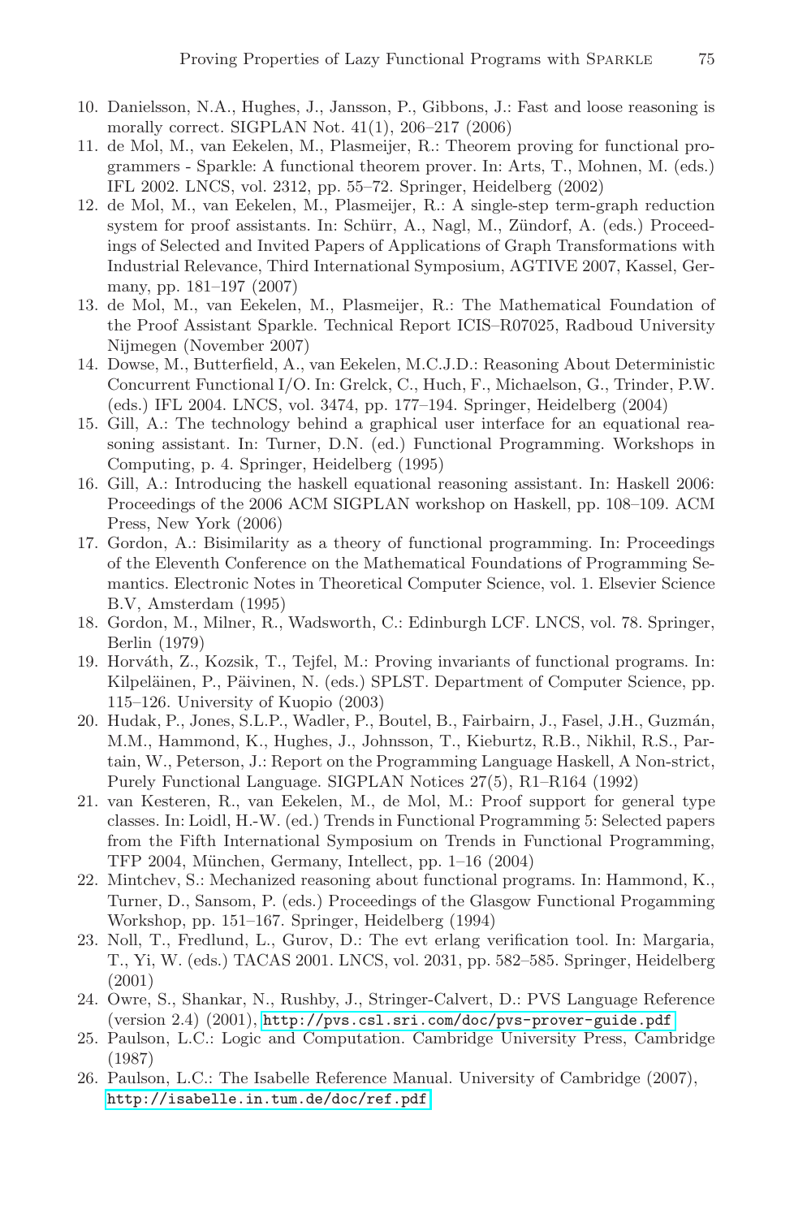10. Danielsson, N.A., Hughes, J., Jansson, P., Gibbons, J.: Fast and loose reasoning is morally correct. SIGPLAN Not. 41(1), 206–217 (2006)
11. de Mol, M., van Eekelen, M., Plasmeijer, R.: Theorem proving for functional programmers - Sparkle: A functional theorem prover. In: Arts, T., Mohnen, M. (eds.) IFL 2002. LNCS, vol. 2312, pp. 55–72. Springer, Heidelberg (2002)
12. de Mol, M., van Eekelen, M., Plasmeijer, R.: A single-step term-graph reduction system for proof assistants. In: Schürr, A., Nagl, M., Zündorf, A. (eds.) Proceedings of Selected and Invited Papers of Applications of Graph Transformations with Industrial Relevance, Third International Symposium, AGTIVE 2007, Kassel, Germany, pp. 181–197 (2007)
13. de Mol, M., van Eekelen, M., Plasmeijer, R.: The Mathematical Foundation of the Proof Assistant Sparkle. Technical Report ICIS–R07025, Radboud University Nijmegen (November 2007)
14. Dowse, M., Butterfield, A., van Eekelen, M.C.J.D.: Reasoning About Deterministic Concurrent Functional I/O. In: Grelck, C., Huch, F., Michaelson, G., Trinder, P.W. (eds.) IFL 2004. LNCS, vol. 3474, pp. 177–194. Springer, Heidelberg (2004)
15. Gill, A.: The technology behind a graphical user interface for an equational reasoning assistant. In: Turner, D.N. (ed.) Functional Programming. Workshops in Computing, p. 4. Springer, Heidelberg (1995)
16. Gill, A.: Introducing the haskell equational reasoning assistant. In: Haskell 2006: Proceedings of the 2006 ACM SIGPLAN workshop on Haskell, pp. 108–109. ACM Press, New York (2006)
17. Gordon, A.: Bisimilarity as a theory of functional programming. In: Proceedings of the Eleventh Conference on the Mathematical Foundations of Programming Semantics. Electronic Notes in Theoretical Computer Science, vol. 1. Elsevier Science B.V, Amsterdam (1995)
18. Gordon, M., Milner, R., Wadsworth, C.: Edinburgh LCF. LNCS, vol. 78. Springer, Berlin (1979)
19. Horváth, Z., Kozsik, T., Tejfel, M.: Proving invariants of functional programs. In: Kilpeläinen, P., Päivinen, N. (eds.) SPLST. Department of Computer Science, pp. 115–126. University of Kuopio (2003)
20. Hudak, P., Jones, S.L.P., Wadler, P., Boutel, B., Fairbairn, J., Fasel, J.H., Guzmán, M.M., Hammond, K., Hughes, J., Johnsson, T., Kieburtz, R.B., Nikhil, R.S., Partain, W., Peterson, J.: Report on the Programming Language Haskell, A Non-strict, Purely Functional Language. SIGPLAN Notices 27(5), R1–R164 (1992)
21. van Kesteren, R., van Eekelen, M., de Mol, M.: Proof support for general type classes. In: Loidl, H.-W. (ed.) Trends in Functional Programming 5: Selected papers from the Fifth International Symposium on Trends in Functional Programming, TFP 2004, München, Germany, Intellect, pp. 1–16 (2004)
22. Mintchev, S.: Mechanized reasoning about functional programs. In: Hammond, K., Turner, D., Sansom, P. (eds.) Proceedings of the Glasgow Functional Progamming Workshop, pp. 151–167. Springer, Heidelberg (1994)
23. Noll, T., Fredlund, L., Gurov, D.: The evt erlang verification tool. In: Margaria, T., Yi, W. (eds.) TACAS 2001. LNCS, vol. 2031, pp. 582–585. Springer, Heidelberg (2001)
24. Owre, S., Shankar, N., Rushby, J., Stringer-Calvert, D.: PVS Language Reference (version 2.4) (2001), http://pvs.csl.sri.com/doc/pvs-prover-guide.pdf
25. Paulson, L.C.: Logic and Computation. Cambridge University Press, Cambridge (1987)
26. Paulson, L.C.: The Isabelle Reference Manual. University of Cambridge (2007), http://isabelle.in.tum.de/doc/ref.pdf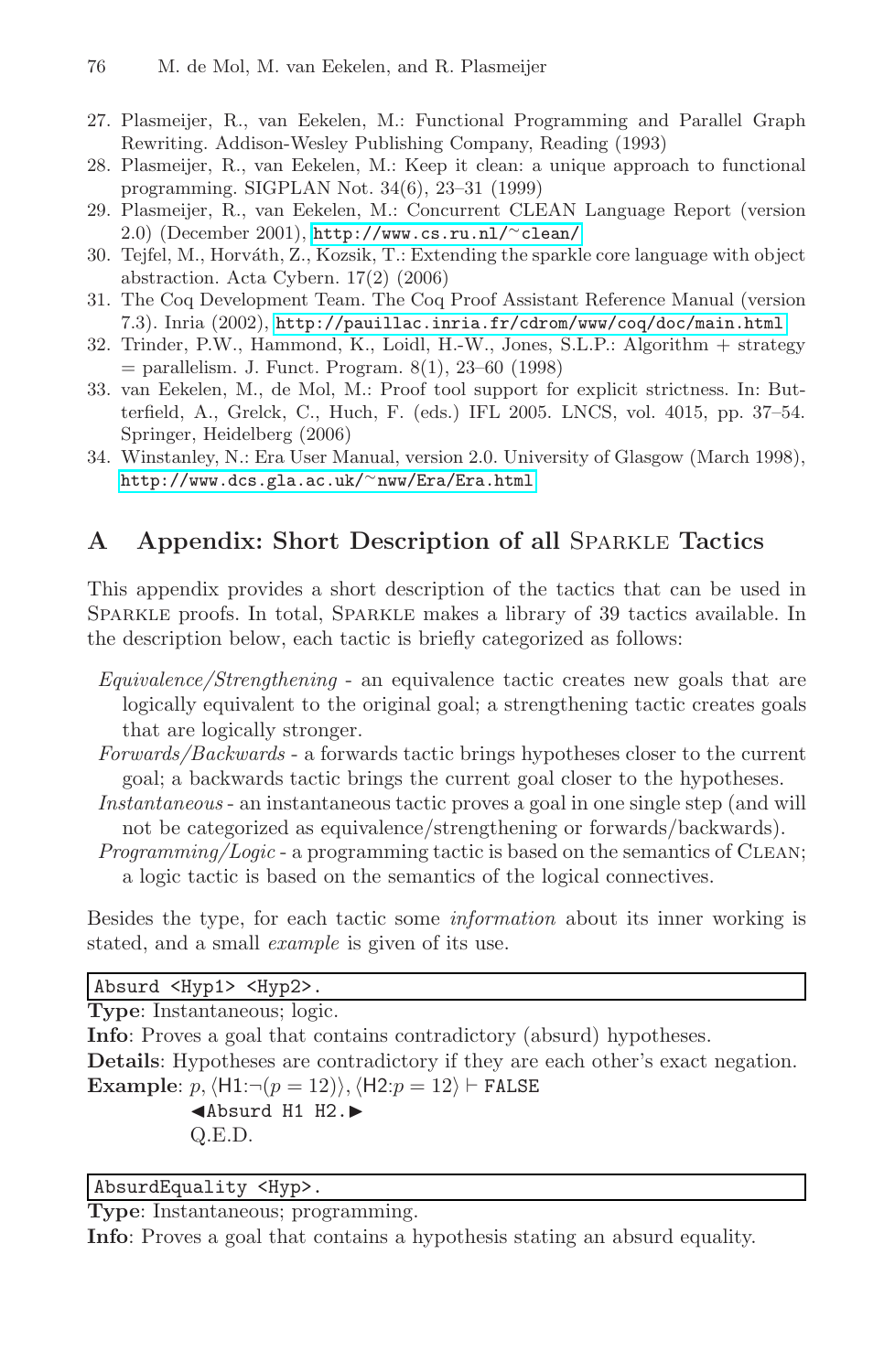27. Plasmeijer, R., van Eekelen, M.: Functional Programming and Parallel Graph Rewriting. Addison-Wesley Publishing Company, Reading (1993)
28. Plasmeijer, R., van Eekelen, M.: Keep it clean: a unique approach to functional programming. SIGPLAN Not. 34(6), 23–31 (1999)
29. Plasmeijer, R., van Eekelen, M.: Concurrent CLEAN Language Report (version 2.0) (December 2001), http://www.cs.ru.nl/~clean/
30. Tejfel, M., Horváth, Z., Kozsik, T.: Extending the sparkle core language with object abstraction. Acta Cybern. 17(2) (2006)
31. The Coq Development Team. The Coq Proof Assistant Reference Manual (version 7.3). Inria (2002), http://pauillac.inria.fr/cdrom/www/coq/doc/main.html
32. Trinder, P.W., Hammond, K., Loidl, H.-W., Jones, S.L.P.: Algorithm + strategy = parallelism. J. Funct. Program. 8(1), 23–60 (1998)
33. van Eekelen, M., de Mol, M.: Proof tool support for explicit strictness. In: Butterfield, A., Grelck, C., Huch, F. (eds.) IFL 2005. LNCS, vol. 4015, pp. 37–54. Springer, Heidelberg (2006)
34. Winstanley, N.: Era User Manual, version 2.0. University of Glasgow (March 1998), http://www.dcs.gla.ac.uk/~nww/Era/Era.html

# A Appendix: Short Description of all Sparkle Tactics

This appendix provides a short description of the tactics that can be used in Sparkle proofs. In total, Sparkle makes a library of 39 tactics available. In the description below, each tactic is briefly categorized as follows:

- *Equivalence/Strengthening* - an equivalence tactic creates new goals that are logically equivalent to the original goal; a strengthening tactic creates goals that are logically stronger.
- *Forwards/Backwards* - a forwards tactic brings hypotheses closer to the current goal; a backwards tactic brings the current goal closer to the hypotheses.
- *Instantaneous* - an instantaneous tactic proves a goal in one single step (and will not be categorized as equivalence/strengthening or forwards/backwards).
- *Programming/Logic* - a programming tactic is based on the semantics of Clean; a logic tactic is based on the semantics of the logical connectives.

Besides the type, for each tactic some *information* about its inner working is stated, and a small *example* is given of its use.

```
Absurd <Hyp1> <Hyp2>.
```

**Type**: Instantaneous; logic.
**Info**: Proves a goal that contains contradictory (absurd) hypotheses.
**Details**: Hypotheses are contradictory if they are each other's exact negation.
**Example**: $p$, $\langle \mathsf{H1}{:}\neg(p = 12)\rangle$, $\langle \mathsf{H2}{:}p = 12\rangle \vdash$ `FALSE`

◀`Absurd H1 H2.`▶
Q.E.D.

```
AbsurdEquality <Hyp>.
```

**Type**: Instantaneous; programming.
**Info**: Proves a goal that contains a hypothesis stating an absurd equality.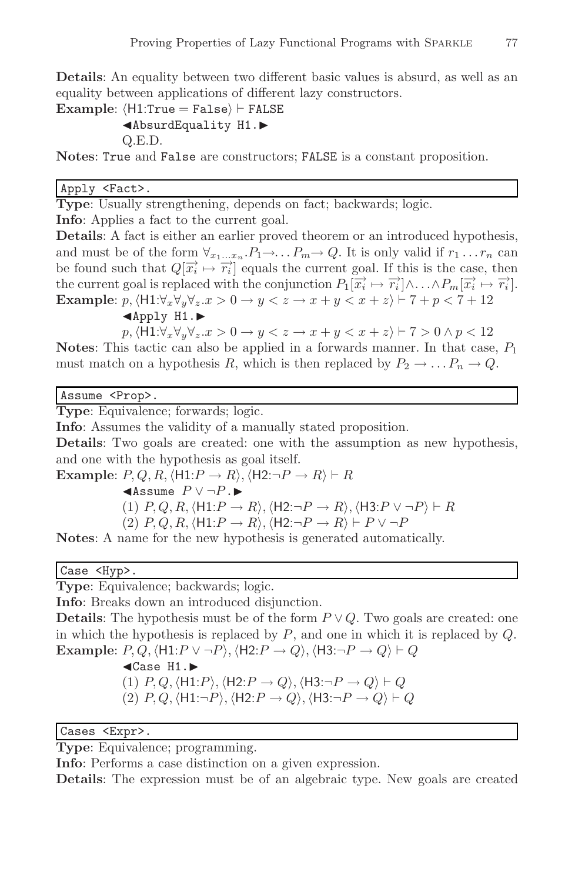**Details**: An equality between two different basic values is absurd, as well as an equality between applications of different lazy constructors.

**Example**: $\langle \mathsf{H1}{:}\texttt{True} = \texttt{False}\rangle \vdash \texttt{FALSE}$

◀`AbsurdEquality H1.`▶

Q.E.D.

**Notes**: `True` and `False` are constructors; `FALSE` is a constant proposition.

```
Apply <Fact>.
```

**Type**: Usually strengthening, depends on fact; backwards; logic.

**Info**: Applies a fact to the current goal.

**Details**: A fact is either an earlier proved theorem or an introduced hypothesis, and must be of the form $\forall_{x_1 \ldots x_n}.P_1 \rightarrow \ldots P_m \rightarrow Q$. It is only valid if $r_1 \ldots r_n$ can be found such that $Q[\overrightarrow{x_i} \mapsto \overrightarrow{r_i}]$ equals the current goal. If this is the case, then the current goal is replaced with the conjunction $P_1[\overrightarrow{x_i} \mapsto \overrightarrow{r_i}] \wedge \ldots \wedge P_m[\overrightarrow{x_i} \mapsto \overrightarrow{r_i}]$.

**Example**: $p, \langle \mathsf{H1}{:}\forall_x \forall_y \forall_z.x > 0 \rightarrow y < z \rightarrow x + y < x + z\rangle \vdash 7 + p < 7 + 12$

◀`Apply H1.`▶

$p, \langle \mathsf{H1}{:}\forall_x \forall_y \forall_z.x > 0 \rightarrow y < z \rightarrow x + y < x + z\rangle \vdash 7 > 0 \wedge p < 12$

**Notes**: This tactic can also be applied in a forwards manner. In that case, $P_1$ must match on a hypothesis $R$, which is then replaced by $P_2 \rightarrow \ldots P_n \rightarrow Q$.

```
Assume <Prop>.
```

**Type**: Equivalence; forwards; logic.

**Info**: Assumes the validity of a manually stated proposition.

**Details**: Two goals are created: one with the assumption as new hypothesis, and one with the hypothesis as goal itself.

**Example**: $P, Q, R, \langle \mathsf{H1}{:}P \rightarrow R\rangle, \langle \mathsf{H2}{:}\neg P \rightarrow R\rangle \vdash R$

◀`Assume` $P \vee \neg P$.▶

(1) $P, Q, R, \langle \mathsf{H1}{:}P \rightarrow R\rangle, \langle \mathsf{H2}{:}\neg P \rightarrow R\rangle, \langle \mathsf{H3}{:}P \vee \neg P\rangle \vdash R$

(2) $P, Q, R, \langle \mathsf{H1}{:}P \rightarrow R\rangle, \langle \mathsf{H2}{:}\neg P \rightarrow R\rangle \vdash P \vee \neg P$

**Notes**: A name for the new hypothesis is generated automatically.

```
Case <Hyp>.
```

**Type**: Equivalence; backwards; logic.

**Info**: Breaks down an introduced disjunction.

**Details**: The hypothesis must be of the form $P \vee Q$. Two goals are created: one in which the hypothesis is replaced by $P$, and one in which it is replaced by $Q$.

**Example**: $P, Q, \langle \mathsf{H1}{:}P \vee \neg P\rangle, \langle \mathsf{H2}{:}P \rightarrow Q\rangle, \langle \mathsf{H3}{:}\neg P \rightarrow Q\rangle \vdash Q$

◀`Case H1.`▶

(1) $P, Q, \langle \mathsf{H1}{:}P\rangle, \langle \mathsf{H2}{:}P \rightarrow Q\rangle, \langle \mathsf{H3}{:}\neg P \rightarrow Q\rangle \vdash Q$

(2) $P, Q, \langle \mathsf{H1}{:}\neg P\rangle, \langle \mathsf{H2}{:}P \rightarrow Q\rangle, \langle \mathsf{H3}{:}\neg P \rightarrow Q\rangle \vdash Q$

```
Cases <Expr>.
```

**Type**: Equivalence; programming.

**Info**: Performs a case distinction on a given expression.

**Details**: The expression must be of an algebraic type. New goals are created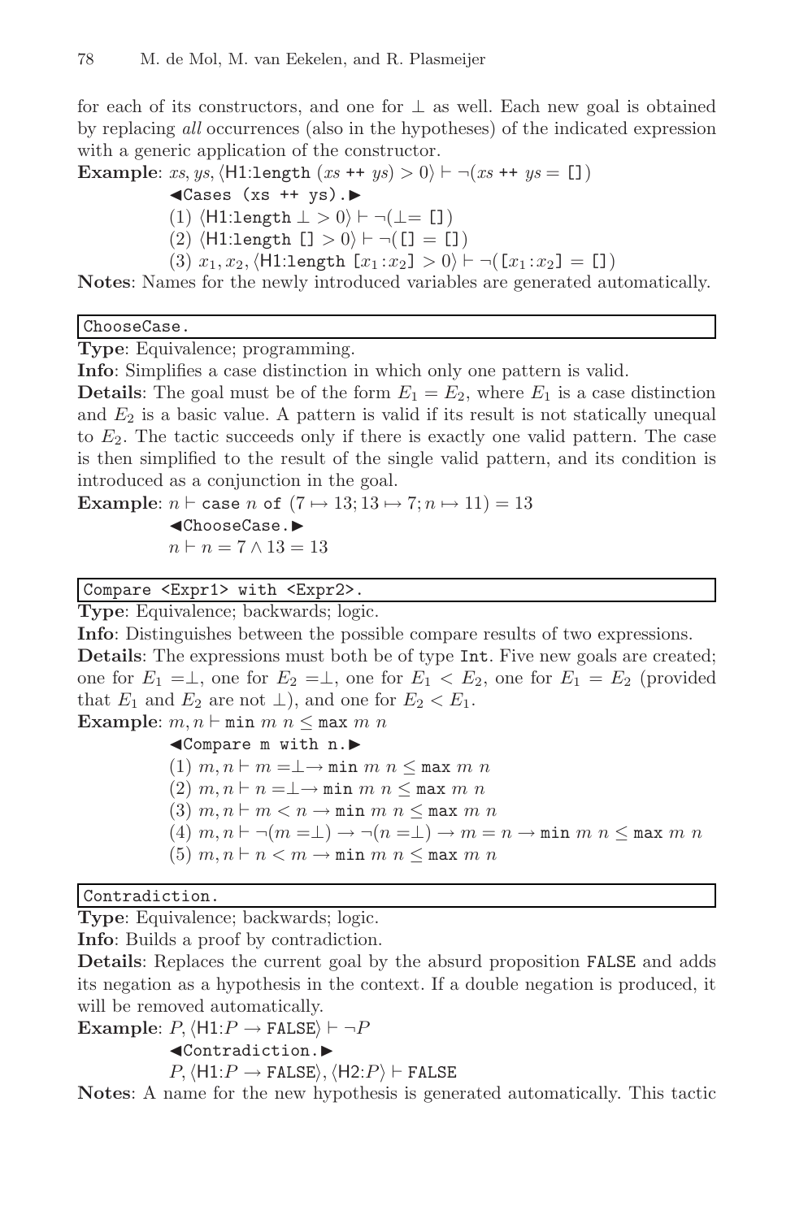for each of its constructors, and one for $\perp$ as well. Each new goal is obtained by replacing *all* occurrences (also in the hypotheses) of the indicated expression with a generic application of the constructor.

**Example**: $xs, ys, \langle \mathsf{H1}{:}\texttt{length}\ (xs\ \texttt{++}\ ys) > 0\rangle \vdash \neg(xs\ \texttt{++}\ ys = \texttt{[]})$

◀`Cases (xs ++ ys).`▶

(1) $\langle \mathsf{H1}{:}\texttt{length}\ \perp > 0\rangle \vdash \neg(\perp = \texttt{[]})$

(2) $\langle \mathsf{H1}{:}\texttt{length}\ \texttt{[]} > 0\rangle \vdash \neg(\texttt{[]} = \texttt{[]})$

(3) $x_1, x_2, \langle \mathsf{H1}{:}\texttt{length}\ [x_1{:}x_2] > 0\rangle \vdash \neg([x_1{:}x_2] = \texttt{[]})$

**Notes**: Names for the newly introduced variables are generated automatically.

---

`ChooseCase.`

**Type**: Equivalence; programming.

**Info**: Simplifies a case distinction in which only one pattern is valid.

**Details**: The goal must be of the form $E_1 = E_2$, where $E_1$ is a case distinction and $E_2$ is a basic value. A pattern is valid if its result is not statically unequal to $E_2$. The tactic succeeds only if there is exactly one valid pattern. The case is then simplified to the result of the single valid pattern, and its condition is introduced as a conjunction in the goal.

**Example**: $n \vdash \texttt{case}\ n\ \texttt{of}\ (7 \mapsto 13; 13 \mapsto 7; n \mapsto 11) = 13$

◀`ChooseCase.`▶

$n \vdash n = 7 \wedge 13 = 13$

---

`Compare <Expr1> with <Expr2>.`

**Type**: Equivalence; backwards; logic.

**Info**: Distinguishes between the possible compare results of two expressions.

**Details**: The expressions must both be of type `Int`. Five new goals are created; one for $E_1 = \perp$, one for $E_2 = \perp$, one for $E_1 < E_2$, one for $E_1 = E_2$ (provided that $E_1$ and $E_2$ are not $\perp$), and one for $E_2 < E_1$.

**Example**: $m, n \vdash \texttt{min}\ m\ n \leq \texttt{max}\ m\ n$

◀`Compare m with n.`▶

(1) $m, n \vdash m = \perp \rightarrow \texttt{min}\ m\ n \leq \texttt{max}\ m\ n$

(2) $m, n \vdash n = \perp \rightarrow \texttt{min}\ m\ n \leq \texttt{max}\ m\ n$

(3) $m, n \vdash m < n \rightarrow \texttt{min}\ m\ n \leq \texttt{max}\ m\ n$

(4) $m, n \vdash \neg(m = \perp) \rightarrow \neg(n = \perp) \rightarrow m = n \rightarrow \texttt{min}\ m\ n \leq \texttt{max}\ m\ n$

(5) $m, n \vdash n < m \rightarrow \texttt{min}\ m\ n \leq \texttt{max}\ m\ n$

---

`Contradiction.`

**Type**: Equivalence; backwards; logic.

**Info**: Builds a proof by contradiction.

**Details**: Replaces the current goal by the absurd proposition `FALSE` and adds its negation as a hypothesis in the context. If a double negation is produced, it will be removed automatically.

**Example**: $P, \langle \mathsf{H1}{:}P \rightarrow \texttt{FALSE}\rangle \vdash \neg P$

◀`Contradiction.`▶

$P, \langle \mathsf{H1}{:}P \rightarrow \texttt{FALSE}\rangle, \langle \mathsf{H2}{:}P\rangle \vdash \texttt{FALSE}$

**Notes**: A name for the new hypothesis is generated automatically. This tactic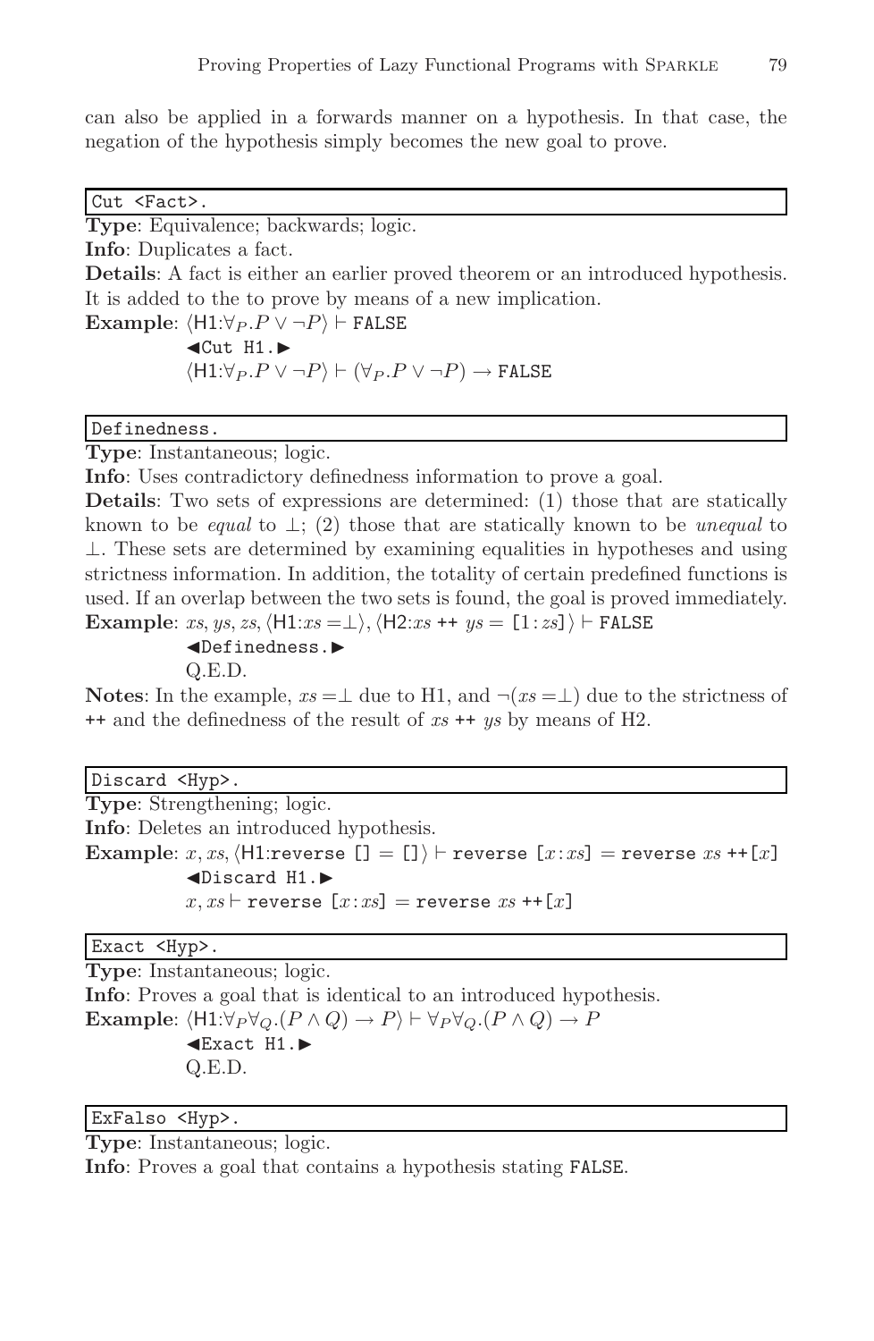can also be applied in a forwards manner on a hypothesis. In that case, the negation of the hypothesis simply becomes the new goal to prove.

```
Cut <Fact>.
```

**Type**: Equivalence; backwards; logic.
**Info**: Duplicates a fact.
**Details**: A fact is either an earlier proved theorem or an introduced hypothesis. It is added to the to prove by means of a new implication.
**Example**: $\langle \mathsf{H1}{:}\forall_P.P \vee \neg P\rangle \vdash$ `FALSE`
◀`Cut H1.`▶
$\langle \mathsf{H1}{:}\forall_P.P \vee \neg P\rangle \vdash (\forall_P.P \vee \neg P) \rightarrow$ `FALSE`

```
Definedness.
```

**Type**: Instantaneous; logic.
**Info**: Uses contradictory definedness information to prove a goal.
**Details**: Two sets of expressions are determined: (1) those that are statically known to be *equal* to $\bot$; (2) those that are statically known to be *unequal* to $\bot$. These sets are determined by examining equalities in hypotheses and using strictness information. In addition, the totality of certain predefined functions is used. If an overlap between the two sets is found, the goal is proved immediately.
**Example**: $xs, ys, zs, \langle \mathsf{H1}{:}xs = \bot\rangle, \langle \mathsf{H2}{:}xs \text{ ++ } ys = [1{:}zs]\rangle \vdash$ `FALSE`
◀`Definedness.`▶
Q.E.D.
**Notes**: In the example, $xs = \bot$ due to H1, and $\neg(xs = \bot)$ due to the strictness of `++` and the definedness of the result of $xs$ `++` $ys$ by means of H2.

```
Discard <Hyp>.
```

**Type**: Strengthening; logic.
**Info**: Deletes an introduced hypothesis.
**Example**: $x, xs, \langle \mathsf{H1}{:}\texttt{reverse [] = []}\rangle \vdash \texttt{reverse } [x{:}xs] = \texttt{reverse } xs \text{ ++}[x]$
◀`Discard H1.`▶
$x, xs \vdash \texttt{reverse } [x{:}xs] = \texttt{reverse } xs \text{ ++}[x]$

```
Exact <Hyp>.
```

**Type**: Instantaneous; logic.
**Info**: Proves a goal that is identical to an introduced hypothesis.
**Example**: $\langle \mathsf{H1}{:}\forall_P\forall_Q.(P \wedge Q) \rightarrow P\rangle \vdash \forall_P\forall_Q.(P \wedge Q) \rightarrow P$
◀`Exact H1.`▶
Q.E.D.

```
ExFalso <Hyp>.
```

**Type**: Instantaneous; logic.
**Info**: Proves a goal that contains a hypothesis stating `FALSE`.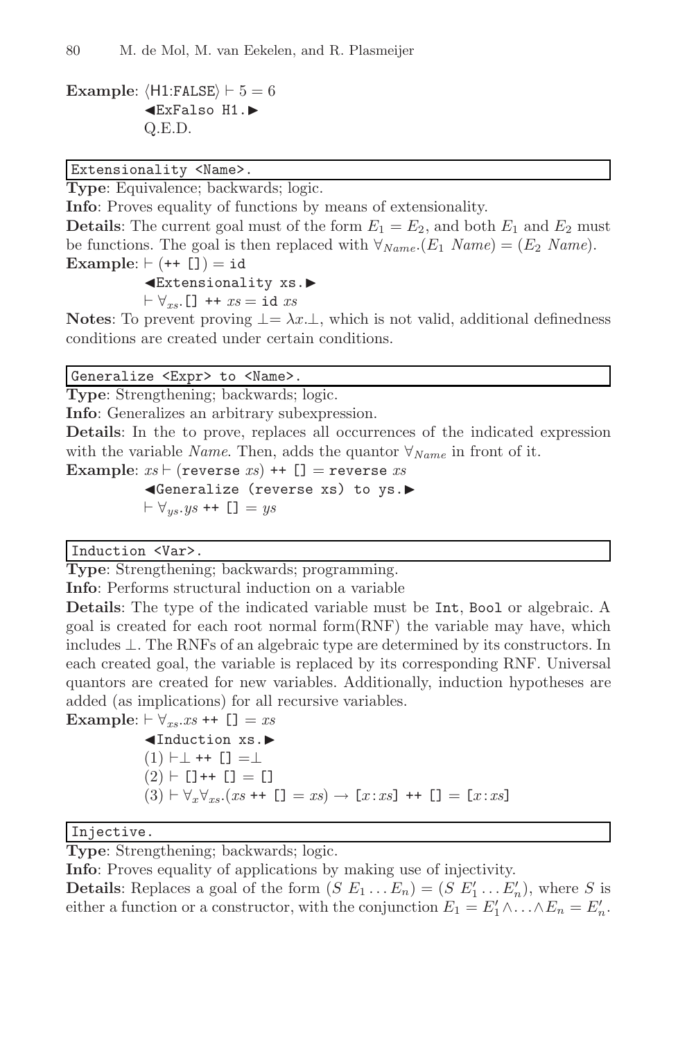**Example**: $\langle \text{H1:FALSE} \rangle \vdash 5 = 6$

◄`ExFalso H1.`►

Q.E.D.

```
Extensionality <Name>.
```

**Type**: Equivalence; backwards; logic.

**Info**: Proves equality of functions by means of extensionality.

**Details**: The current goal must of the form $E_1 = E_2$, and both $E_1$ and $E_2$ must be functions. The goal is then replaced with $\forall_{Name}.(E_1\ Name) = (E_2\ Name)$.

**Example**: $\vdash$ `(++ [])` $=$ `id`

◄`Extensionality xs.`►

$\vdash \forall_{xs}.$`[] ++` $xs =$ `id` $xs$

**Notes**: To prevent proving $\bot = \lambda x.\bot$, which is not valid, additional definedness conditions are created under certain conditions.

```
Generalize <Expr> to <Name>.
```

**Type**: Strengthening; backwards; logic.

**Info**: Generalizes an arbitrary subexpression.

**Details**: In the to prove, replaces all occurrences of the indicated expression with the variable *Name*. Then, adds the quantor $\forall_{Name}$ in front of it.

**Example**: $xs \vdash$ `(reverse` $xs$`) ++ []` $=$ `reverse` $xs$

◄`Generalize (reverse xs) to ys.`►

$\vdash \forall_{ys}.ys$ `++ []` $= ys$

```
Induction <Var>.
```

**Type**: Strengthening; backwards; programming.

**Info**: Performs structural induction on a variable

**Details**: The type of the indicated variable must be `Int`, `Bool` or algebraic. A goal is created for each root normal form(RNF) the variable may have, which includes $\bot$. The RNFs of an algebraic type are determined by its constructors. In each created goal, the variable is replaced by its corresponding RNF. Universal quantors are created for new variables. Additionally, induction hypotheses are added (as implications) for all recursive variables.

**Example**: $\vdash \forall_{xs}.xs$ `++ []` $= xs$

◄`Induction xs.`►

(1) $\vdash \bot$ `++ []` $= \bot$

(2) $\vdash$ `[]++ []` $=$ `[]`

(3) $\vdash \forall_{x}\forall_{xs}.(xs$ `++ []` $= xs) \rightarrow$ `[`$x$`:`$xs$`] ++ []` $=$ `[`$x$`:`$xs$`]`

```
Injective.
```

**Type**: Strengthening; backwards; logic.

**Info**: Proves equality of applications by making use of injectivity.

**Details**: Replaces a goal of the form $(S\ E_1 \ldots E_n) = (S\ E'_1 \ldots E'_n)$, where $S$ is either a function or a constructor, with the conjunction $E_1 = E'_1 \wedge \ldots \wedge E_n = E'_n$.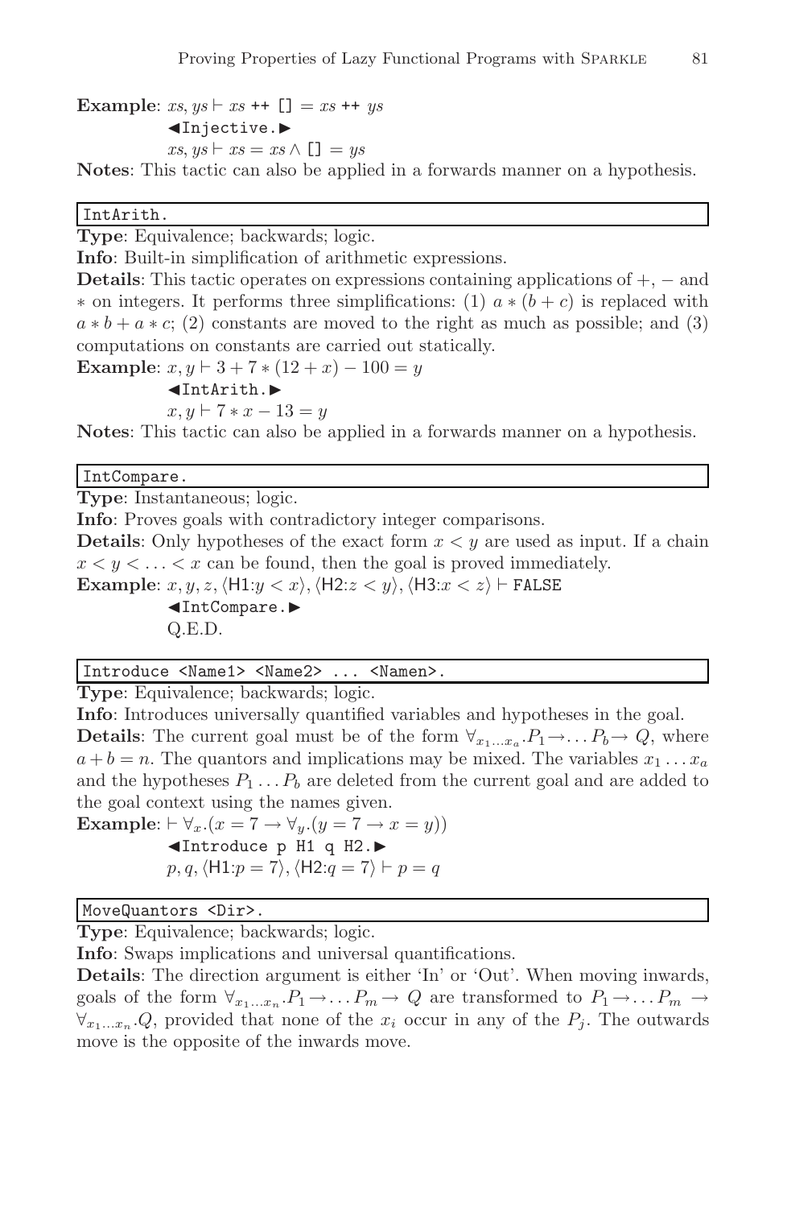**Example**: $xs, ys \vdash xs$ `++` `[]` $= xs$ `++` $ys$

◀`Injective.`▶

$xs, ys \vdash xs = xs \wedge$ `[]` $= ys$

**Notes**: This tactic can also be applied in a forwards manner on a hypothesis.

```
IntArith.
```

**Type**: Equivalence; backwards; logic.

**Info**: Built-in simplification of arithmetic expressions.

**Details**: This tactic operates on expressions containing applications of $+$, $-$ and $*$ on integers. It performs three simplifications: (1) $a * (b + c)$ is replaced with $a * b + a * c$; (2) constants are moved to the right as much as possible; and (3) computations on constants are carried out statically.

**Example**: $x, y \vdash 3 + 7 * (12 + x) - 100 = y$

◀`IntArith.`▶

$x, y \vdash 7 * x - 13 = y$

**Notes**: This tactic can also be applied in a forwards manner on a hypothesis.

```
IntCompare.
```

**Type**: Instantaneous; logic.

**Info**: Proves goals with contradictory integer comparisons.

**Details**: Only hypotheses of the exact form $x < y$ are used as input. If a chain $x < y < \ldots < x$ can be found, then the goal is proved immediately.

**Example**: $x, y, z, \langle \mathsf{H1}{:}y < x\rangle, \langle \mathsf{H2}{:}z < y\rangle, \langle \mathsf{H3}{:}x < z\rangle \vdash$ `FALSE`

◀`IntCompare.`▶

Q.E.D.

```
Introduce <Name1> <Name2> ... <Namen>.
```

**Type**: Equivalence; backwards; logic.

**Info**: Introduces universally quantified variables and hypotheses in the goal.

**Details**: The current goal must be of the form $\forall_{x_1 \ldots x_a}.P_1 \rightarrow \ldots P_b \rightarrow Q$, where $a + b = n$. The quantors and implications may be mixed. The variables $x_1 \ldots x_a$ and the hypotheses $P_1 \ldots P_b$ are deleted from the current goal and are added to the goal context using the names given.

**Example**: $\vdash \forall_x.(x = 7 \rightarrow \forall_y.(y = 7 \rightarrow x = y))$

◀`Introduce p H1 q H2.`▶

$p, q, \langle \mathsf{H1}{:}p = 7\rangle, \langle \mathsf{H2}{:}q = 7\rangle \vdash p = q$

```
MoveQuantors <Dir>.
```

**Type**: Equivalence; backwards; logic.

**Info**: Swaps implications and universal quantifications.

**Details**: The direction argument is either 'In' or 'Out'. When moving inwards, goals of the form $\forall_{x_1 \ldots x_n}.P_1 \rightarrow \ldots P_m \rightarrow Q$ are transformed to $P_1 \rightarrow \ldots P_m \rightarrow \forall_{x_1 \ldots x_n}.Q$, provided that none of the $x_i$ occur in any of the $P_j$. The outwards move is the opposite of the inwards move.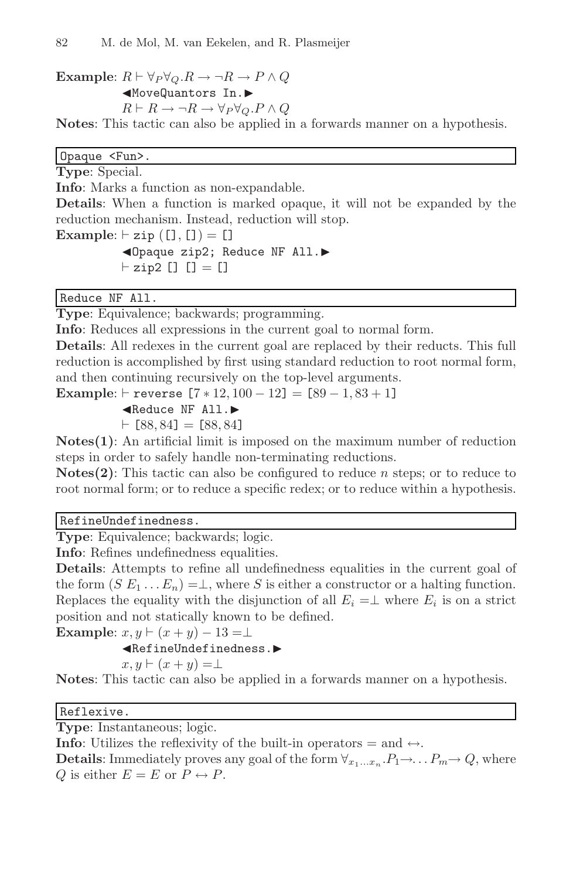**Example**: $R \vdash \forall_P \forall_Q . R \rightarrow \neg R \rightarrow P \wedge Q$

◀`MoveQuantors In.`▶

$R \vdash R \rightarrow \neg R \rightarrow \forall_P \forall_Q . P \wedge Q$

**Notes**: This tactic can also be applied in a forwards manner on a hypothesis.

```
Opaque <Fun>.
```

**Type**: Special.

**Info**: Marks a function as non-expandable.

**Details**: When a function is marked opaque, it will not be expanded by the reduction mechanism. Instead, reduction will stop.

**Example**: $\vdash$ `zip ([], []) = []`

◀`Opaque zip2; Reduce NF All.`▶

$\vdash$ `zip2 [] [] = []`

```
Reduce NF All.
```

**Type**: Equivalence; backwards; programming.

**Info**: Reduces all expressions in the current goal to normal form.

**Details**: All redexes in the current goal are replaced by their reducts. This full reduction is accomplished by first using standard reduction to root normal form, and then continuing recursively on the top-level arguments.

**Example**: $\vdash$ `reverse` $[7 * 12, 100 - 12] = [89 - 1, 83 + 1]$

◀`Reduce NF All.`▶

$\vdash [88, 84] = [88, 84]$

**Notes(1)**: An artificial limit is imposed on the maximum number of reduction steps in order to safely handle non-terminating reductions.

**Notes(2)**: This tactic can also be configured to reduce $n$ steps; or to reduce to root normal form; or to reduce a specific redex; or to reduce within a hypothesis.

```
RefineUndefinedness.
```

**Type**: Equivalence; backwards; logic.

**Info**: Refines undefinedness equalities.

**Details**: Attempts to refine all undefinedness equalities in the current goal of the form $(S\ E_1 \ldots E_n) = \perp$, where $S$ is either a constructor or a halting function. Replaces the equality with the disjunction of all $E_i = \perp$ where $E_i$ is on a strict position and not statically known to be defined.

**Example**: $x, y \vdash (x + y) - 13 = \perp$

◀`RefineUndefinedness.`▶

$x, y \vdash (x + y) = \perp$

**Notes**: This tactic can also be applied in a forwards manner on a hypothesis.

```
Reflexive.
```

**Type**: Instantaneous; logic.

**Info**: Utilizes the reflexivity of the built-in operators $=$ and $\leftrightarrow$.

**Details**: Immediately proves any goal of the form $\forall_{x_1 \ldots x_n} . P_1 \rightarrow \ldots P_m \rightarrow Q$, where $Q$ is either $E = E$ or $P \leftrightarrow P$.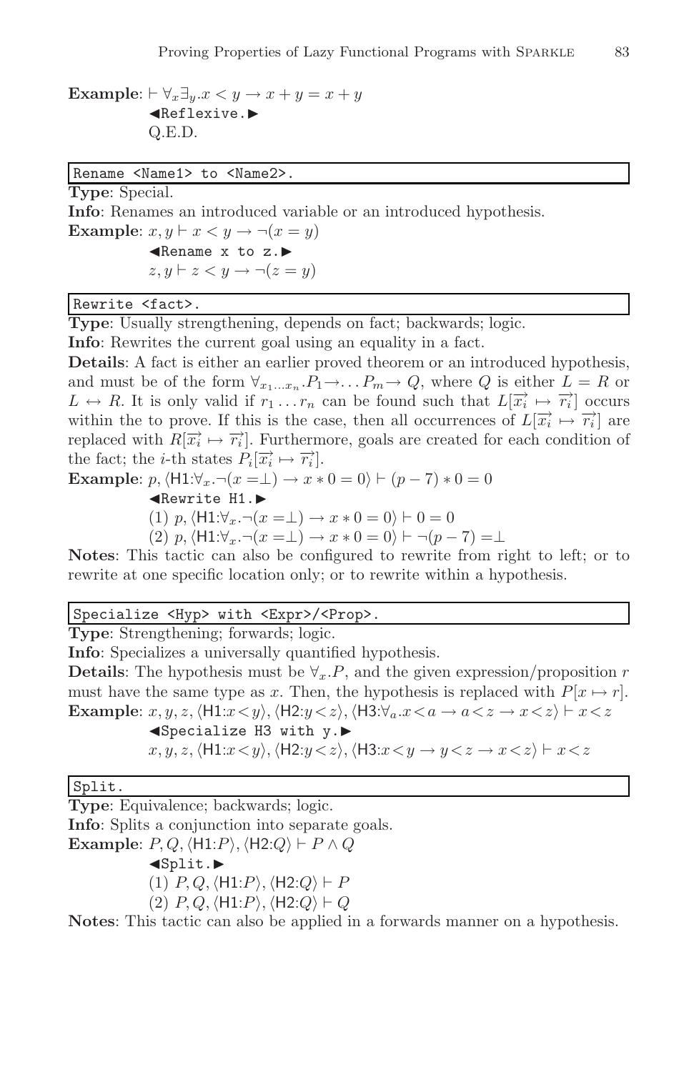**Example**: $\vdash \forall_x \exists_y . x < y \rightarrow x + y = x + y$

◀`Reflexive.`▶

Q.E.D.

```
Rename <Name1> to <Name2>.
```

**Type**: Special.

**Info**: Renames an introduced variable or an introduced hypothesis.

**Example**: $x, y \vdash x < y \rightarrow \neg(x = y)$

◀`Rename x to z.`▶

$z, y \vdash z < y \rightarrow \neg(z = y)$

```
Rewrite <fact>.
```

**Type**: Usually strengthening, depends on fact; backwards; logic.

**Info**: Rewrites the current goal using an equality in a fact.

**Details**: A fact is either an earlier proved theorem or an introduced hypothesis, and must be of the form $\forall_{x_1 \ldots x_n} . P_1 \rightarrow \ldots P_m \rightarrow Q$, where $Q$ is either $L = R$ or $L \leftrightarrow R$. It is only valid if $r_1 \ldots r_n$ can be found such that $L[\overrightarrow{x_i} \mapsto \overrightarrow{r_i}]$ occurs within the to prove. If this is the case, then all occurrences of $L[\overrightarrow{x_i} \mapsto \overrightarrow{r_i}]$ are replaced with $R[\overrightarrow{x_i} \mapsto \overrightarrow{r_i}]$. Furthermore, goals are created for each condition of the fact; the $i$-th states $P_i[\overrightarrow{x_i} \mapsto \overrightarrow{r_i}]$.

**Example**: $p, \langle \mathsf{H1}{:}\forall_x . \neg(x = \perp) \rightarrow x * 0 = 0 \rangle \vdash (p - 7) * 0 = 0$

◀`Rewrite H1.`▶

(1) $p, \langle \mathsf{H1}{:}\forall_x . \neg(x = \perp) \rightarrow x * 0 = 0 \rangle \vdash 0 = 0$

(2) $p, \langle \mathsf{H1}{:}\forall_x . \neg(x = \perp) \rightarrow x * 0 = 0 \rangle \vdash \neg(p - 7) = \perp$

**Notes**: This tactic can also be configured to rewrite from right to left; or to rewrite at one specific location only; or to rewrite within a hypothesis.

```
Specialize <Hyp> with <Expr>/<Prop>.
```

**Type**: Strengthening; forwards; logic.

**Info**: Specializes a universally quantified hypothesis.

**Details**: The hypothesis must be $\forall_x . P$, and the given expression/proposition $r$ must have the same type as $x$. Then, the hypothesis is replaced with $P[x \mapsto r]$.

**Example**: $x, y, z, \langle \mathsf{H1}{:}x < y \rangle, \langle \mathsf{H2}{:}y < z \rangle, \langle \mathsf{H3}{:}\forall_a . x < a \rightarrow a < z \rightarrow x < z \rangle \vdash x < z$

◀`Specialize H3 with y.`▶

$x, y, z, \langle \mathsf{H1}{:}x < y \rangle, \langle \mathsf{H2}{:}y < z \rangle, \langle \mathsf{H3}{:}x < y \rightarrow y < z \rightarrow x < z \rangle \vdash x < z$

```
Split.
```

**Type**: Equivalence; backwards; logic.

**Info**: Splits a conjunction into separate goals.

**Example**: $P, Q, \langle \mathsf{H1}{:}P \rangle, \langle \mathsf{H2}{:}Q \rangle \vdash P \wedge Q$

◀`Split.`▶

(1) $P, Q, \langle \mathsf{H1}{:}P \rangle, \langle \mathsf{H2}{:}Q \rangle \vdash P$

(2) $P, Q, \langle \mathsf{H1}{:}P \rangle, \langle \mathsf{H2}{:}Q \rangle \vdash Q$

**Notes**: This tactic can also be applied in a forwards manner on a hypothesis.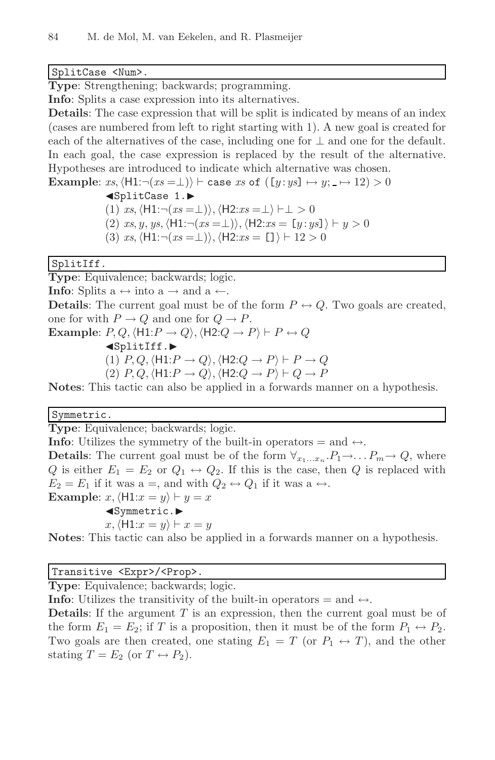```
SplitCase <Num>.
```

**Type**: Strengthening; backwards; programming.

**Info**: Splits a case expression into its alternatives.

**Details**: The case expression that will be split is indicated by means of an index (cases are numbered from left to right starting with 1). A new goal is created for each of the alternatives of the case, including one for $\bot$ and one for the default. In each goal, the case expression is replaced by the result of the alternative. Hypotheses are introduced to indicate which alternative was chosen.

**Example**: $xs, \langle \mathsf{H1}{:}\neg(xs = \bot)\rangle \vdash$ `case` $xs$ `of` $([y : ys] \mapsto y; \_ \mapsto 12) > 0$

◀`SplitCase 1.`▶

(1) $xs, \langle \mathsf{H1}{:}\neg(xs = \bot)\rangle, \langle \mathsf{H2}{:}xs = \bot\rangle \vdash \bot > 0$

(2) $xs, y, ys, \langle \mathsf{H1}{:}\neg(xs = \bot)\rangle, \langle \mathsf{H2}{:}xs = [y : ys]\rangle \vdash y > 0$

(3) $xs, \langle \mathsf{H1}{:}\neg(xs = \bot)\rangle, \langle \mathsf{H2}{:}xs = []\rangle \vdash 12 > 0$

```
SplitIff.
```

**Type**: Equivalence; backwards; logic.

**Info**: Splits a $\leftrightarrow$ into a $\rightarrow$ and a $\leftarrow$.

**Details**: The current goal must be of the form $P \leftrightarrow Q$. Two goals are created, one for with $P \rightarrow Q$ and one for $Q \rightarrow P$.

**Example**: $P, Q, \langle \mathsf{H1}{:}P \rightarrow Q\rangle, \langle \mathsf{H2}{:}Q \rightarrow P\rangle \vdash P \leftrightarrow Q$

◀`SplitIff.`▶

(1) $P, Q, \langle \mathsf{H1}{:}P \rightarrow Q\rangle, \langle \mathsf{H2}{:}Q \rightarrow P\rangle \vdash P \rightarrow Q$

(2) $P, Q, \langle \mathsf{H1}{:}P \rightarrow Q\rangle, \langle \mathsf{H2}{:}Q \rightarrow P\rangle \vdash Q \rightarrow P$

**Notes**: This tactic can also be applied in a forwards manner on a hypothesis.

```
Symmetric.
```

**Type**: Equivalence; backwards; logic.

**Info**: Utilizes the symmetry of the built-in operators $=$ and $\leftrightarrow$.

**Details**: The current goal must be of the form $\forall_{x_1 \ldots x_n}.P_1 \rightarrow \ldots P_m \rightarrow Q$, where $Q$ is either $E_1 = E_2$ or $Q_1 \leftrightarrow Q_2$. If this is the case, then $Q$ is replaced with $E_2 = E_1$ if it was a $=$, and with $Q_2 \leftrightarrow Q_1$ if it was a $\leftrightarrow$.

**Example**: $x, \langle \mathsf{H1}{:}x = y\rangle \vdash y = x$

◀`Symmetric.`▶

$x, \langle \mathsf{H1}{:}x = y\rangle \vdash x = y$

**Notes**: This tactic can also be applied in a forwards manner on a hypothesis.

```
Transitive <Expr>/<Prop>.
```

**Type**: Equivalence; backwards; logic.

**Info**: Utilizes the transitivity of the built-in operators $=$ and $\leftrightarrow$.

**Details**: If the argument $T$ is an expression, then the current goal must be of the form $E_1 = E_2$; if $T$ is a proposition, then it must be of the form $P_1 \leftrightarrow P_2$. Two goals are then created, one stating $E_1 = T$ (or $P_1 \leftrightarrow T$), and the other stating $T = E_2$ (or $T \leftrightarrow P_2$).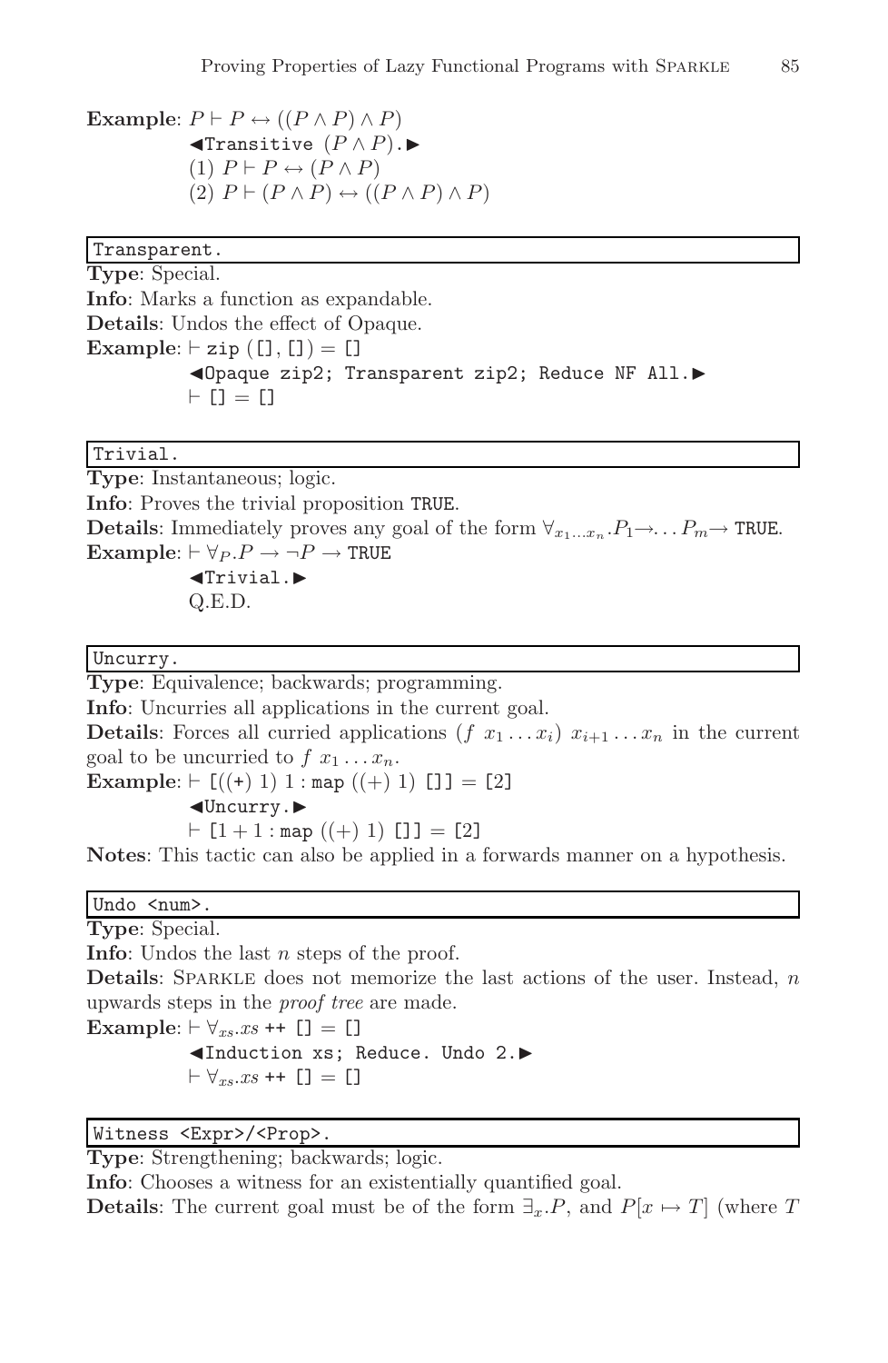**Example**: $P \vdash P \leftrightarrow ((P \wedge P) \wedge P)$

◀`Transitive` $(P \wedge P)$.▶

(1) $P \vdash P \leftrightarrow (P \wedge P)$

(2) $P \vdash (P \wedge P) \leftrightarrow ((P \wedge P) \wedge P)$

---

`Transparent.`

**Type**: Special.

**Info**: Marks a function as expandable.

**Details**: Undos the effect of Opaque.

**Example**: $\vdash$ `zip ([], []) = []`

◀`Opaque zip2; Transparent zip2; Reduce NF All.`▶

$\vdash$ `[] = []`

---

`Trivial.`

**Type**: Instantaneous; logic.

**Info**: Proves the trivial proposition `TRUE`.

**Details**: Immediately proves any goal of the form $\forall_{x_1 \ldots x_n}.P_1 \rightarrow \ldots P_m \rightarrow$ `TRUE`.

**Example**: $\vdash \forall_P.P \rightarrow \neg P \rightarrow$ `TRUE`

◀`Trivial.`▶

Q.E.D.

---

`Uncurry.`

**Type**: Equivalence; backwards; programming.

**Info**: Uncurries all applications in the current goal.

**Details**: Forces all curried applications $(f\ x_1 \ldots x_i)\ x_{i+1} \ldots x_n$ in the current goal to be uncurried to $f\ x_1 \ldots x_n$.

**Example**: $\vdash$ `[((+) 1) 1 : map ((+) 1) []] = [2]`

◀`Uncurry.`▶

$\vdash$ `[1 + 1 : map ((+) 1) []] = [2]`

**Notes**: This tactic can also be applied in a forwards manner on a hypothesis.

---

`Undo <num>.`

**Type**: Special.

**Info**: Undos the last $n$ steps of the proof.

**Details**: SPARKLE does not memorize the last actions of the user. Instead, $n$ upwards steps in the *proof tree* are made.

**Example**: $\vdash \forall_{xs}.xs$ `++ [] = []`

◀`Induction xs; Reduce. Undo 2.`▶

$\vdash \forall_{xs}.xs$ `++ [] = []`

---

`Witness <Expr>/<Prop>.`

**Type**: Strengthening; backwards; logic.

**Info**: Chooses a witness for an existentially quantified goal.

**Details**: The current goal must be of the form $\exists_x.P$, and $P[x \mapsto T]$ (where $T$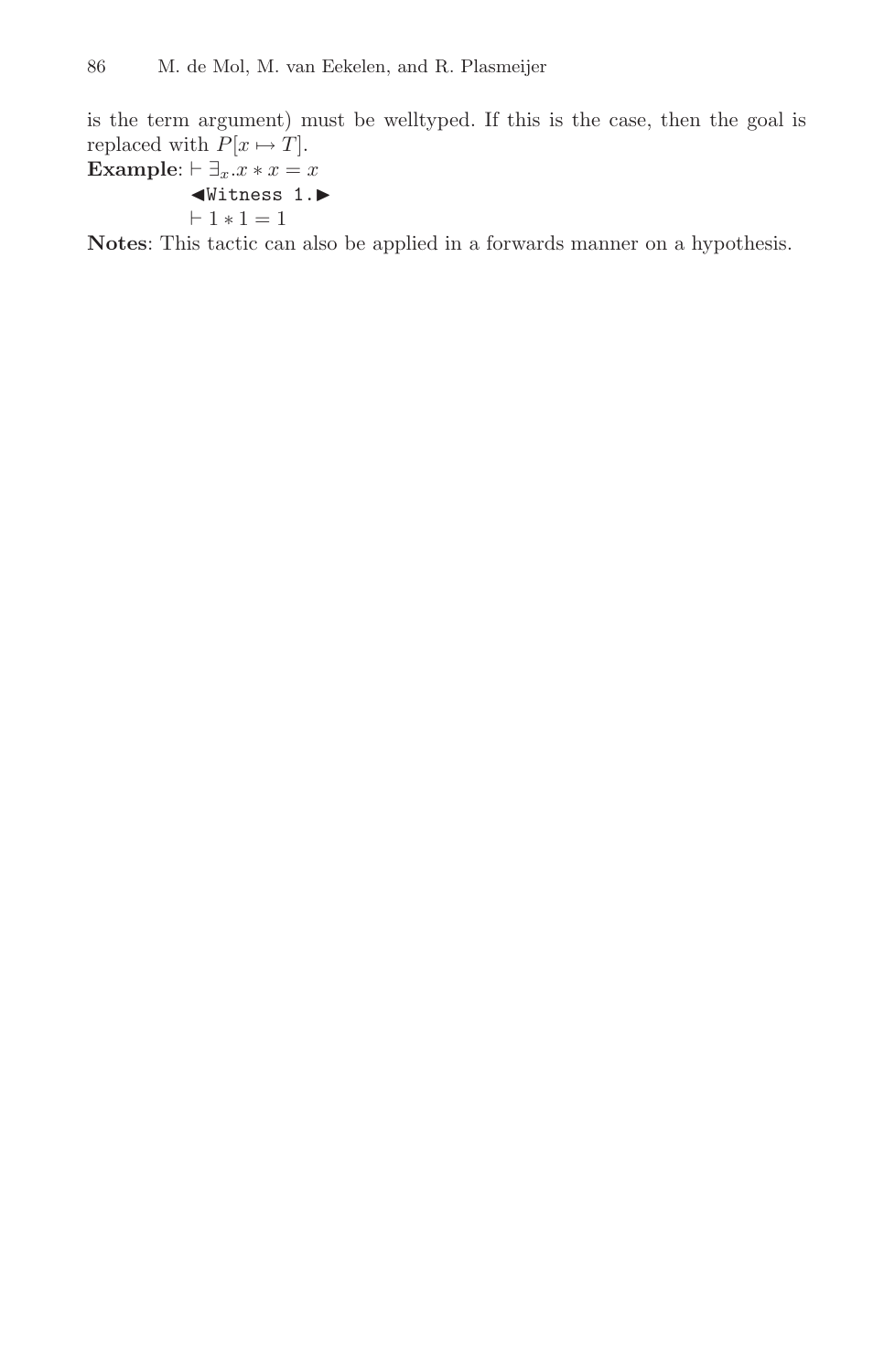is the term argument) must be welltyped. If this is the case, then the goal is replaced with $P[x \mapsto T]$.

**Example**: $\vdash \exists_x . x * x = x$

◀`Witness 1.`▶

$\vdash 1 * 1 = 1$

**Notes**: This tactic can also be applied in a forwards manner on a hypothesis.